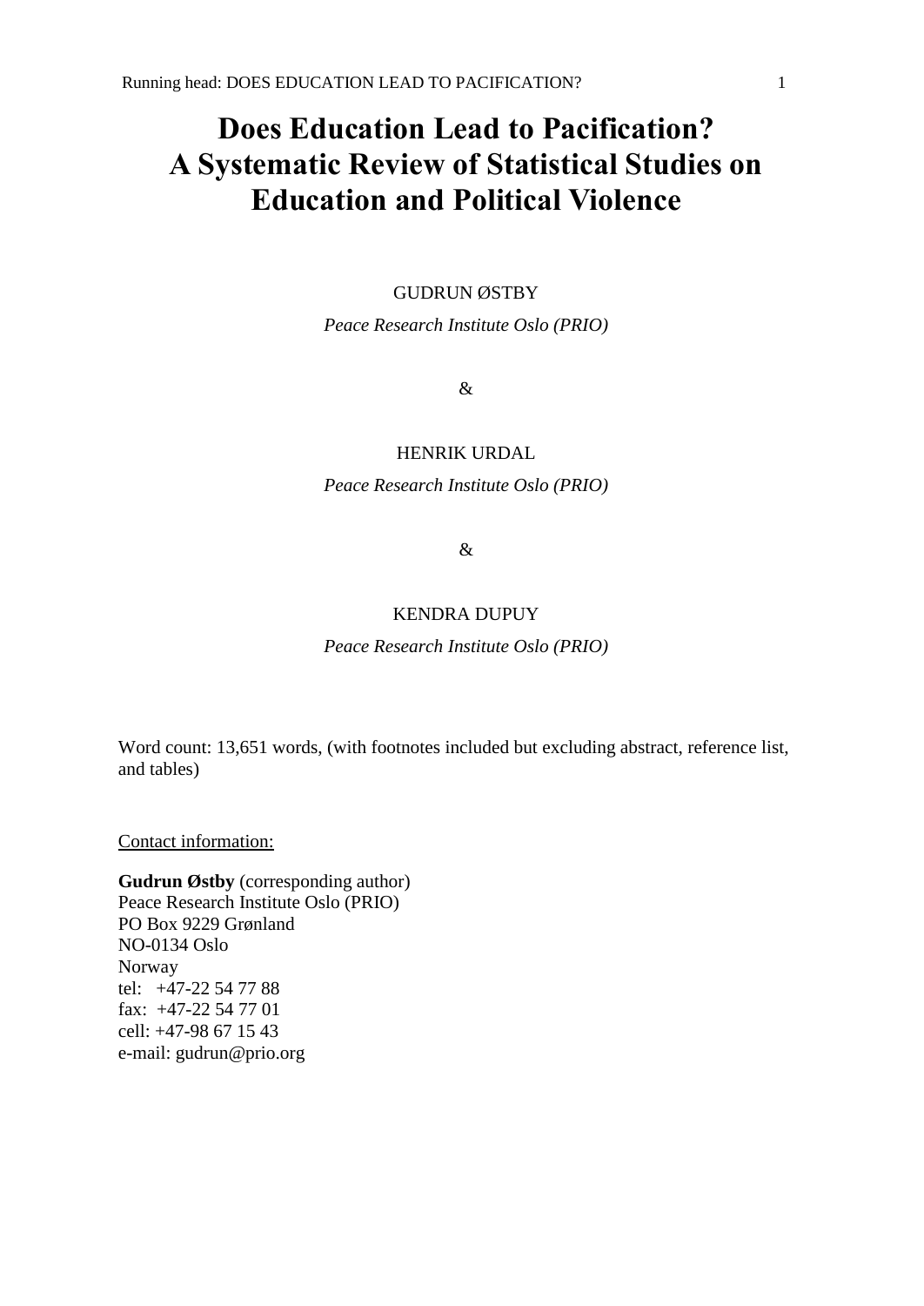# Does Education Lead to Pacification? A Systematic Review of Statistical Studies on Education and Political Violence

GUDRUN ØSTBY

*Peace Research Institute Oslo (PRIO)*

&

HENRIK URDAL

*Peace Research Institute Oslo (PRIO)*

&

KENDRA DUPUY

*Peace Research Institute Oslo (PRIO)*

Word count: 13,651 words, (with footnotes included but excluding abstract, reference list, and tables)

Contact information:

**Gudrun Østby** (corresponding author)
Peace Research Institute Oslo (PRIO)
PO Box 9229 Grønland
NO-0134 Oslo
Norway
tel: +47-22 54 77 88
fax: +47-22 54 77 01
cell: +47-98 67 15 43
e-mail: gudrun@prio.org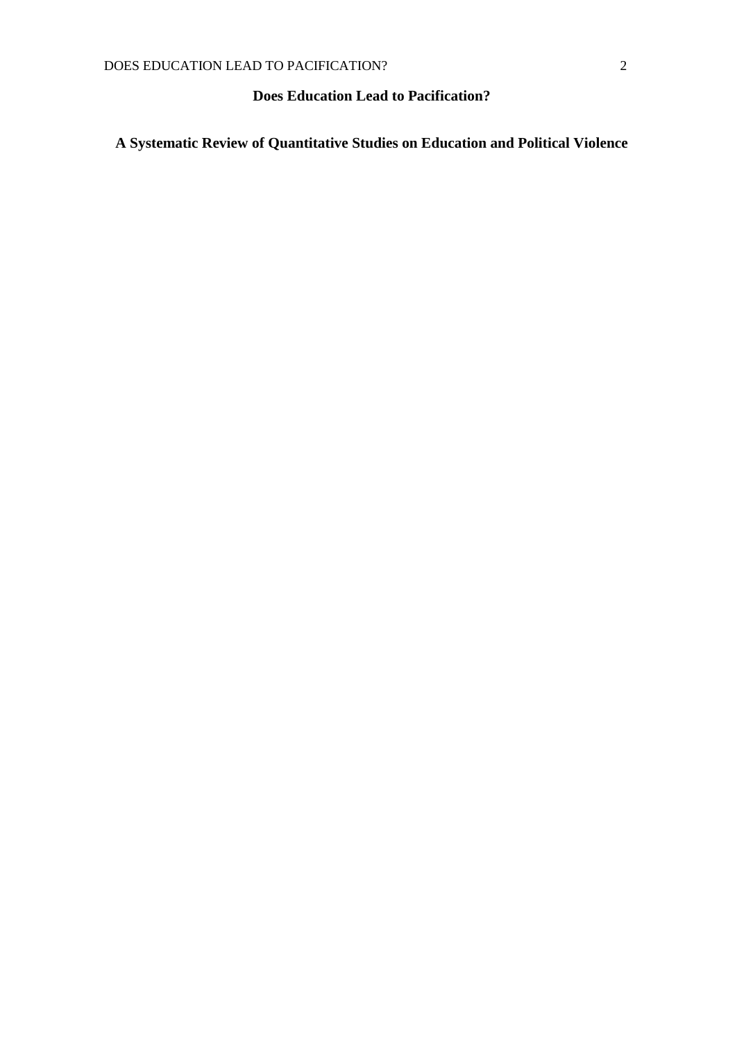# Does Education Lead to Pacification?

## A Systematic Review of Quantitative Studies on Education and Political Violence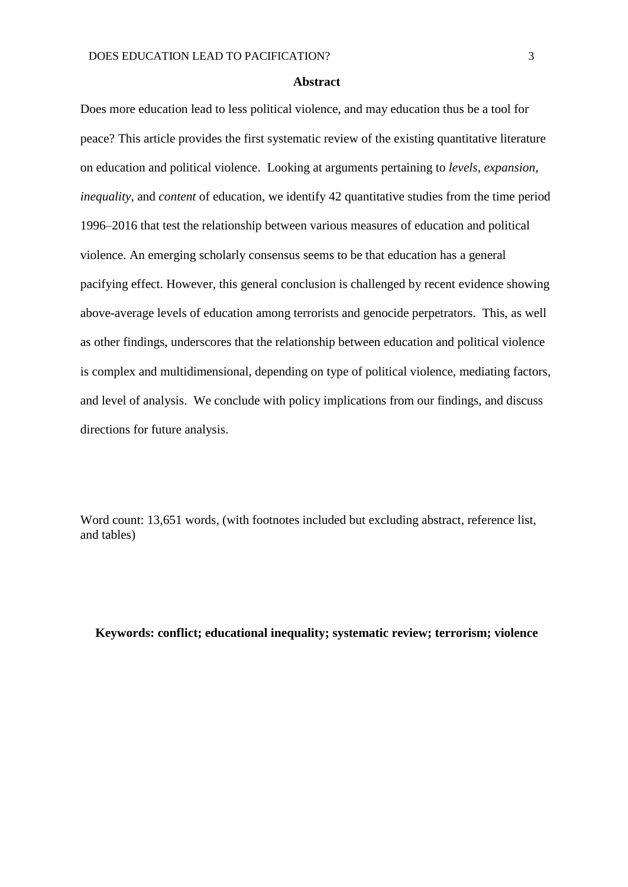## Abstract

Does more education lead to less political violence, and may education thus be a tool for peace? This article provides the first systematic review of the existing quantitative literature on education and political violence. Looking at arguments pertaining to *levels*, *expansion*, *inequality*, and *content* of education, we identify 42 quantitative studies from the time period 1996–2016 that test the relationship between various measures of education and political violence. An emerging scholarly consensus seems to be that education has a general pacifying effect. However, this general conclusion is challenged by recent evidence showing above-average levels of education among terrorists and genocide perpetrators. This, as well as other findings, underscores that the relationship between education and political violence is complex and multidimensional, depending on type of political violence, mediating factors, and level of analysis. We conclude with policy implications from our findings, and discuss directions for future analysis.

Word count: 13,651 words, (with footnotes included but excluding abstract, reference list, and tables)

**Keywords: conflict; educational inequality; systematic review; terrorism; violence**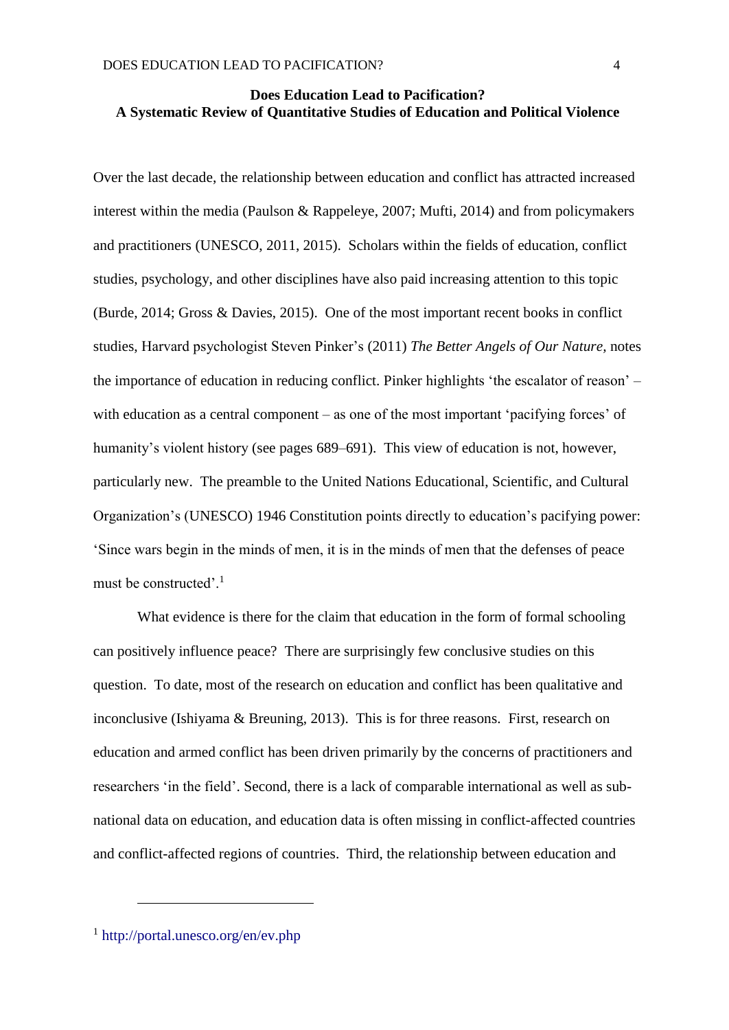# Does Education Lead to Pacification?
## A Systematic Review of Quantitative Studies of Education and Political Violence

Over the last decade, the relationship between education and conflict has attracted increased interest within the media (Paulson & Rappeleye, 2007; Mufti, 2014) and from policymakers and practitioners (UNESCO, 2011, 2015). Scholars within the fields of education, conflict studies, psychology, and other disciplines have also paid increasing attention to this topic (Burde, 2014; Gross & Davies, 2015). One of the most important recent books in conflict studies, Harvard psychologist Steven Pinker's (2011) *The Better Angels of Our Nature*, notes the importance of education in reducing conflict. Pinker highlights 'the escalator of reason' – with education as a central component – as one of the most important 'pacifying forces' of humanity's violent history (see pages 689–691). This view of education is not, however, particularly new. The preamble to the United Nations Educational, Scientific, and Cultural Organization's (UNESCO) 1946 Constitution points directly to education's pacifying power: 'Since wars begin in the minds of men, it is in the minds of men that the defenses of peace must be constructed'.[1]

What evidence is there for the claim that education in the form of formal schooling can positively influence peace? There are surprisingly few conclusive studies on this question. To date, most of the research on education and conflict has been qualitative and inconclusive (Ishiyama & Breuning, 2013). This is for three reasons. First, research on education and armed conflict has been driven primarily by the concerns of practitioners and researchers 'in the field'. Second, there is a lack of comparable international as well as sub-national data on education, and education data is often missing in conflict-affected countries and conflict-affected regions of countries. Third, the relationship between education and

---

[1] http://portal.unesco.org/en/ev.php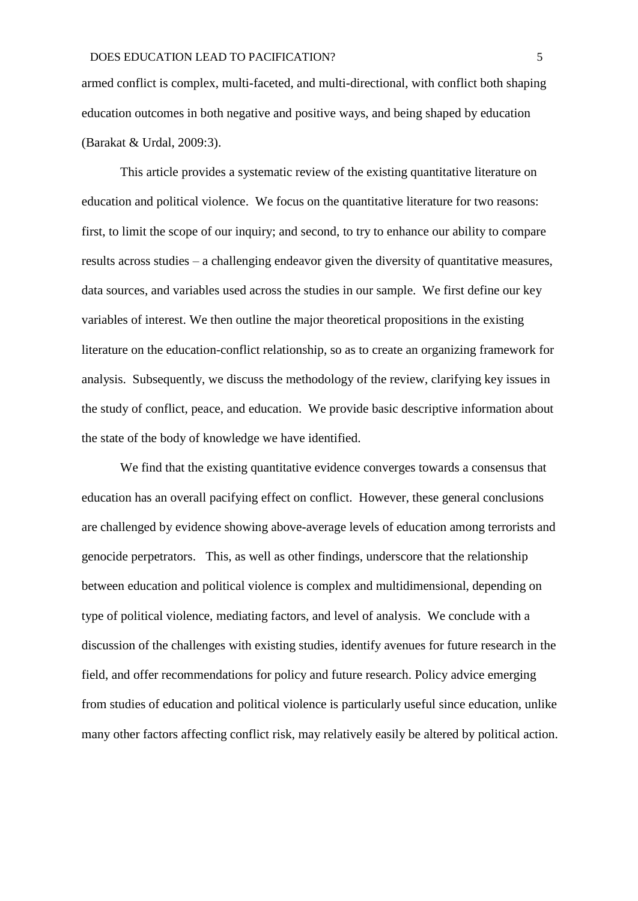armed conflict is complex, multi-faceted, and multi-directional, with conflict both shaping education outcomes in both negative and positive ways, and being shaped by education (Barakat & Urdal, 2009:3).

This article provides a systematic review of the existing quantitative literature on education and political violence. We focus on the quantitative literature for two reasons: first, to limit the scope of our inquiry; and second, to try to enhance our ability to compare results across studies – a challenging endeavor given the diversity of quantitative measures, data sources, and variables used across the studies in our sample. We first define our key variables of interest. We then outline the major theoretical propositions in the existing literature on the education-conflict relationship, so as to create an organizing framework for analysis. Subsequently, we discuss the methodology of the review, clarifying key issues in the study of conflict, peace, and education. We provide basic descriptive information about the state of the body of knowledge we have identified.

We find that the existing quantitative evidence converges towards a consensus that education has an overall pacifying effect on conflict. However, these general conclusions are challenged by evidence showing above-average levels of education among terrorists and genocide perpetrators. This, as well as other findings, underscore that the relationship between education and political violence is complex and multidimensional, depending on type of political violence, mediating factors, and level of analysis. We conclude with a discussion of the challenges with existing studies, identify avenues for future research in the field, and offer recommendations for policy and future research. Policy advice emerging from studies of education and political violence is particularly useful since education, unlike many other factors affecting conflict risk, may relatively easily be altered by political action.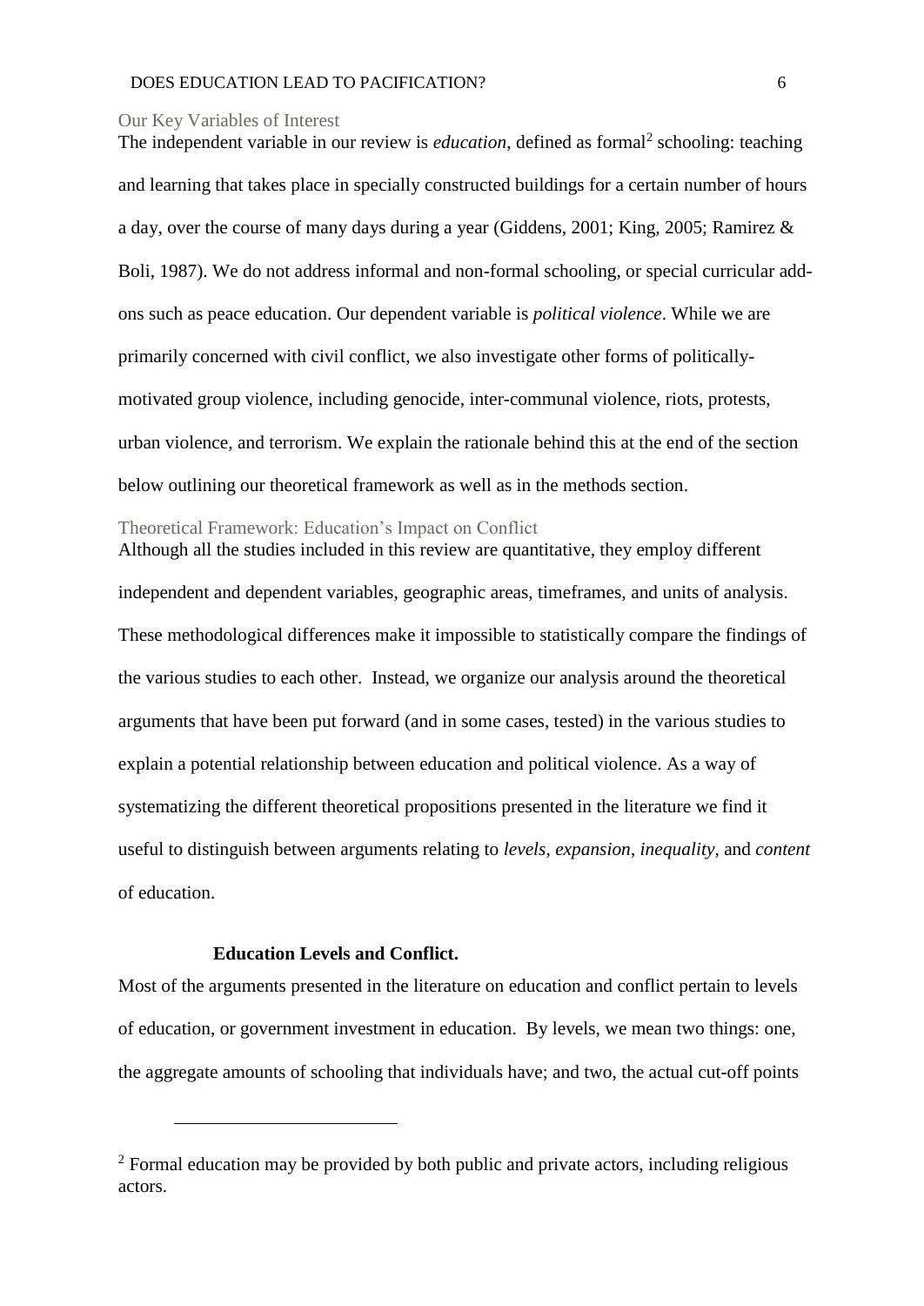## Our Key Variables of Interest

The independent variable in our review is *education*, defined as formal[2] schooling: teaching and learning that takes place in specially constructed buildings for a certain number of hours a day, over the course of many days during a year (Giddens, 2001; King, 2005; Ramirez & Boli, 1987). We do not address informal and non-formal schooling, or special curricular add-ons such as peace education. Our dependent variable is *political violence*. While we are primarily concerned with civil conflict, we also investigate other forms of politically-motivated group violence, including genocide, inter-communal violence, riots, protests, urban violence, and terrorism. We explain the rationale behind this at the end of the section below outlining our theoretical framework as well as in the methods section.

## Theoretical Framework: Education's Impact on Conflict

Although all the studies included in this review are quantitative, they employ different independent and dependent variables, geographic areas, timeframes, and units of analysis. These methodological differences make it impossible to statistically compare the findings of the various studies to each other. Instead, we organize our analysis around the theoretical arguments that have been put forward (and in some cases, tested) in the various studies to explain a potential relationship between education and political violence. As a way of systematizing the different theoretical propositions presented in the literature we find it useful to distinguish between arguments relating to *levels*, *expansion*, *inequality*, and *content* of education.

### Education Levels and Conflict.

Most of the arguments presented in the literature on education and conflict pertain to levels of education, or government investment in education. By levels, we mean two things: one, the aggregate amounts of schooling that individuals have; and two, the actual cut-off points

[2] Formal education may be provided by both public and private actors, including religious actors.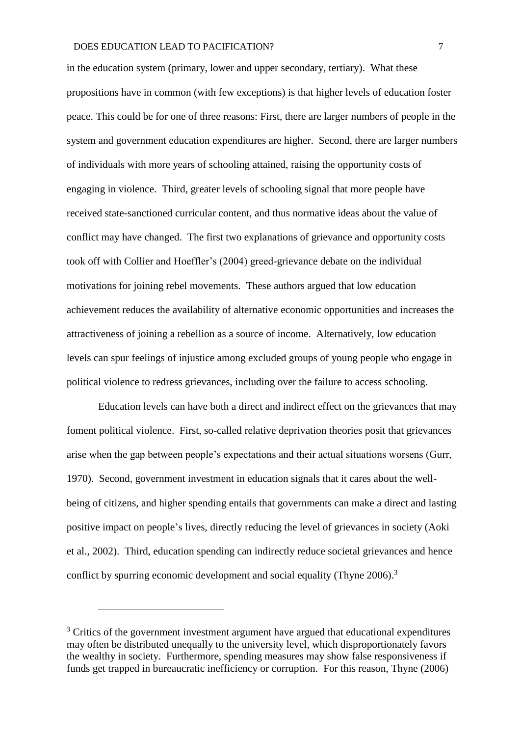in the education system (primary, lower and upper secondary, tertiary). What these propositions have in common (with few exceptions) is that higher levels of education foster peace. This could be for one of three reasons: First, there are larger numbers of people in the system and government education expenditures are higher. Second, there are larger numbers of individuals with more years of schooling attained, raising the opportunity costs of engaging in violence. Third, greater levels of schooling signal that more people have received state-sanctioned curricular content, and thus normative ideas about the value of conflict may have changed. The first two explanations of grievance and opportunity costs took off with Collier and Hoeffler's (2004) greed-grievance debate on the individual motivations for joining rebel movements. These authors argued that low education achievement reduces the availability of alternative economic opportunities and increases the attractiveness of joining a rebellion as a source of income. Alternatively, low education levels can spur feelings of injustice among excluded groups of young people who engage in political violence to redress grievances, including over the failure to access schooling.

Education levels can have both a direct and indirect effect on the grievances that may foment political violence. First, so-called relative deprivation theories posit that grievances arise when the gap between people's expectations and their actual situations worsens (Gurr, 1970). Second, government investment in education signals that it cares about the well-being of citizens, and higher spending entails that governments can make a direct and lasting positive impact on people's lives, directly reducing the level of grievances in society (Aoki et al., 2002). Third, education spending can indirectly reduce societal grievances and hence conflict by spurring economic development and social equality (Thyne 2006).[3]

[3] Critics of the government investment argument have argued that educational expenditures may often be distributed unequally to the university level, which disproportionately favors the wealthy in society. Furthermore, spending measures may show false responsiveness if funds get trapped in bureaucratic inefficiency or corruption. For this reason, Thyne (2006)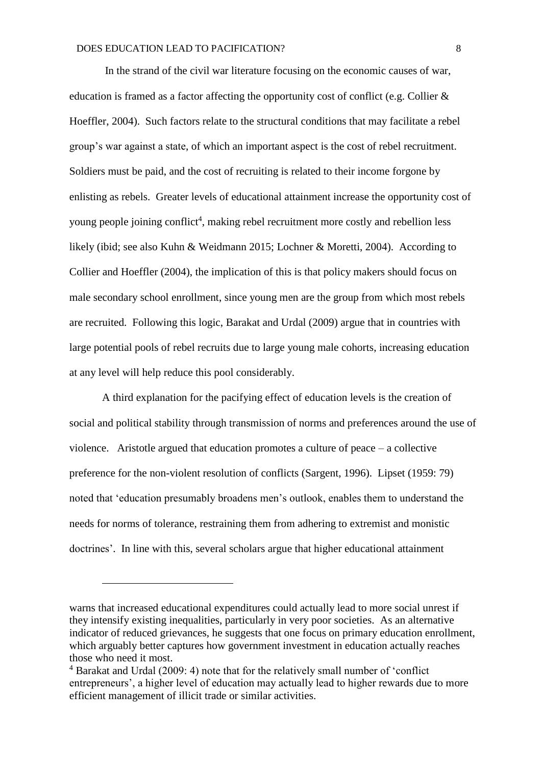In the strand of the civil war literature focusing on the economic causes of war, education is framed as a factor affecting the opportunity cost of conflict (e.g. Collier & Hoeffler, 2004). Such factors relate to the structural conditions that may facilitate a rebel group's war against a state, of which an important aspect is the cost of rebel recruitment. Soldiers must be paid, and the cost of recruiting is related to their income forgone by enlisting as rebels. Greater levels of educational attainment increase the opportunity cost of young people joining conflict[4], making rebel recruitment more costly and rebellion less likely (ibid; see also Kuhn & Weidmann 2015; Lochner & Moretti, 2004). According to Collier and Hoeffler (2004), the implication of this is that policy makers should focus on male secondary school enrollment, since young men are the group from which most rebels are recruited. Following this logic, Barakat and Urdal (2009) argue that in countries with large potential pools of rebel recruits due to large young male cohorts, increasing education at any level will help reduce this pool considerably.

A third explanation for the pacifying effect of education levels is the creation of social and political stability through transmission of norms and preferences around the use of violence. Aristotle argued that education promotes a culture of peace – a collective preference for the non-violent resolution of conflicts (Sargent, 1996). Lipset (1959: 79) noted that 'education presumably broadens men's outlook, enables them to understand the needs for norms of tolerance, restraining them from adhering to extremist and monistic doctrines'. In line with this, several scholars argue that higher educational attainment

---

warns that increased educational expenditures could actually lead to more social unrest if they intensify existing inequalities, particularly in very poor societies. As an alternative indicator of reduced grievances, he suggests that one focus on primary education enrollment, which arguably better captures how government investment in education actually reaches those who need it most.

[4] Barakat and Urdal (2009: 4) note that for the relatively small number of 'conflict entrepreneurs', a higher level of education may actually lead to higher rewards due to more efficient management of illicit trade or similar activities.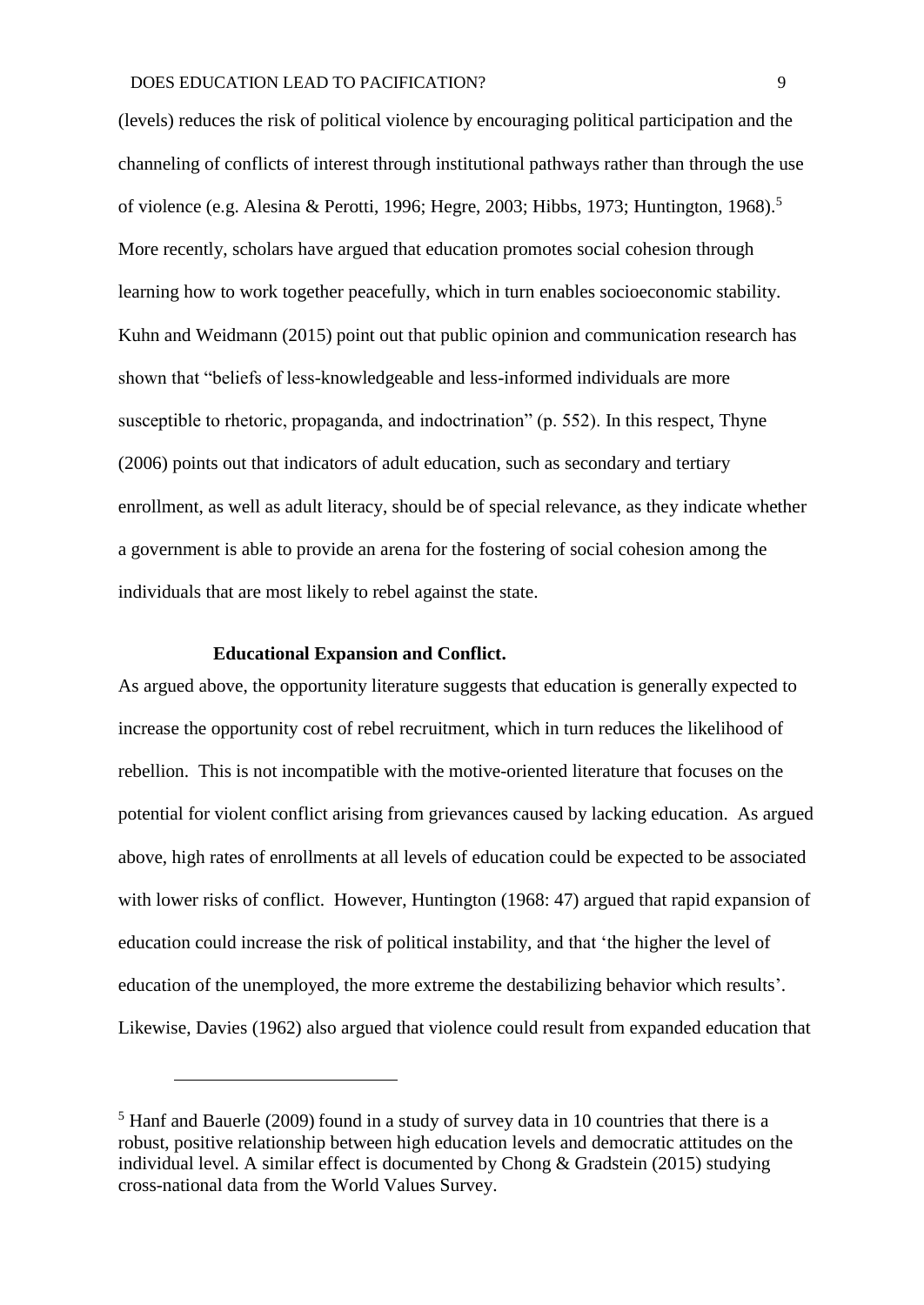(levels) reduces the risk of political violence by encouraging political participation and the channeling of conflicts of interest through institutional pathways rather than through the use of violence (e.g. Alesina & Perotti, 1996; Hegre, 2003; Hibbs, 1973; Huntington, 1968).[5] More recently, scholars have argued that education promotes social cohesion through learning how to work together peacefully, which in turn enables socioeconomic stability. Kuhn and Weidmann (2015) point out that public opinion and communication research has shown that "beliefs of less-knowledgeable and less-informed individuals are more susceptible to rhetoric, propaganda, and indoctrination" (p. 552). In this respect, Thyne (2006) points out that indicators of adult education, such as secondary and tertiary enrollment, as well as adult literacy, should be of special relevance, as they indicate whether a government is able to provide an arena for the fostering of social cohesion among the individuals that are most likely to rebel against the state.

**Educational Expansion and Conflict.**

As argued above, the opportunity literature suggests that education is generally expected to increase the opportunity cost of rebel recruitment, which in turn reduces the likelihood of rebellion. This is not incompatible with the motive-oriented literature that focuses on the potential for violent conflict arising from grievances caused by lacking education. As argued above, high rates of enrollments at all levels of education could be expected to be associated with lower risks of conflict. However, Huntington (1968: 47) argued that rapid expansion of education could increase the risk of political instability, and that 'the higher the level of education of the unemployed, the more extreme the destabilizing behavior which results'. Likewise, Davies (1962) also argued that violence could result from expanded education that

[5] Hanf and Bauerle (2009) found in a study of survey data in 10 countries that there is a robust, positive relationship between high education levels and democratic attitudes on the individual level. A similar effect is documented by Chong & Gradstein (2015) studying cross-national data from the World Values Survey.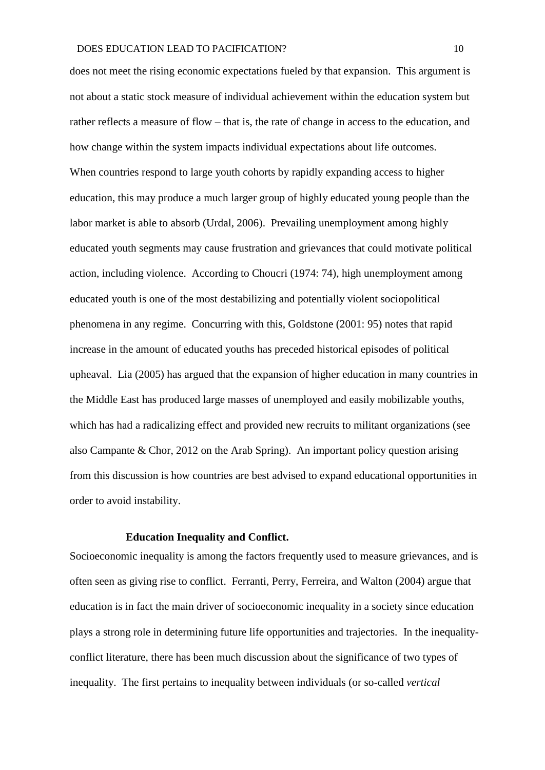does not meet the rising economic expectations fueled by that expansion. This argument is not about a static stock measure of individual achievement within the education system but rather reflects a measure of flow – that is, the rate of change in access to the education, and how change within the system impacts individual expectations about life outcomes.

When countries respond to large youth cohorts by rapidly expanding access to higher education, this may produce a much larger group of highly educated young people than the labor market is able to absorb (Urdal, 2006). Prevailing unemployment among highly educated youth segments may cause frustration and grievances that could motivate political action, including violence. According to Choucri (1974: 74), high unemployment among educated youth is one of the most destabilizing and potentially violent sociopolitical phenomena in any regime. Concurring with this, Goldstone (2001: 95) notes that rapid increase in the amount of educated youths has preceded historical episodes of political upheaval. Lia (2005) has argued that the expansion of higher education in many countries in the Middle East has produced large masses of unemployed and easily mobilizable youths, which has had a radicalizing effect and provided new recruits to militant organizations (see also Campante & Chor, 2012 on the Arab Spring). An important policy question arising from this discussion is how countries are best advised to expand educational opportunities in order to avoid instability.

### Education Inequality and Conflict.

Socioeconomic inequality is among the factors frequently used to measure grievances, and is often seen as giving rise to conflict. Ferranti, Perry, Ferreira, and Walton (2004) argue that education is in fact the main driver of socioeconomic inequality in a society since education plays a strong role in determining future life opportunities and trajectories. In the inequality-conflict literature, there has been much discussion about the significance of two types of inequality. The first pertains to inequality between individuals (or so-called *vertical*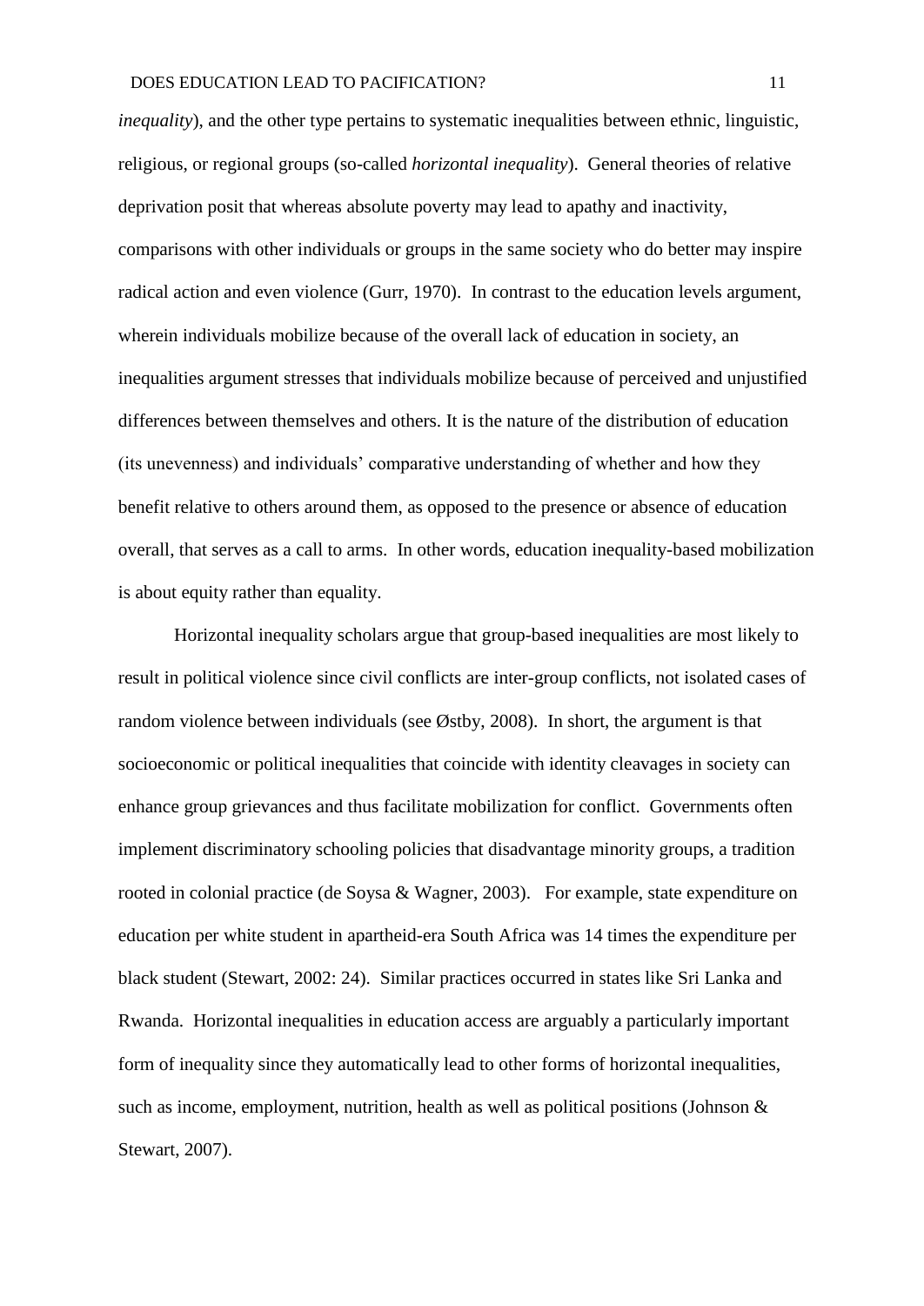*inequality*), and the other type pertains to systematic inequalities between ethnic, linguistic, religious, or regional groups (so-called *horizontal inequality*). General theories of relative deprivation posit that whereas absolute poverty may lead to apathy and inactivity, comparisons with other individuals or groups in the same society who do better may inspire radical action and even violence (Gurr, 1970). In contrast to the education levels argument, wherein individuals mobilize because of the overall lack of education in society, an inequalities argument stresses that individuals mobilize because of perceived and unjustified differences between themselves and others. It is the nature of the distribution of education (its unevenness) and individuals' comparative understanding of whether and how they benefit relative to others around them, as opposed to the presence or absence of education overall, that serves as a call to arms. In other words, education inequality-based mobilization is about equity rather than equality.

Horizontal inequality scholars argue that group-based inequalities are most likely to result in political violence since civil conflicts are inter-group conflicts, not isolated cases of random violence between individuals (see Østby, 2008). In short, the argument is that socioeconomic or political inequalities that coincide with identity cleavages in society can enhance group grievances and thus facilitate mobilization for conflict. Governments often implement discriminatory schooling policies that disadvantage minority groups, a tradition rooted in colonial practice (de Soysa & Wagner, 2003). For example, state expenditure on education per white student in apartheid-era South Africa was 14 times the expenditure per black student (Stewart, 2002: 24). Similar practices occurred in states like Sri Lanka and Rwanda. Horizontal inequalities in education access are arguably a particularly important form of inequality since they automatically lead to other forms of horizontal inequalities, such as income, employment, nutrition, health as well as political positions (Johnson & Stewart, 2007).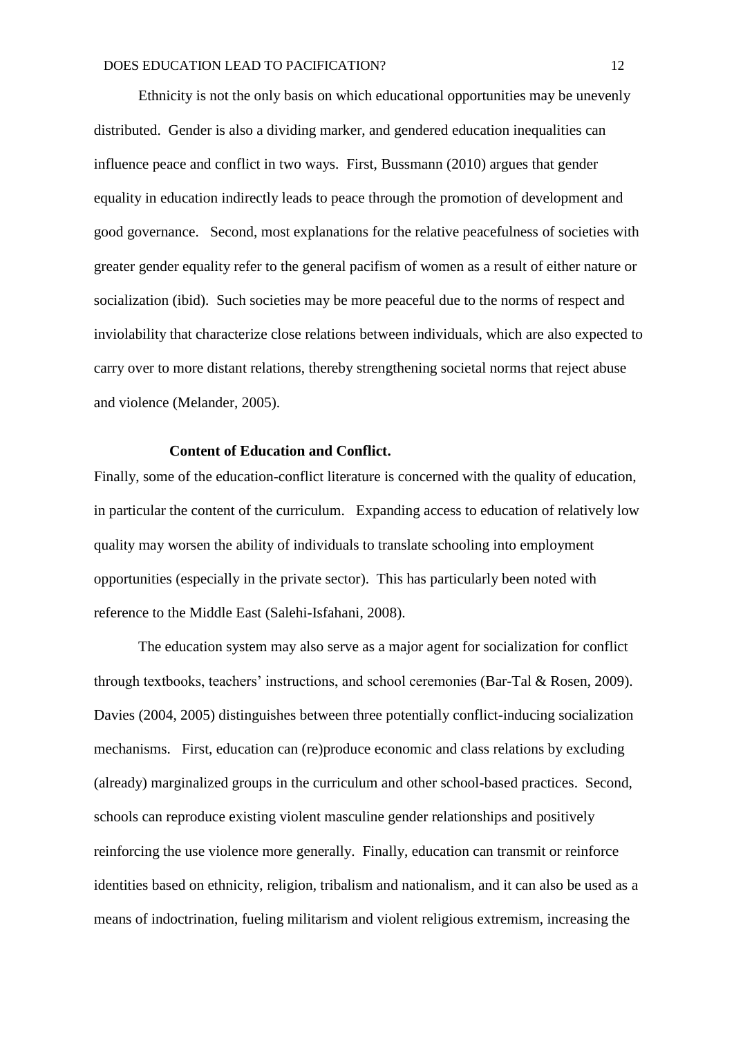Ethnicity is not the only basis on which educational opportunities may be unevenly distributed. Gender is also a dividing marker, and gendered education inequalities can influence peace and conflict in two ways. First, Bussmann (2010) argues that gender equality in education indirectly leads to peace through the promotion of development and good governance. Second, most explanations for the relative peacefulness of societies with greater gender equality refer to the general pacifism of women as a result of either nature or socialization (ibid). Such societies may be more peaceful due to the norms of respect and inviolability that characterize close relations between individuals, which are also expected to carry over to more distant relations, thereby strengthening societal norms that reject abuse and violence (Melander, 2005).

**Content of Education and Conflict.**

Finally, some of the education-conflict literature is concerned with the quality of education, in particular the content of the curriculum. Expanding access to education of relatively low quality may worsen the ability of individuals to translate schooling into employment opportunities (especially in the private sector). This has particularly been noted with reference to the Middle East (Salehi-Isfahani, 2008).

The education system may also serve as a major agent for socialization for conflict through textbooks, teachers' instructions, and school ceremonies (Bar-Tal & Rosen, 2009). Davies (2004, 2005) distinguishes between three potentially conflict-inducing socialization mechanisms. First, education can (re)produce economic and class relations by excluding (already) marginalized groups in the curriculum and other school-based practices. Second, schools can reproduce existing violent masculine gender relationships and positively reinforcing the use violence more generally. Finally, education can transmit or reinforce identities based on ethnicity, religion, tribalism and nationalism, and it can also be used as a means of indoctrination, fueling militarism and violent religious extremism, increasing the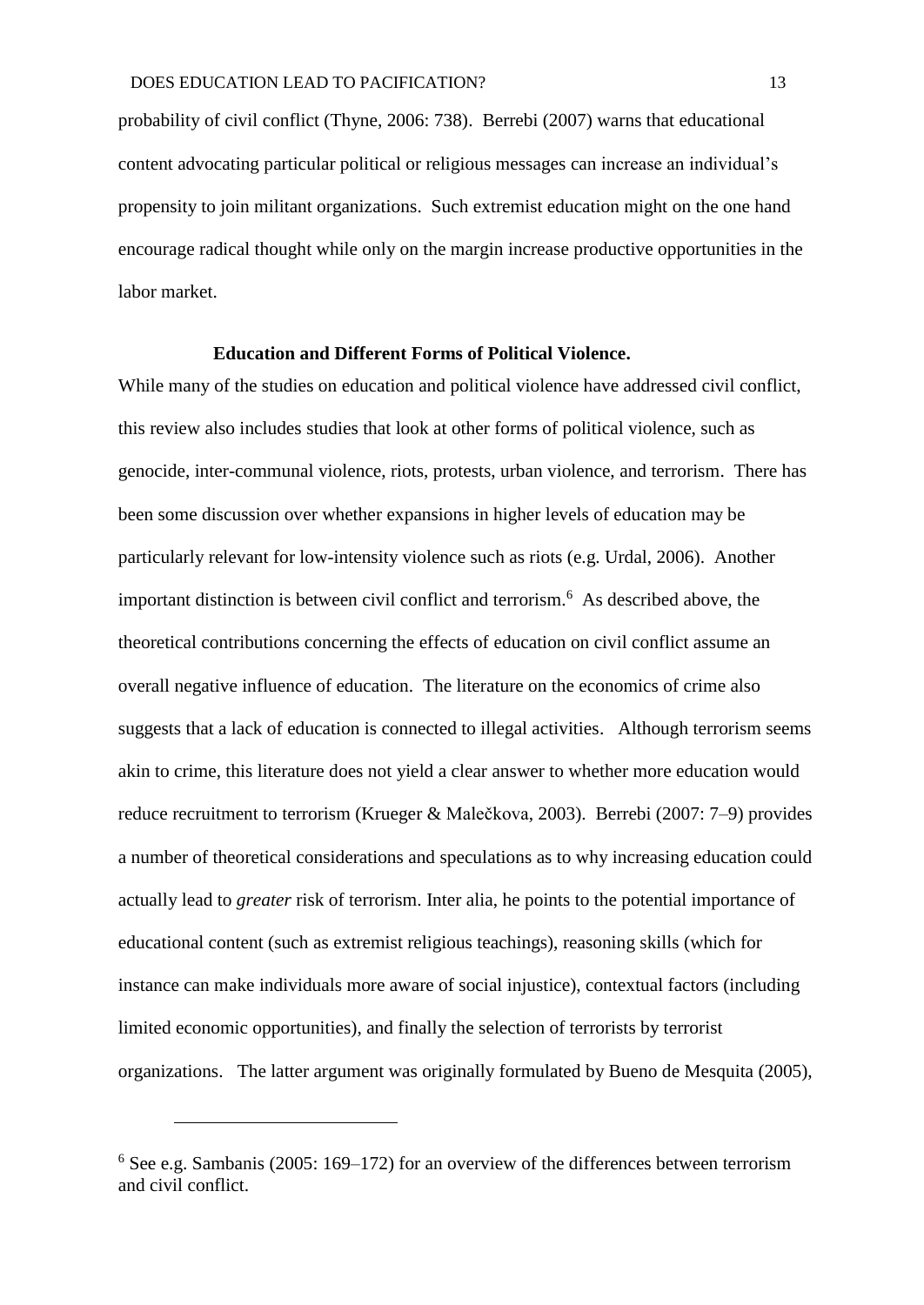probability of civil conflict (Thyne, 2006: 738). Berrebi (2007) warns that educational content advocating particular political or religious messages can increase an individual's propensity to join militant organizations. Such extremist education might on the one hand encourage radical thought while only on the margin increase productive opportunities in the labor market.

### Education and Different Forms of Political Violence.

While many of the studies on education and political violence have addressed civil conflict, this review also includes studies that look at other forms of political violence, such as genocide, inter-communal violence, riots, protests, urban violence, and terrorism. There has been some discussion over whether expansions in higher levels of education may be particularly relevant for low-intensity violence such as riots (e.g. Urdal, 2006). Another important distinction is between civil conflict and terrorism.[6] As described above, the theoretical contributions concerning the effects of education on civil conflict assume an overall negative influence of education. The literature on the economics of crime also suggests that a lack of education is connected to illegal activities. Although terrorism seems akin to crime, this literature does not yield a clear answer to whether more education would reduce recruitment to terrorism (Krueger & Malečkova, 2003). Berrebi (2007: 7–9) provides a number of theoretical considerations and speculations as to why increasing education could actually lead to *greater* risk of terrorism. Inter alia, he points to the potential importance of educational content (such as extremist religious teachings), reasoning skills (which for instance can make individuals more aware of social injustice), contextual factors (including limited economic opportunities), and finally the selection of terrorists by terrorist organizations. The latter argument was originally formulated by Bueno de Mesquita (2005),

---

[6] See e.g. Sambanis (2005: 169–172) for an overview of the differences between terrorism and civil conflict.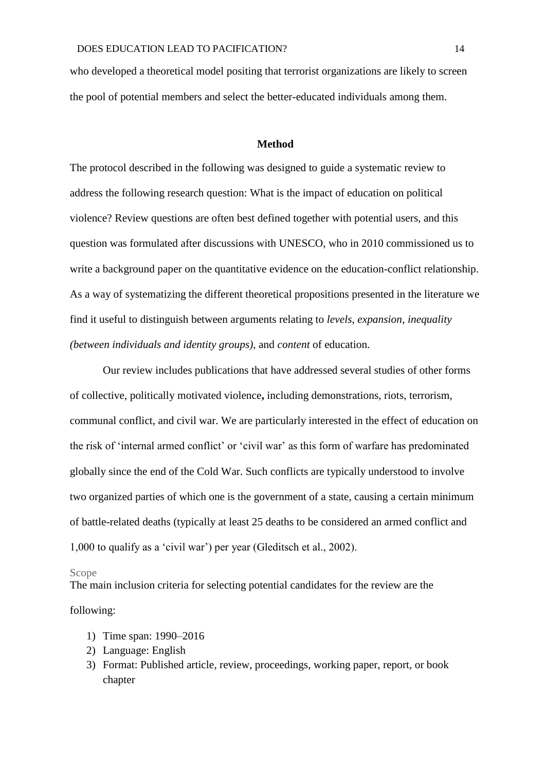who developed a theoretical model positing that terrorist organizations are likely to screen the pool of potential members and select the better-educated individuals among them.

## Method

The protocol described in the following was designed to guide a systematic review to address the following research question: What is the impact of education on political violence? Review questions are often best defined together with potential users, and this question was formulated after discussions with UNESCO, who in 2010 commissioned us to write a background paper on the quantitative evidence on the education-conflict relationship. As a way of systematizing the different theoretical propositions presented in the literature we find it useful to distinguish between arguments relating to *levels*, *expansion*, *inequality (between individuals and identity groups)*, and *content* of education.

Our review includes publications that have addressed several studies of other forms of collective, politically motivated violence**,** including demonstrations, riots, terrorism, communal conflict, and civil war. We are particularly interested in the effect of education on the risk of 'internal armed conflict' or 'civil war' as this form of warfare has predominated globally since the end of the Cold War. Such conflicts are typically understood to involve two organized parties of which one is the government of a state, causing a certain minimum of battle-related deaths (typically at least 25 deaths to be considered an armed conflict and 1,000 to qualify as a 'civil war') per year (Gleditsch et al., 2002).

### Scope

The main inclusion criteria for selecting potential candidates for the review are the following:

1) Time span: 1990–2016
2) Language: English
3) Format: Published article, review, proceedings, working paper, report, or book chapter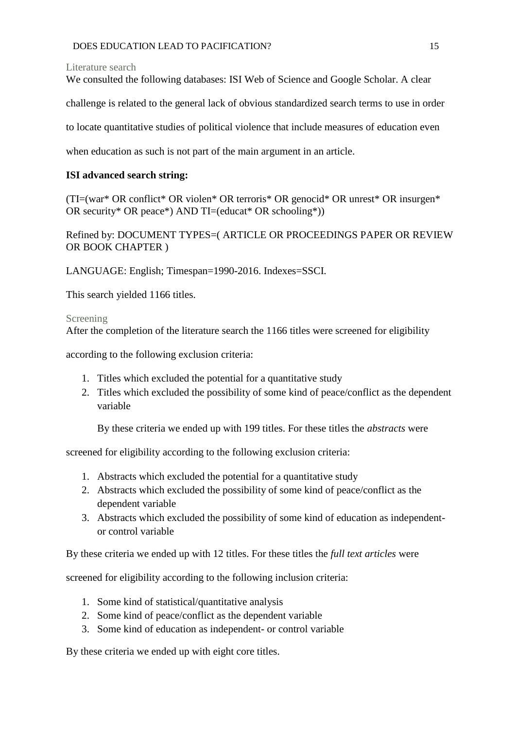### Literature search

We consulted the following databases: ISI Web of Science and Google Scholar. A clear challenge is related to the general lack of obvious standardized search terms to use in order to locate quantitative studies of political violence that include measures of education even when education as such is not part of the main argument in an article.

**ISI advanced search string:**

(TI=(war* OR conflict* OR violen* OR terroris* OR genocid* OR unrest* OR insurgen* OR security* OR peace*) AND TI=(educat* OR schooling*))

Refined by: DOCUMENT TYPES=( ARTICLE OR PROCEEDINGS PAPER OR REVIEW OR BOOK CHAPTER )

LANGUAGE: English; Timespan=1990-2016. Indexes=SSCI.

This search yielded 1166 titles.

### Screening

After the completion of the literature search the 1166 titles were screened for eligibility according to the following exclusion criteria:

1. Titles which excluded the potential for a quantitative study
2. Titles which excluded the possibility of some kind of peace/conflict as the dependent variable

By these criteria we ended up with 199 titles. For these titles the *abstracts* were screened for eligibility according to the following exclusion criteria:

1. Abstracts which excluded the potential for a quantitative study
2. Abstracts which excluded the possibility of some kind of peace/conflict as the dependent variable
3. Abstracts which excluded the possibility of some kind of education as independent- or control variable

By these criteria we ended up with 12 titles. For these titles the *full text articles* were screened for eligibility according to the following inclusion criteria:

1. Some kind of statistical/quantitative analysis
2. Some kind of peace/conflict as the dependent variable
3. Some kind of education as independent- or control variable

By these criteria we ended up with eight core titles.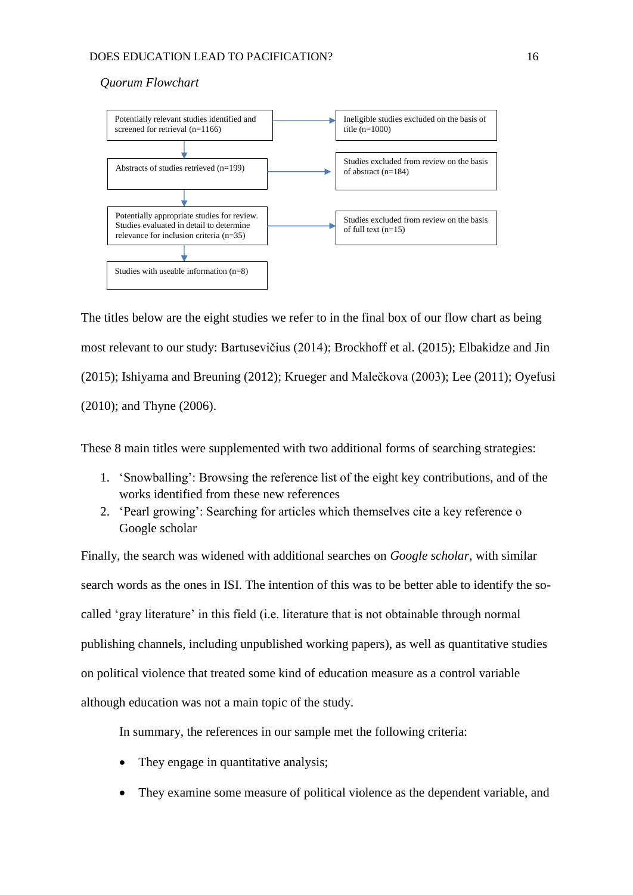*Quorum Flowchart*

| Stage | Excluded |
| --- | --- |
| Potentially relevant studies identified and screened for retrieval (n=1166) | Ineligible studies excluded on the basis of title (n=1000) |
| Abstracts of studies retrieved (n=199) | Studies excluded from review on the basis of abstract (n=184) |
| Potentially appropriate studies for review. Studies evaluated in detail to determine relevance for inclusion criteria (n=35) | Studies excluded from review on the basis of full text (n=15) |
| Studies with useable information (n=8) | |

The titles below are the eight studies we refer to in the final box of our flow chart as being most relevant to our study: Bartusevičius (2014); Brockhoff et al. (2015); Elbakidze and Jin (2015); Ishiyama and Breuning (2012); Krueger and Malečkova (2003); Lee (2011); Oyefusi (2010); and Thyne (2006).

These 8 main titles were supplemented with two additional forms of searching strategies:

1. 'Snowballing': Browsing the reference list of the eight key contributions, and of the works identified from these new references
2. 'Pearl growing': Searching for articles which themselves cite a key reference o Google scholar

Finally, the search was widened with additional searches on *Google scholar*, with similar search words as the ones in ISI. The intention of this was to be better able to identify the so-called 'gray literature' in this field (i.e. literature that is not obtainable through normal publishing channels, including unpublished working papers), as well as quantitative studies on political violence that treated some kind of education measure as a control variable although education was not a main topic of the study.

In summary, the references in our sample met the following criteria:

- They engage in quantitative analysis;
- They examine some measure of political violence as the dependent variable, and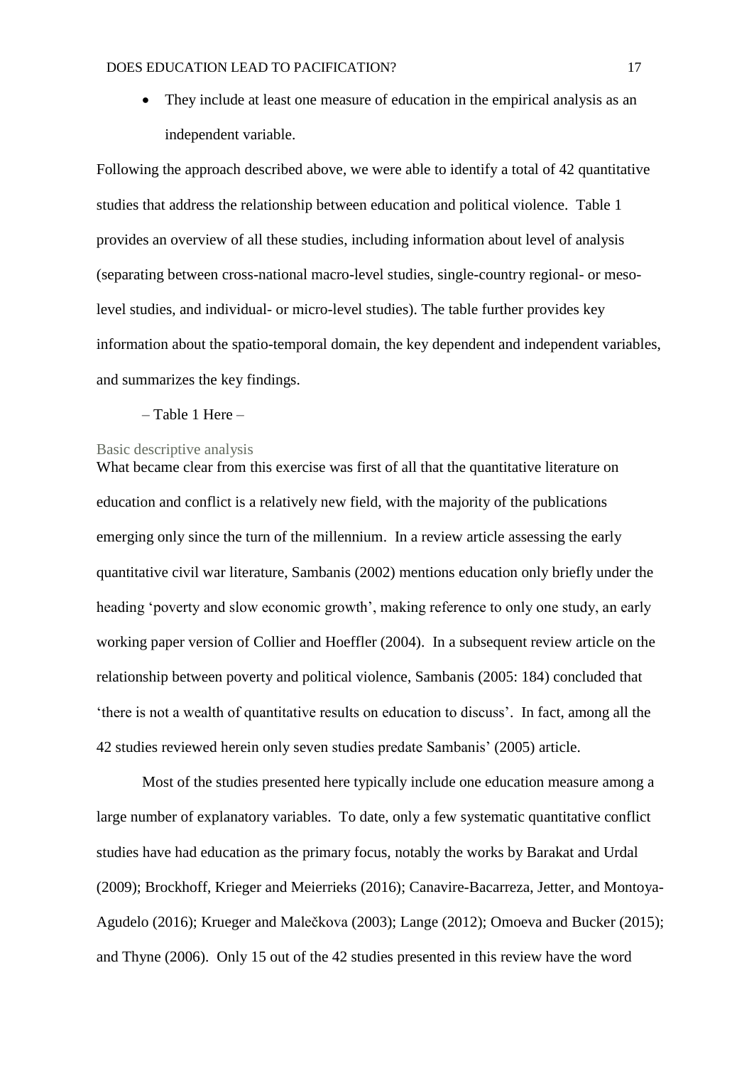- They include at least one measure of education in the empirical analysis as an independent variable.

Following the approach described above, we were able to identify a total of 42 quantitative studies that address the relationship between education and political violence. Table 1 provides an overview of all these studies, including information about level of analysis (separating between cross-national macro-level studies, single-country regional- or meso-level studies, and individual- or micro-level studies). The table further provides key information about the spatio-temporal domain, the key dependent and independent variables, and summarizes the key findings.

– Table 1 Here –

### Basic descriptive analysis

What became clear from this exercise was first of all that the quantitative literature on education and conflict is a relatively new field, with the majority of the publications emerging only since the turn of the millennium. In a review article assessing the early quantitative civil war literature, Sambanis (2002) mentions education only briefly under the heading 'poverty and slow economic growth', making reference to only one study, an early working paper version of Collier and Hoeffler (2004). In a subsequent review article on the relationship between poverty and political violence, Sambanis (2005: 184) concluded that 'there is not a wealth of quantitative results on education to discuss'. In fact, among all the 42 studies reviewed herein only seven studies predate Sambanis' (2005) article.

Most of the studies presented here typically include one education measure among a large number of explanatory variables. To date, only a few systematic quantitative conflict studies have had education as the primary focus, notably the works by Barakat and Urdal (2009); Brockhoff, Krieger and Meierrieks (2016); Canavire-Bacarreza, Jetter, and Montoya-Agudelo (2016); Krueger and Malečkova (2003); Lange (2012); Omoeva and Bucker (2015); and Thyne (2006). Only 15 out of the 42 studies presented in this review have the word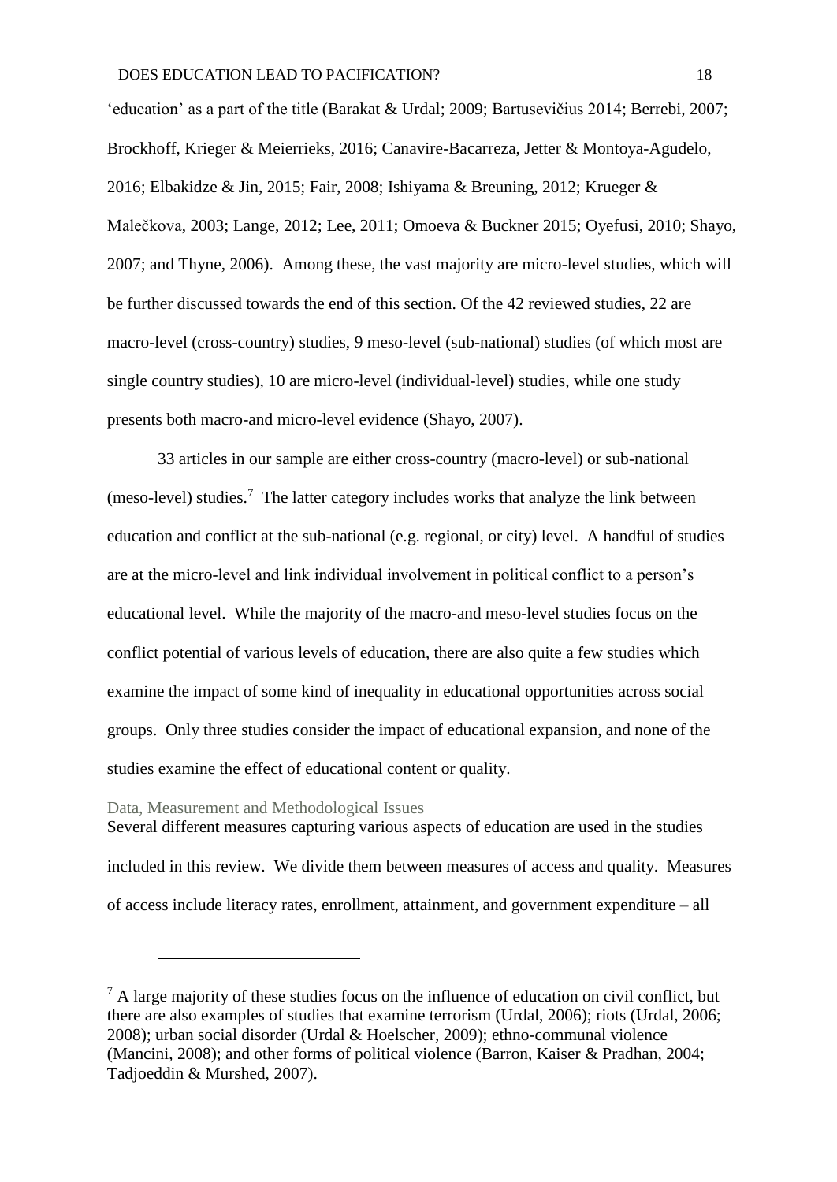'education' as a part of the title (Barakat & Urdal; 2009; Bartusevičius 2014; Berrebi, 2007; Brockhoff, Krieger & Meierrieks, 2016; Canavire-Bacarreza, Jetter & Montoya-Agudelo, 2016; Elbakidze & Jin, 2015; Fair, 2008; Ishiyama & Breuning, 2012; Krueger & Malečkova, 2003; Lange, 2012; Lee, 2011; Omoeva & Buckner 2015; Oyefusi, 2010; Shayo, 2007; and Thyne, 2006). Among these, the vast majority are micro-level studies, which will be further discussed towards the end of this section. Of the 42 reviewed studies, 22 are macro-level (cross-country) studies, 9 meso-level (sub-national) studies (of which most are single country studies), 10 are micro-level (individual-level) studies, while one study presents both macro-and micro-level evidence (Shayo, 2007).

33 articles in our sample are either cross-country (macro-level) or sub-national (meso-level) studies.[7] The latter category includes works that analyze the link between education and conflict at the sub-national (e.g. regional, or city) level. A handful of studies are at the micro-level and link individual involvement in political conflict to a person's educational level. While the majority of the macro-and meso-level studies focus on the conflict potential of various levels of education, there are also quite a few studies which examine the impact of some kind of inequality in educational opportunities across social groups. Only three studies consider the impact of educational expansion, and none of the studies examine the effect of educational content or quality.

### Data, Measurement and Methodological Issues

Several different measures capturing various aspects of education are used in the studies included in this review. We divide them between measures of access and quality. Measures of access include literacy rates, enrollment, attainment, and government expenditure – all

---

[7] A large majority of these studies focus on the influence of education on civil conflict, but there are also examples of studies that examine terrorism (Urdal, 2006); riots (Urdal, 2006; 2008); urban social disorder (Urdal & Hoelscher, 2009); ethno-communal violence (Mancini, 2008); and other forms of political violence (Barron, Kaiser & Pradhan, 2004; Tadjoeddin & Murshed, 2007).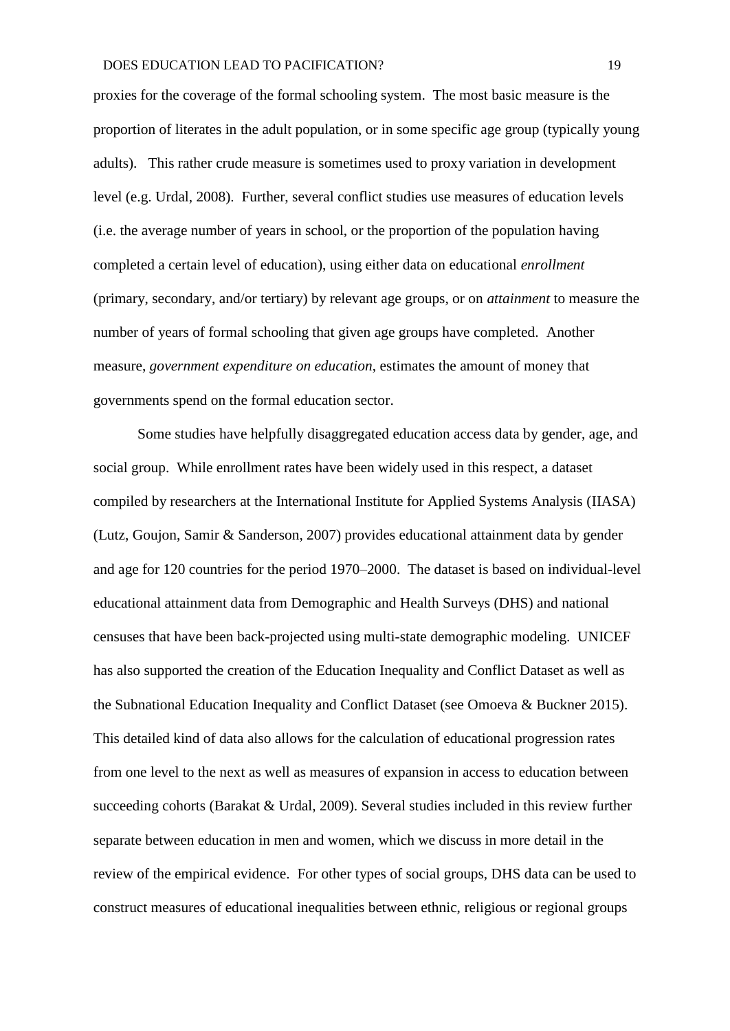proxies for the coverage of the formal schooling system. The most basic measure is the proportion of literates in the adult population, or in some specific age group (typically young adults). This rather crude measure is sometimes used to proxy variation in development level (e.g. Urdal, 2008). Further, several conflict studies use measures of education levels (i.e. the average number of years in school, or the proportion of the population having completed a certain level of education), using either data on educational *enrollment* (primary, secondary, and/or tertiary) by relevant age groups, or on *attainment* to measure the number of years of formal schooling that given age groups have completed. Another measure, *government expenditure on education*, estimates the amount of money that governments spend on the formal education sector.

Some studies have helpfully disaggregated education access data by gender, age, and social group. While enrollment rates have been widely used in this respect, a dataset compiled by researchers at the International Institute for Applied Systems Analysis (IIASA) (Lutz, Goujon, Samir & Sanderson, 2007) provides educational attainment data by gender and age for 120 countries for the period 1970–2000. The dataset is based on individual-level educational attainment data from Demographic and Health Surveys (DHS) and national censuses that have been back-projected using multi-state demographic modeling. UNICEF has also supported the creation of the Education Inequality and Conflict Dataset as well as the Subnational Education Inequality and Conflict Dataset (see Omoeva & Buckner 2015). This detailed kind of data also allows for the calculation of educational progression rates from one level to the next as well as measures of expansion in access to education between succeeding cohorts (Barakat & Urdal, 2009). Several studies included in this review further separate between education in men and women, which we discuss in more detail in the review of the empirical evidence. For other types of social groups, DHS data can be used to construct measures of educational inequalities between ethnic, religious or regional groups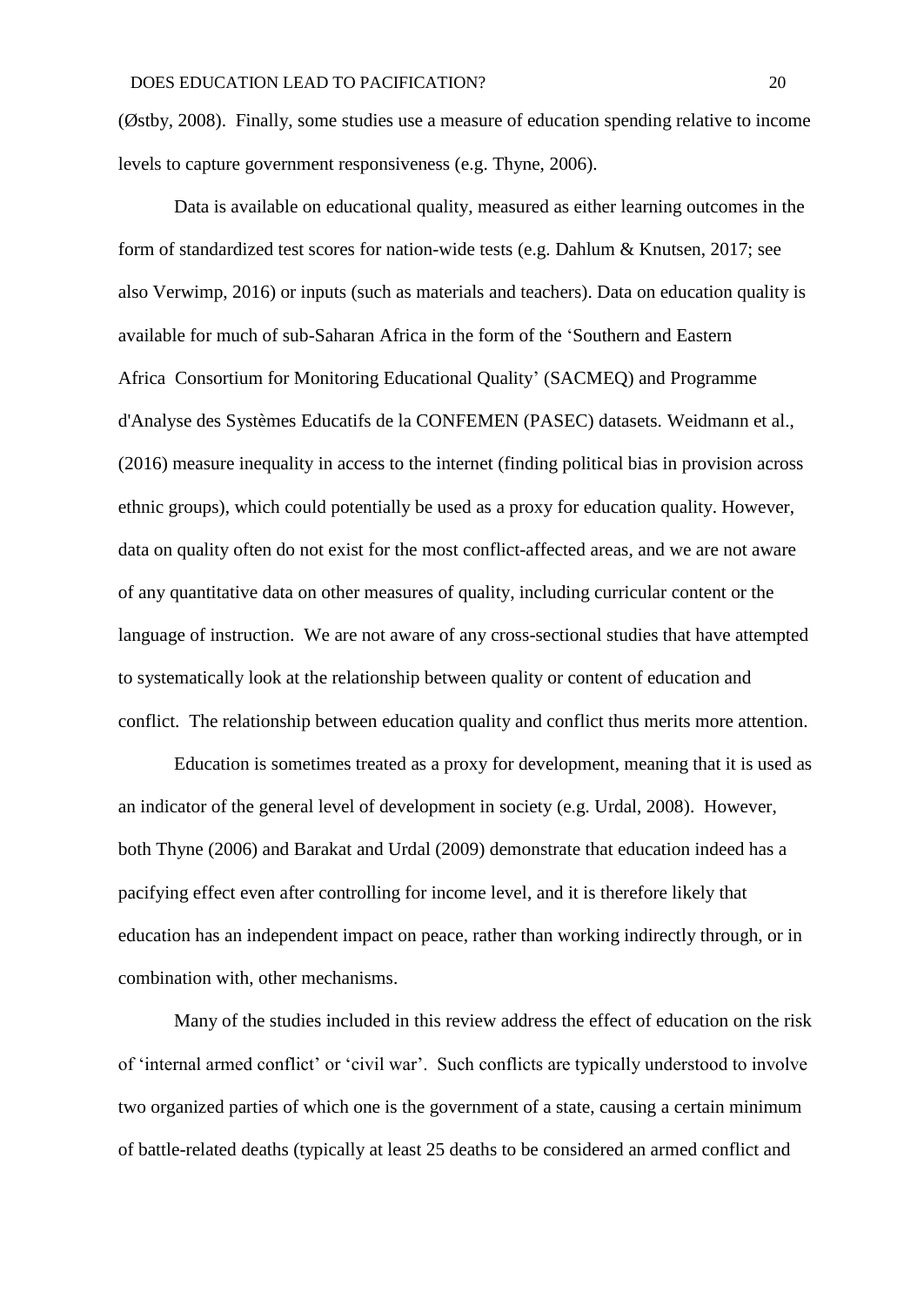(Østby, 2008). Finally, some studies use a measure of education spending relative to income levels to capture government responsiveness (e.g. Thyne, 2006).

Data is available on educational quality, measured as either learning outcomes in the form of standardized test scores for nation-wide tests (e.g. Dahlum & Knutsen, 2017; see also Verwimp, 2016) or inputs (such as materials and teachers). Data on education quality is available for much of sub-Saharan Africa in the form of the 'Southern and Eastern Africa Consortium for Monitoring Educational Quality' (SACMEQ) and Programme d'Analyse des Systèmes Educatifs de la CONFEMEN (PASEC) datasets. Weidmann et al., (2016) measure inequality in access to the internet (finding political bias in provision across ethnic groups), which could potentially be used as a proxy for education quality. However, data on quality often do not exist for the most conflict-affected areas, and we are not aware of any quantitative data on other measures of quality, including curricular content or the language of instruction. We are not aware of any cross-sectional studies that have attempted to systematically look at the relationship between quality or content of education and conflict. The relationship between education quality and conflict thus merits more attention.

Education is sometimes treated as a proxy for development, meaning that it is used as an indicator of the general level of development in society (e.g. Urdal, 2008). However, both Thyne (2006) and Barakat and Urdal (2009) demonstrate that education indeed has a pacifying effect even after controlling for income level, and it is therefore likely that education has an independent impact on peace, rather than working indirectly through, or in combination with, other mechanisms.

Many of the studies included in this review address the effect of education on the risk of 'internal armed conflict' or 'civil war'. Such conflicts are typically understood to involve two organized parties of which one is the government of a state, causing a certain minimum of battle-related deaths (typically at least 25 deaths to be considered an armed conflict and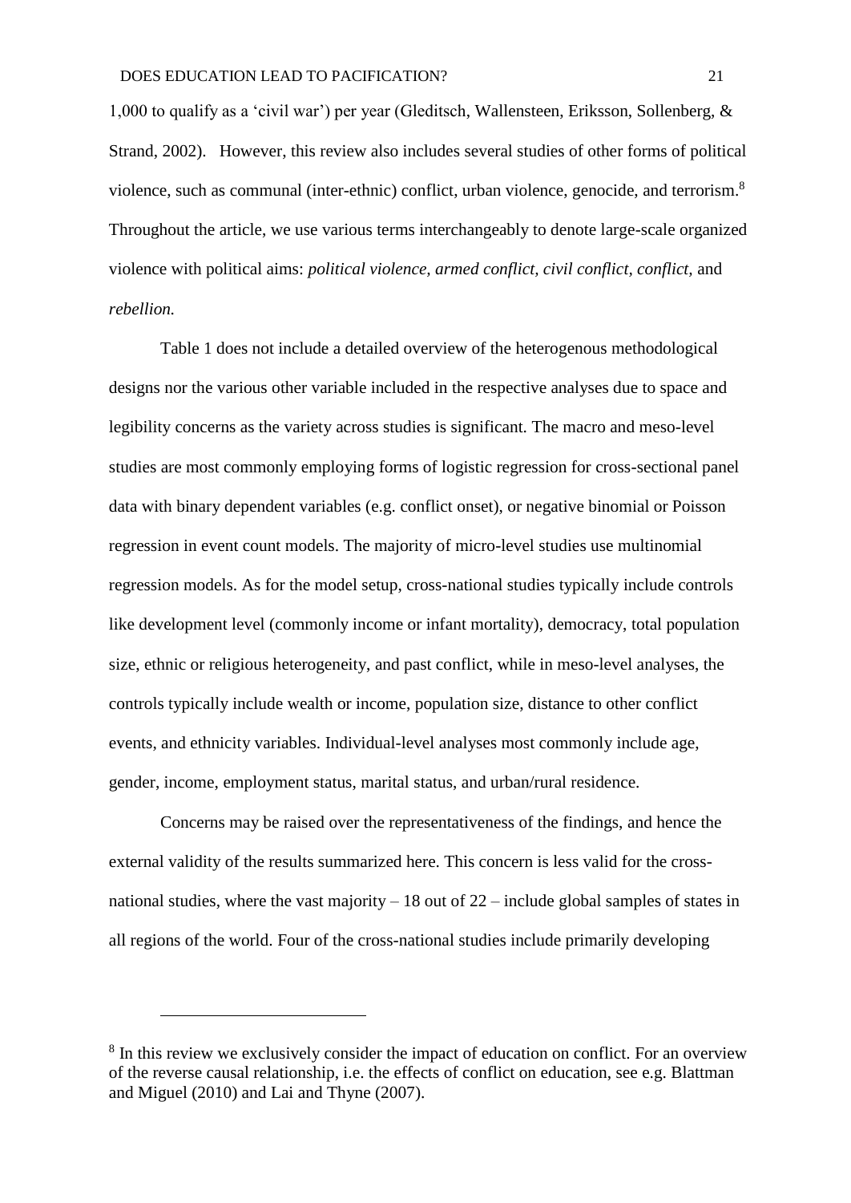1,000 to qualify as a 'civil war') per year (Gleditsch, Wallensteen, Eriksson, Sollenberg, & Strand, 2002). However, this review also includes several studies of other forms of political violence, such as communal (inter-ethnic) conflict, urban violence, genocide, and terrorism.[8] Throughout the article, we use various terms interchangeably to denote large-scale organized violence with political aims: *political violence, armed conflict, civil conflict, conflict,* and *rebellion.*

Table 1 does not include a detailed overview of the heterogenous methodological designs nor the various other variable included in the respective analyses due to space and legibility concerns as the variety across studies is significant. The macro and meso-level studies are most commonly employing forms of logistic regression for cross-sectional panel data with binary dependent variables (e.g. conflict onset), or negative binomial or Poisson regression in event count models. The majority of micro-level studies use multinomial regression models. As for the model setup, cross-national studies typically include controls like development level (commonly income or infant mortality), democracy, total population size, ethnic or religious heterogeneity, and past conflict, while in meso-level analyses, the controls typically include wealth or income, population size, distance to other conflict events, and ethnicity variables. Individual-level analyses most commonly include age, gender, income, employment status, marital status, and urban/rural residence.

Concerns may be raised over the representativeness of the findings, and hence the external validity of the results summarized here. This concern is less valid for the cross-national studies, where the vast majority – 18 out of 22 – include global samples of states in all regions of the world. Four of the cross-national studies include primarily developing

---

[8] In this review we exclusively consider the impact of education on conflict. For an overview of the reverse causal relationship, i.e. the effects of conflict on education, see e.g. Blattman and Miguel (2010) and Lai and Thyne (2007).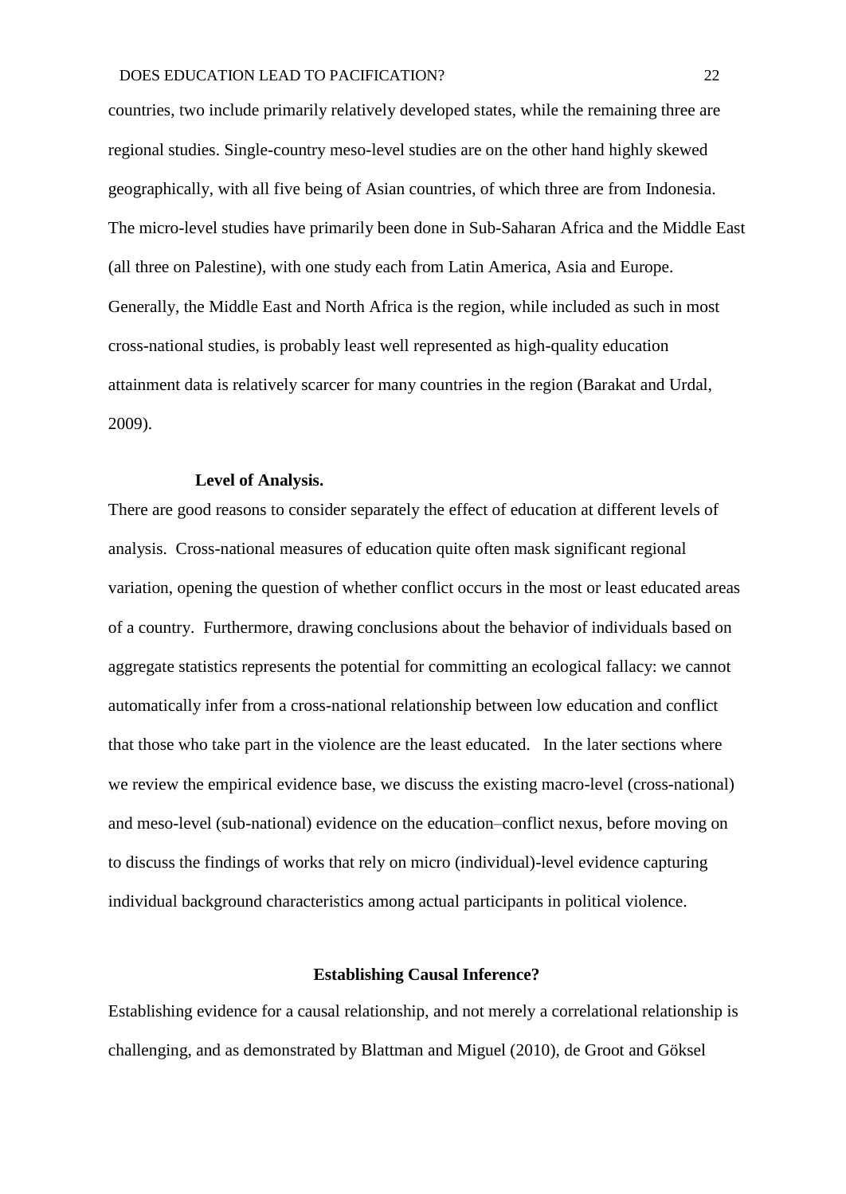countries, two include primarily relatively developed states, while the remaining three are regional studies. Single-country meso-level studies are on the other hand highly skewed geographically, with all five being of Asian countries, of which three are from Indonesia. The micro-level studies have primarily been done in Sub-Saharan Africa and the Middle East (all three on Palestine), with one study each from Latin America, Asia and Europe. Generally, the Middle East and North Africa is the region, while included as such in most cross-national studies, is probably least well represented as high-quality education attainment data is relatively scarcer for many countries in the region (Barakat and Urdal, 2009).

### Level of Analysis.

There are good reasons to consider separately the effect of education at different levels of analysis. Cross-national measures of education quite often mask significant regional variation, opening the question of whether conflict occurs in the most or least educated areas of a country. Furthermore, drawing conclusions about the behavior of individuals based on aggregate statistics represents the potential for committing an ecological fallacy: we cannot automatically infer from a cross-national relationship between low education and conflict that those who take part in the violence are the least educated. In the later sections where we review the empirical evidence base, we discuss the existing macro-level (cross-national) and meso-level (sub-national) evidence on the education–conflict nexus, before moving on to discuss the findings of works that rely on micro (individual)-level evidence capturing individual background characteristics among actual participants in political violence.

## Establishing Causal Inference?

Establishing evidence for a causal relationship, and not merely a correlational relationship is challenging, and as demonstrated by Blattman and Miguel (2010), de Groot and Göksel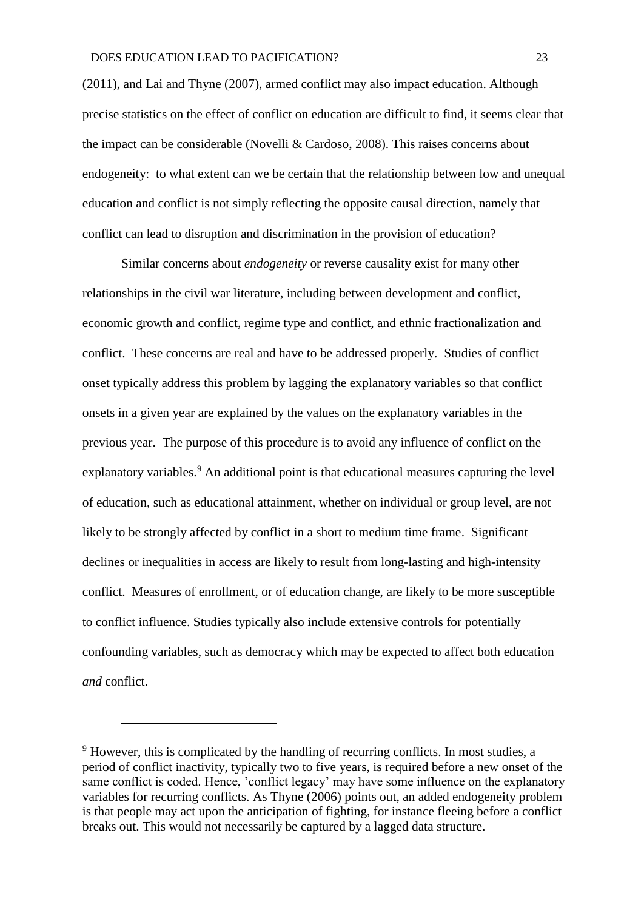(2011), and Lai and Thyne (2007), armed conflict may also impact education. Although precise statistics on the effect of conflict on education are difficult to find, it seems clear that the impact can be considerable (Novelli & Cardoso, 2008). This raises concerns about endogeneity: to what extent can we be certain that the relationship between low and unequal education and conflict is not simply reflecting the opposite causal direction, namely that conflict can lead to disruption and discrimination in the provision of education?

Similar concerns about *endogeneity* or reverse causality exist for many other relationships in the civil war literature, including between development and conflict, economic growth and conflict, regime type and conflict, and ethnic fractionalization and conflict. These concerns are real and have to be addressed properly. Studies of conflict onset typically address this problem by lagging the explanatory variables so that conflict onsets in a given year are explained by the values on the explanatory variables in the previous year. The purpose of this procedure is to avoid any influence of conflict on the explanatory variables.[9] An additional point is that educational measures capturing the level of education, such as educational attainment, whether on individual or group level, are not likely to be strongly affected by conflict in a short to medium time frame. Significant declines or inequalities in access are likely to result from long-lasting and high-intensity conflict. Measures of enrollment, or of education change, are likely to be more susceptible to conflict influence. Studies typically also include extensive controls for potentially confounding variables, such as democracy which may be expected to affect both education *and* conflict.

---

[9] However, this is complicated by the handling of recurring conflicts. In most studies, a period of conflict inactivity, typically two to five years, is required before a new onset of the same conflict is coded. Hence, 'conflict legacy' may have some influence on the explanatory variables for recurring conflicts. As Thyne (2006) points out, an added endogeneity problem is that people may act upon the anticipation of fighting, for instance fleeing before a conflict breaks out. This would not necessarily be captured by a lagged data structure.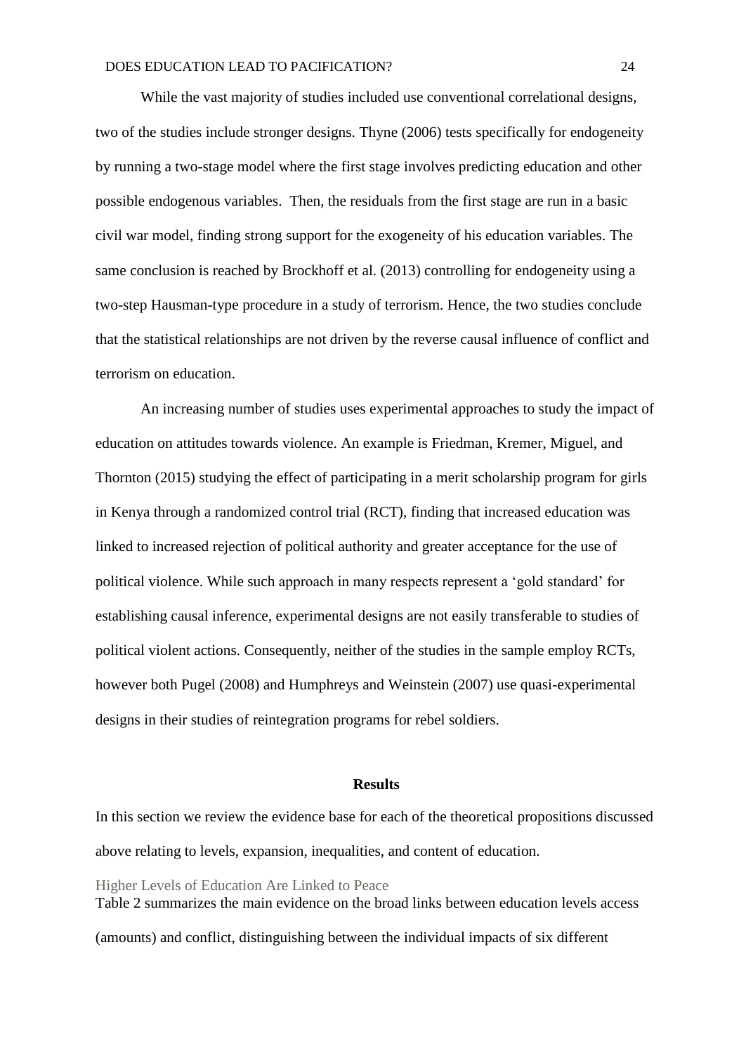While the vast majority of studies included use conventional correlational designs, two of the studies include stronger designs. Thyne (2006) tests specifically for endogeneity by running a two-stage model where the first stage involves predicting education and other possible endogenous variables.  Then, the residuals from the first stage are run in a basic civil war model, finding strong support for the exogeneity of his education variables. The same conclusion is reached by Brockhoff et al. (2013) controlling for endogeneity using a two-step Hausman-type procedure in a study of terrorism. Hence, the two studies conclude that the statistical relationships are not driven by the reverse causal influence of conflict and terrorism on education.

An increasing number of studies uses experimental approaches to study the impact of education on attitudes towards violence. An example is Friedman, Kremer, Miguel, and Thornton (2015) studying the effect of participating in a merit scholarship program for girls in Kenya through a randomized control trial (RCT), finding that increased education was linked to increased rejection of political authority and greater acceptance for the use of political violence. While such approach in many respects represent a 'gold standard' for establishing causal inference, experimental designs are not easily transferable to studies of political violent actions. Consequently, neither of the studies in the sample employ RCTs, however both Pugel (2008) and Humphreys and Weinstein (2007) use quasi-experimental designs in their studies of reintegration programs for rebel soldiers.

## Results

In this section we review the evidence base for each of the theoretical propositions discussed above relating to levels, expansion, inequalities, and content of education.

### Higher Levels of Education Are Linked to Peace

Table 2 summarizes the main evidence on the broad links between education levels access (amounts) and conflict, distinguishing between the individual impacts of six different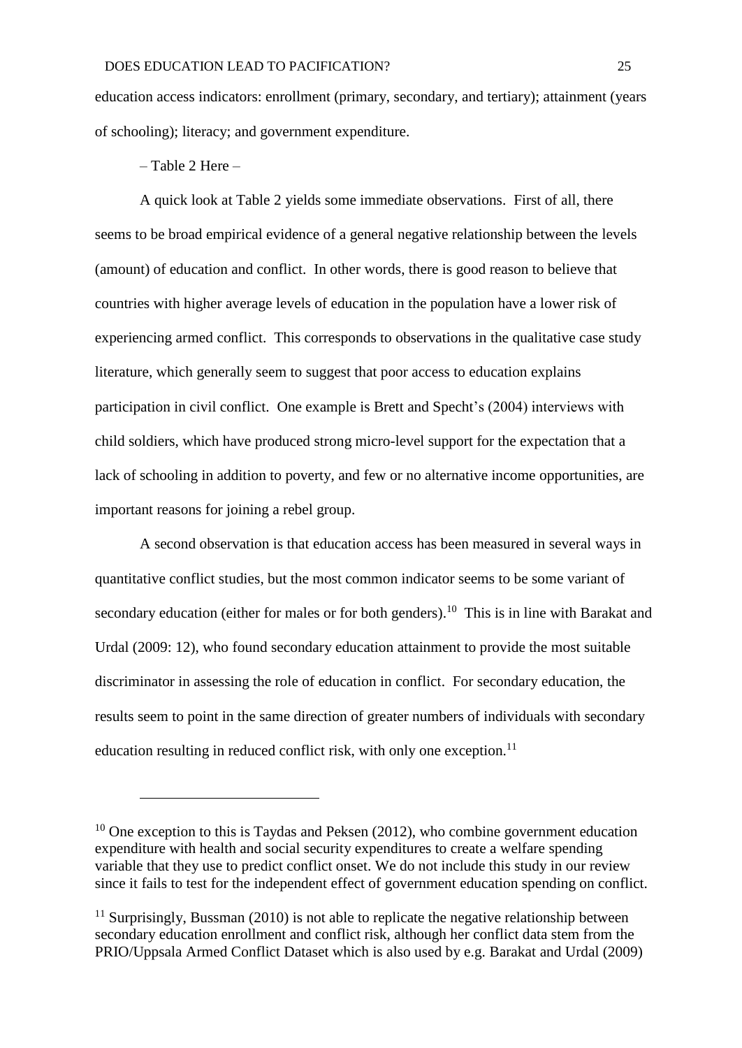education access indicators: enrollment (primary, secondary, and tertiary); attainment (years of schooling); literacy; and government expenditure.

– Table 2 Here –

A quick look at Table 2 yields some immediate observations. First of all, there seems to be broad empirical evidence of a general negative relationship between the levels (amount) of education and conflict. In other words, there is good reason to believe that countries with higher average levels of education in the population have a lower risk of experiencing armed conflict. This corresponds to observations in the qualitative case study literature, which generally seem to suggest that poor access to education explains participation in civil conflict. One example is Brett and Specht's (2004) interviews with child soldiers, which have produced strong micro-level support for the expectation that a lack of schooling in addition to poverty, and few or no alternative income opportunities, are important reasons for joining a rebel group.

A second observation is that education access has been measured in several ways in quantitative conflict studies, but the most common indicator seems to be some variant of secondary education (either for males or for both genders).[10] This is in line with Barakat and Urdal (2009: 12), who found secondary education attainment to provide the most suitable discriminator in assessing the role of education in conflict. For secondary education, the results seem to point in the same direction of greater numbers of individuals with secondary education resulting in reduced conflict risk, with only one exception.[11]

---

[10] One exception to this is Taydas and Peksen (2012), who combine government education expenditure with health and social security expenditures to create a welfare spending variable that they use to predict conflict onset. We do not include this study in our review since it fails to test for the independent effect of government education spending on conflict.

[11] Surprisingly, Bussman (2010) is not able to replicate the negative relationship between secondary education enrollment and conflict risk, although her conflict data stem from the PRIO/Uppsala Armed Conflict Dataset which is also used by e.g. Barakat and Urdal (2009)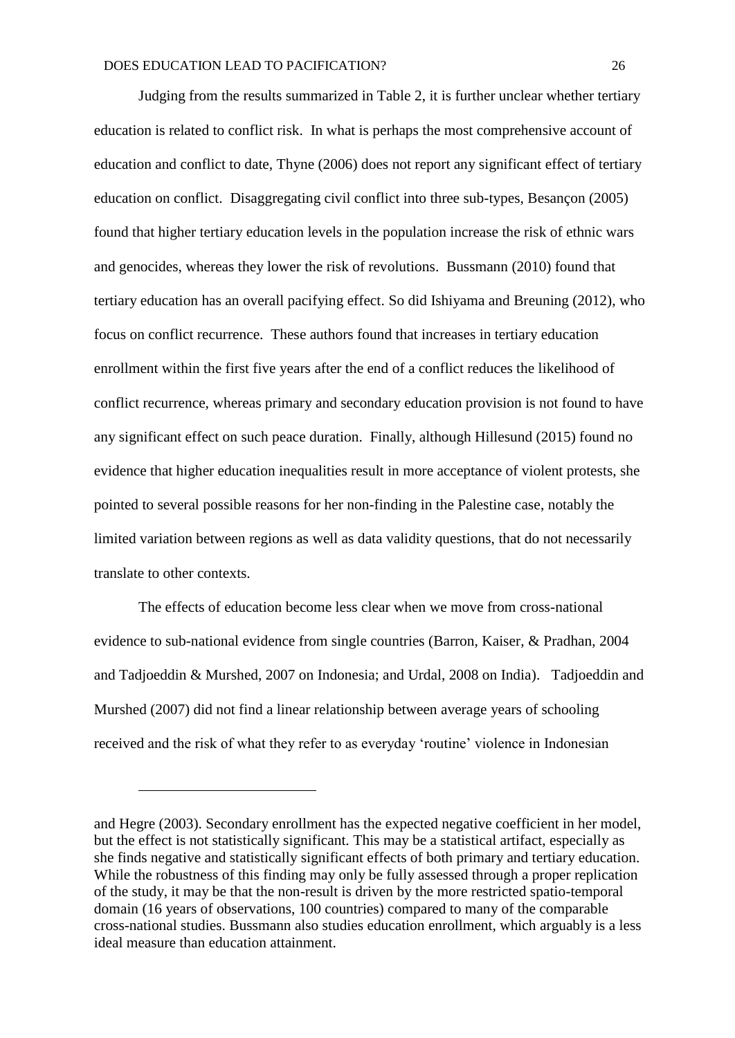Judging from the results summarized in Table 2, it is further unclear whether tertiary education is related to conflict risk. In what is perhaps the most comprehensive account of education and conflict to date, Thyne (2006) does not report any significant effect of tertiary education on conflict. Disaggregating civil conflict into three sub-types, Besançon (2005) found that higher tertiary education levels in the population increase the risk of ethnic wars and genocides, whereas they lower the risk of revolutions. Bussmann (2010) found that tertiary education has an overall pacifying effect. So did Ishiyama and Breuning (2012), who focus on conflict recurrence. These authors found that increases in tertiary education enrollment within the first five years after the end of a conflict reduces the likelihood of conflict recurrence, whereas primary and secondary education provision is not found to have any significant effect on such peace duration. Finally, although Hillesund (2015) found no evidence that higher education inequalities result in more acceptance of violent protests, she pointed to several possible reasons for her non-finding in the Palestine case, notably the limited variation between regions as well as data validity questions, that do not necessarily translate to other contexts.

The effects of education become less clear when we move from cross-national evidence to sub-national evidence from single countries (Barron, Kaiser, & Pradhan, 2004 and Tadjoeddin & Murshed, 2007 on Indonesia; and Urdal, 2008 on India). Tadjoeddin and Murshed (2007) did not find a linear relationship between average years of schooling received and the risk of what they refer to as everyday 'routine' violence in Indonesian

---

and Hegre (2003). Secondary enrollment has the expected negative coefficient in her model, but the effect is not statistically significant. This may be a statistical artifact, especially as she finds negative and statistically significant effects of both primary and tertiary education. While the robustness of this finding may only be fully assessed through a proper replication of the study, it may be that the non-result is driven by the more restricted spatio-temporal domain (16 years of observations, 100 countries) compared to many of the comparable cross-national studies. Bussmann also studies education enrollment, which arguably is a less ideal measure than education attainment.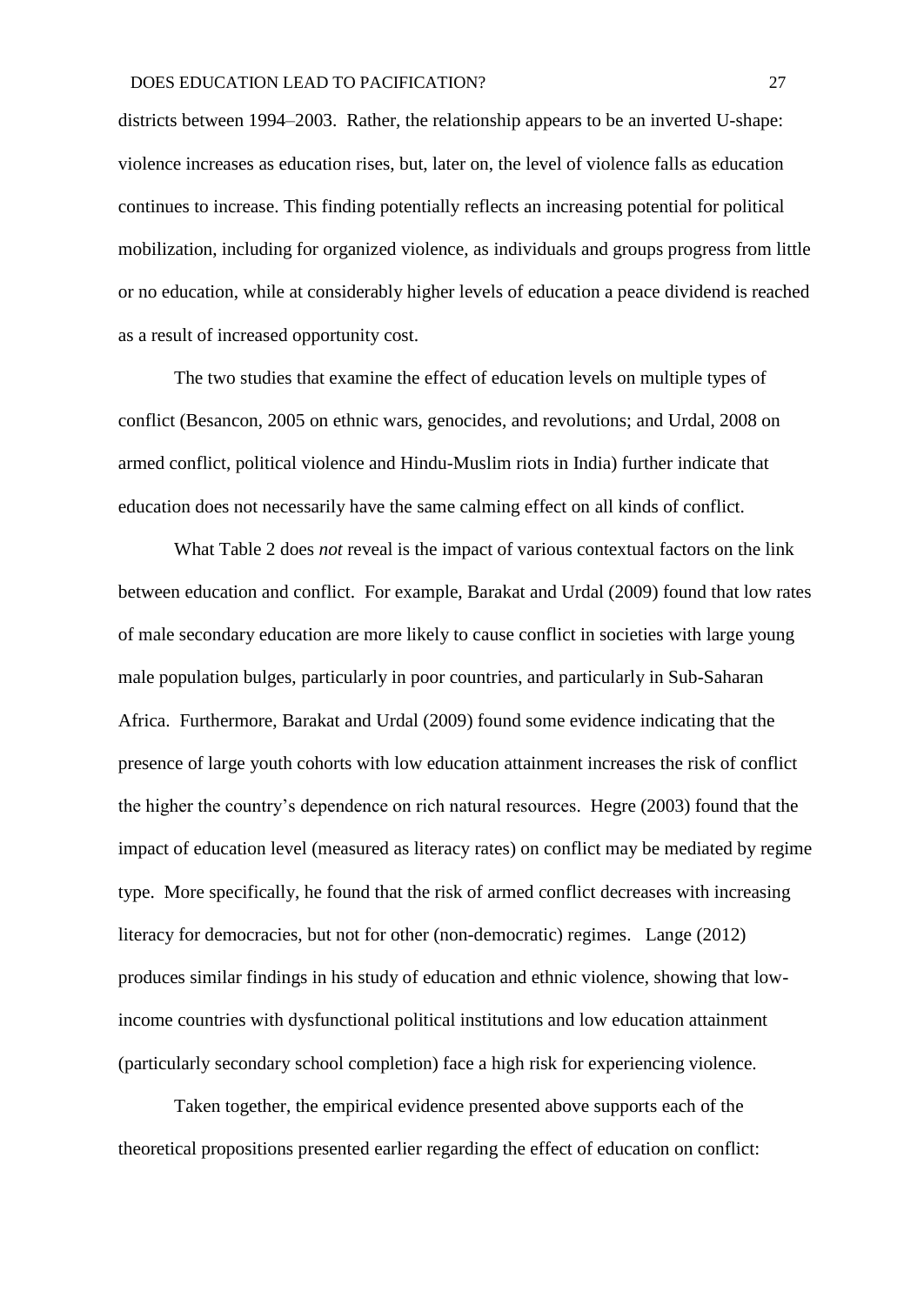districts between 1994–2003. Rather, the relationship appears to be an inverted U-shape: violence increases as education rises, but, later on, the level of violence falls as education continues to increase. This finding potentially reflects an increasing potential for political mobilization, including for organized violence, as individuals and groups progress from little or no education, while at considerably higher levels of education a peace dividend is reached as a result of increased opportunity cost.

The two studies that examine the effect of education levels on multiple types of conflict (Besancon, 2005 on ethnic wars, genocides, and revolutions; and Urdal, 2008 on armed conflict, political violence and Hindu-Muslim riots in India) further indicate that education does not necessarily have the same calming effect on all kinds of conflict.

What Table 2 does *not* reveal is the impact of various contextual factors on the link between education and conflict. For example, Barakat and Urdal (2009) found that low rates of male secondary education are more likely to cause conflict in societies with large young male population bulges, particularly in poor countries, and particularly in Sub-Saharan Africa. Furthermore, Barakat and Urdal (2009) found some evidence indicating that the presence of large youth cohorts with low education attainment increases the risk of conflict the higher the country's dependence on rich natural resources. Hegre (2003) found that the impact of education level (measured as literacy rates) on conflict may be mediated by regime type. More specifically, he found that the risk of armed conflict decreases with increasing literacy for democracies, but not for other (non-democratic) regimes. Lange (2012) produces similar findings in his study of education and ethnic violence, showing that low-income countries with dysfunctional political institutions and low education attainment (particularly secondary school completion) face a high risk for experiencing violence.

Taken together, the empirical evidence presented above supports each of the theoretical propositions presented earlier regarding the effect of education on conflict: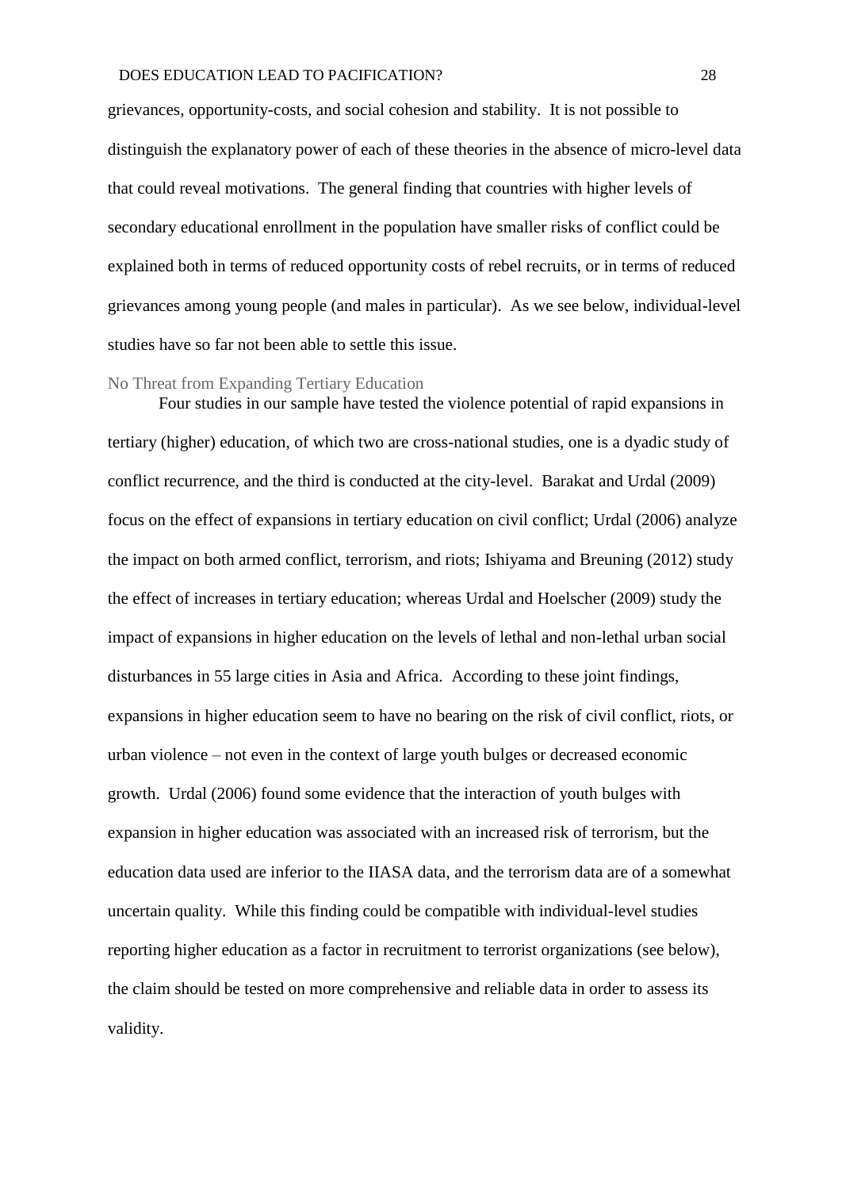grievances, opportunity-costs, and social cohesion and stability. It is not possible to distinguish the explanatory power of each of these theories in the absence of micro-level data that could reveal motivations. The general finding that countries with higher levels of secondary educational enrollment in the population have smaller risks of conflict could be explained both in terms of reduced opportunity costs of rebel recruits, or in terms of reduced grievances among young people (and males in particular). As we see below, individual-level studies have so far not been able to settle this issue.

### No Threat from Expanding Tertiary Education

Four studies in our sample have tested the violence potential of rapid expansions in tertiary (higher) education, of which two are cross-national studies, one is a dyadic study of conflict recurrence, and the third is conducted at the city-level. Barakat and Urdal (2009) focus on the effect of expansions in tertiary education on civil conflict; Urdal (2006) analyze the impact on both armed conflict, terrorism, and riots; Ishiyama and Breuning (2012) study the effect of increases in tertiary education; whereas Urdal and Hoelscher (2009) study the impact of expansions in higher education on the levels of lethal and non-lethal urban social disturbances in 55 large cities in Asia and Africa. According to these joint findings, expansions in higher education seem to have no bearing on the risk of civil conflict, riots, or urban violence – not even in the context of large youth bulges or decreased economic growth. Urdal (2006) found some evidence that the interaction of youth bulges with expansion in higher education was associated with an increased risk of terrorism, but the education data used are inferior to the IIASA data, and the terrorism data are of a somewhat uncertain quality. While this finding could be compatible with individual-level studies reporting higher education as a factor in recruitment to terrorist organizations (see below), the claim should be tested on more comprehensive and reliable data in order to assess its validity.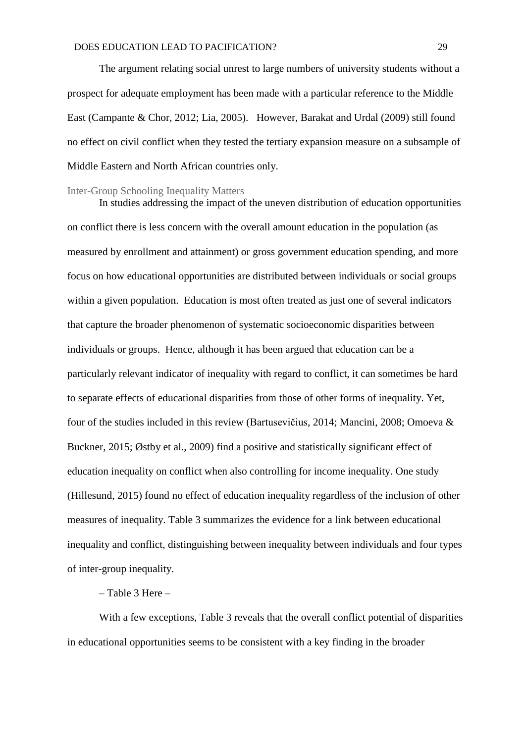The argument relating social unrest to large numbers of university students without a prospect for adequate employment has been made with a particular reference to the Middle East (Campante & Chor, 2012; Lia, 2005). However, Barakat and Urdal (2009) still found no effect on civil conflict when they tested the tertiary expansion measure on a subsample of Middle Eastern and North African countries only.

## Inter-Group Schooling Inequality Matters

In studies addressing the impact of the uneven distribution of education opportunities on conflict there is less concern with the overall amount education in the population (as measured by enrollment and attainment) or gross government education spending, and more focus on how educational opportunities are distributed between individuals or social groups within a given population. Education is most often treated as just one of several indicators that capture the broader phenomenon of systematic socioeconomic disparities between individuals or groups. Hence, although it has been argued that education can be a particularly relevant indicator of inequality with regard to conflict, it can sometimes be hard to separate effects of educational disparities from those of other forms of inequality. Yet, four of the studies included in this review (Bartusevičius, 2014; Mancini, 2008; Omoeva & Buckner, 2015; Østby et al., 2009) find a positive and statistically significant effect of education inequality on conflict when also controlling for income inequality. One study (Hillesund, 2015) found no effect of education inequality regardless of the inclusion of other measures of inequality. Table 3 summarizes the evidence for a link between educational inequality and conflict, distinguishing between inequality between individuals and four types of inter-group inequality.

– Table 3 Here –

With a few exceptions, Table 3 reveals that the overall conflict potential of disparities in educational opportunities seems to be consistent with a key finding in the broader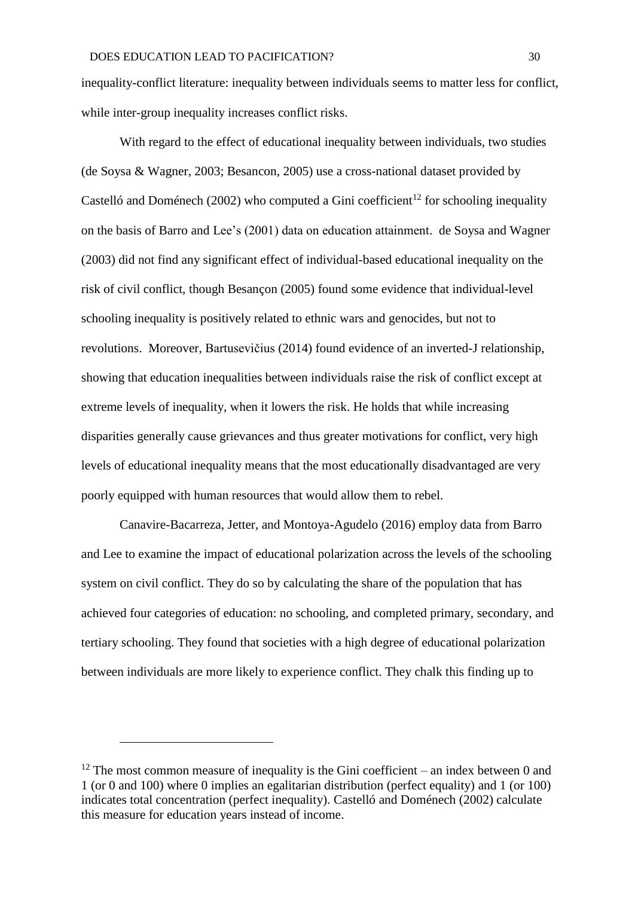inequality-conflict literature: inequality between individuals seems to matter less for conflict, while inter-group inequality increases conflict risks.

With regard to the effect of educational inequality between individuals, two studies (de Soysa & Wagner, 2003; Besancon, 2005) use a cross-national dataset provided by Castelló and Doménech (2002) who computed a Gini coefficient[12] for schooling inequality on the basis of Barro and Lee's (2001) data on education attainment. de Soysa and Wagner (2003) did not find any significant effect of individual-based educational inequality on the risk of civil conflict, though Besançon (2005) found some evidence that individual-level schooling inequality is positively related to ethnic wars and genocides, but not to revolutions. Moreover, Bartusevičius (2014) found evidence of an inverted-J relationship, showing that education inequalities between individuals raise the risk of conflict except at extreme levels of inequality, when it lowers the risk. He holds that while increasing disparities generally cause grievances and thus greater motivations for conflict, very high levels of educational inequality means that the most educationally disadvantaged are very poorly equipped with human resources that would allow them to rebel.

Canavire-Bacarreza, Jetter, and Montoya-Agudelo (2016) employ data from Barro and Lee to examine the impact of educational polarization across the levels of the schooling system on civil conflict. They do so by calculating the share of the population that has achieved four categories of education: no schooling, and completed primary, secondary, and tertiary schooling. They found that societies with a high degree of educational polarization between individuals are more likely to experience conflict. They chalk this finding up to

---

[12] The most common measure of inequality is the Gini coefficient – an index between 0 and 1 (or 0 and 100) where 0 implies an egalitarian distribution (perfect equality) and 1 (or 100) indicates total concentration (perfect inequality). Castelló and Doménech (2002) calculate this measure for education years instead of income.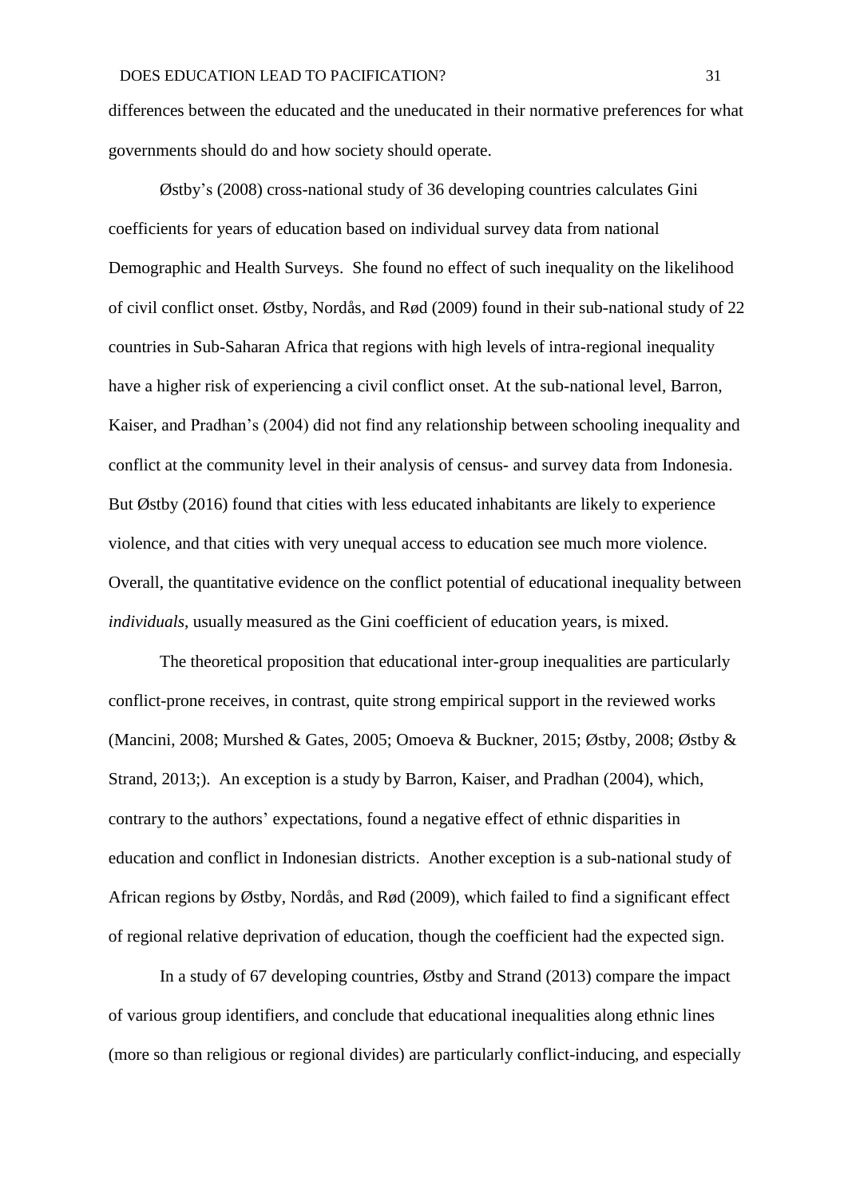differences between the educated and the uneducated in their normative preferences for what governments should do and how society should operate.

Østby's (2008) cross-national study of 36 developing countries calculates Gini coefficients for years of education based on individual survey data from national Demographic and Health Surveys. She found no effect of such inequality on the likelihood of civil conflict onset. Østby, Nordås, and Rød (2009) found in their sub-national study of 22 countries in Sub-Saharan Africa that regions with high levels of intra-regional inequality have a higher risk of experiencing a civil conflict onset. At the sub-national level, Barron, Kaiser, and Pradhan's (2004) did not find any relationship between schooling inequality and conflict at the community level in their analysis of census- and survey data from Indonesia. But Østby (2016) found that cities with less educated inhabitants are likely to experience violence, and that cities with very unequal access to education see much more violence. Overall, the quantitative evidence on the conflict potential of educational inequality between *individuals*, usually measured as the Gini coefficient of education years, is mixed.

The theoretical proposition that educational inter-group inequalities are particularly conflict-prone receives, in contrast, quite strong empirical support in the reviewed works (Mancini, 2008; Murshed & Gates, 2005; Omoeva & Buckner, 2015; Østby, 2008; Østby & Strand, 2013;). An exception is a study by Barron, Kaiser, and Pradhan (2004), which, contrary to the authors' expectations, found a negative effect of ethnic disparities in education and conflict in Indonesian districts. Another exception is a sub-national study of African regions by Østby, Nordås, and Rød (2009), which failed to find a significant effect of regional relative deprivation of education, though the coefficient had the expected sign.

In a study of 67 developing countries, Østby and Strand (2013) compare the impact of various group identifiers, and conclude that educational inequalities along ethnic lines (more so than religious or regional divides) are particularly conflict-inducing, and especially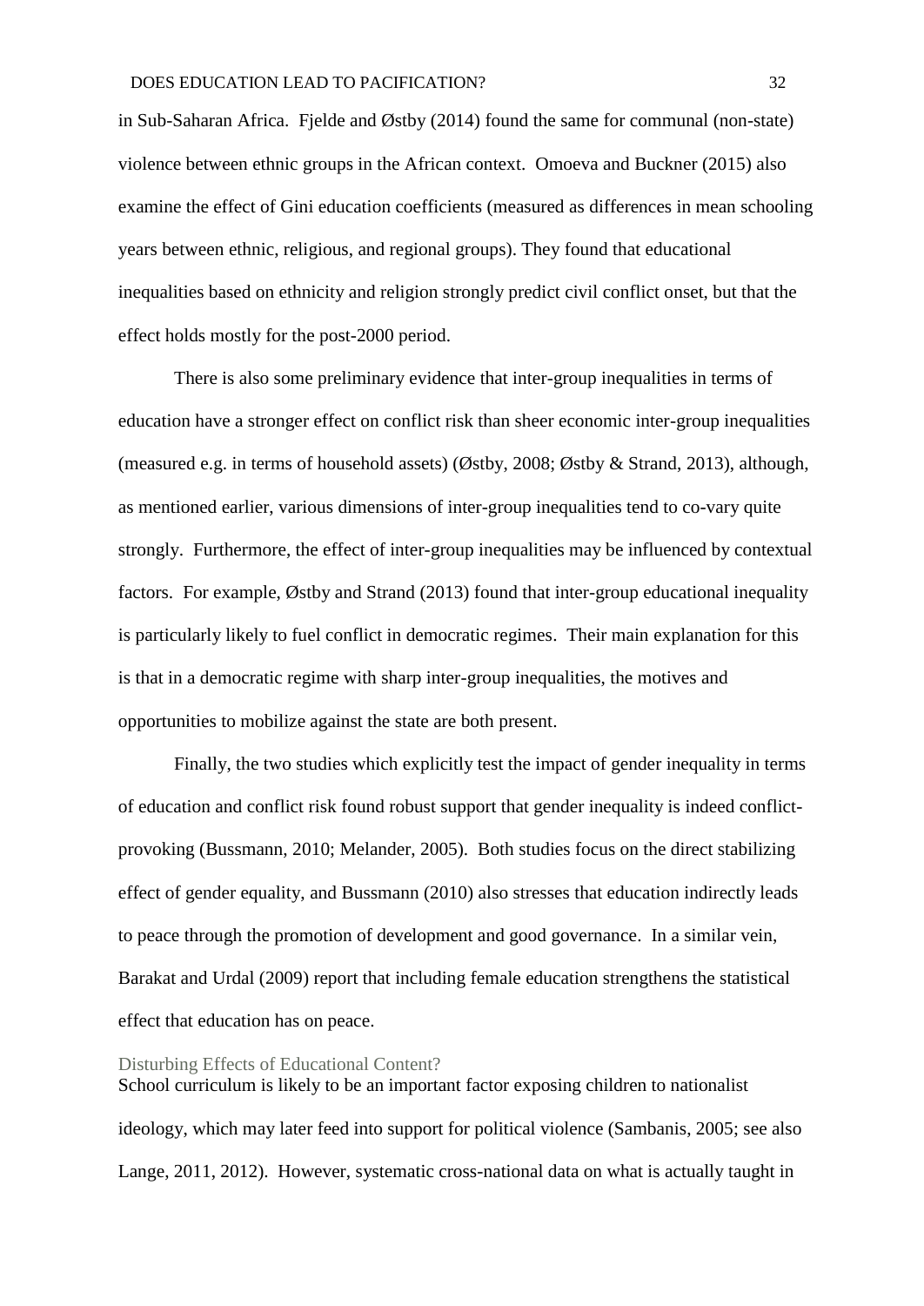in Sub-Saharan Africa. Fjelde and Østby (2014) found the same for communal (non-state) violence between ethnic groups in the African context. Omoeva and Buckner (2015) also examine the effect of Gini education coefficients (measured as differences in mean schooling years between ethnic, religious, and regional groups). They found that educational inequalities based on ethnicity and religion strongly predict civil conflict onset, but that the effect holds mostly for the post-2000 period.

There is also some preliminary evidence that inter-group inequalities in terms of education have a stronger effect on conflict risk than sheer economic inter-group inequalities (measured e.g. in terms of household assets) (Østby, 2008; Østby & Strand, 2013), although, as mentioned earlier, various dimensions of inter-group inequalities tend to co-vary quite strongly. Furthermore, the effect of inter-group inequalities may be influenced by contextual factors. For example, Østby and Strand (2013) found that inter-group educational inequality is particularly likely to fuel conflict in democratic regimes. Their main explanation for this is that in a democratic regime with sharp inter-group inequalities, the motives and opportunities to mobilize against the state are both present.

Finally, the two studies which explicitly test the impact of gender inequality in terms of education and conflict risk found robust support that gender inequality is indeed conflict-provoking (Bussmann, 2010; Melander, 2005). Both studies focus on the direct stabilizing effect of gender equality, and Bussmann (2010) also stresses that education indirectly leads to peace through the promotion of development and good governance. In a similar vein, Barakat and Urdal (2009) report that including female education strengthens the statistical effect that education has on peace.

## Disturbing Effects of Educational Content?

School curriculum is likely to be an important factor exposing children to nationalist ideology, which may later feed into support for political violence (Sambanis, 2005; see also Lange, 2011, 2012). However, systematic cross-national data on what is actually taught in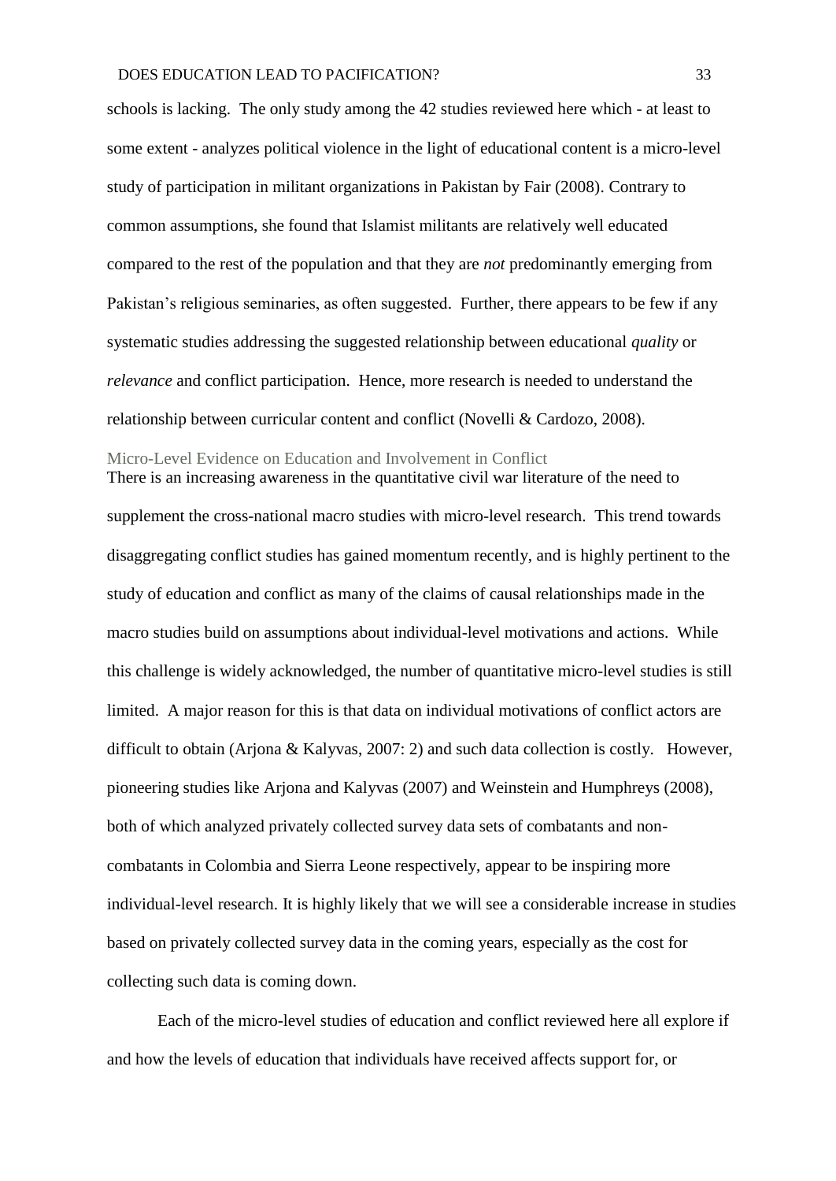schools is lacking. The only study among the 42 studies reviewed here which - at least to some extent - analyzes political violence in the light of educational content is a micro-level study of participation in militant organizations in Pakistan by Fair (2008). Contrary to common assumptions, she found that Islamist militants are relatively well educated compared to the rest of the population and that they are *not* predominantly emerging from Pakistan's religious seminaries, as often suggested. Further, there appears to be few if any systematic studies addressing the suggested relationship between educational *quality* or *relevance* and conflict participation. Hence, more research is needed to understand the relationship between curricular content and conflict (Novelli & Cardozo, 2008).

## Micro-Level Evidence on Education and Involvement in Conflict

There is an increasing awareness in the quantitative civil war literature of the need to supplement the cross-national macro studies with micro-level research. This trend towards disaggregating conflict studies has gained momentum recently, and is highly pertinent to the study of education and conflict as many of the claims of causal relationships made in the macro studies build on assumptions about individual-level motivations and actions. While this challenge is widely acknowledged, the number of quantitative micro-level studies is still limited. A major reason for this is that data on individual motivations of conflict actors are difficult to obtain (Arjona & Kalyvas, 2007: 2) and such data collection is costly. However, pioneering studies like Arjona and Kalyvas (2007) and Weinstein and Humphreys (2008), both of which analyzed privately collected survey data sets of combatants and non-combatants in Colombia and Sierra Leone respectively, appear to be inspiring more individual-level research. It is highly likely that we will see a considerable increase in studies based on privately collected survey data in the coming years, especially as the cost for collecting such data is coming down.

Each of the micro-level studies of education and conflict reviewed here all explore if and how the levels of education that individuals have received affects support for, or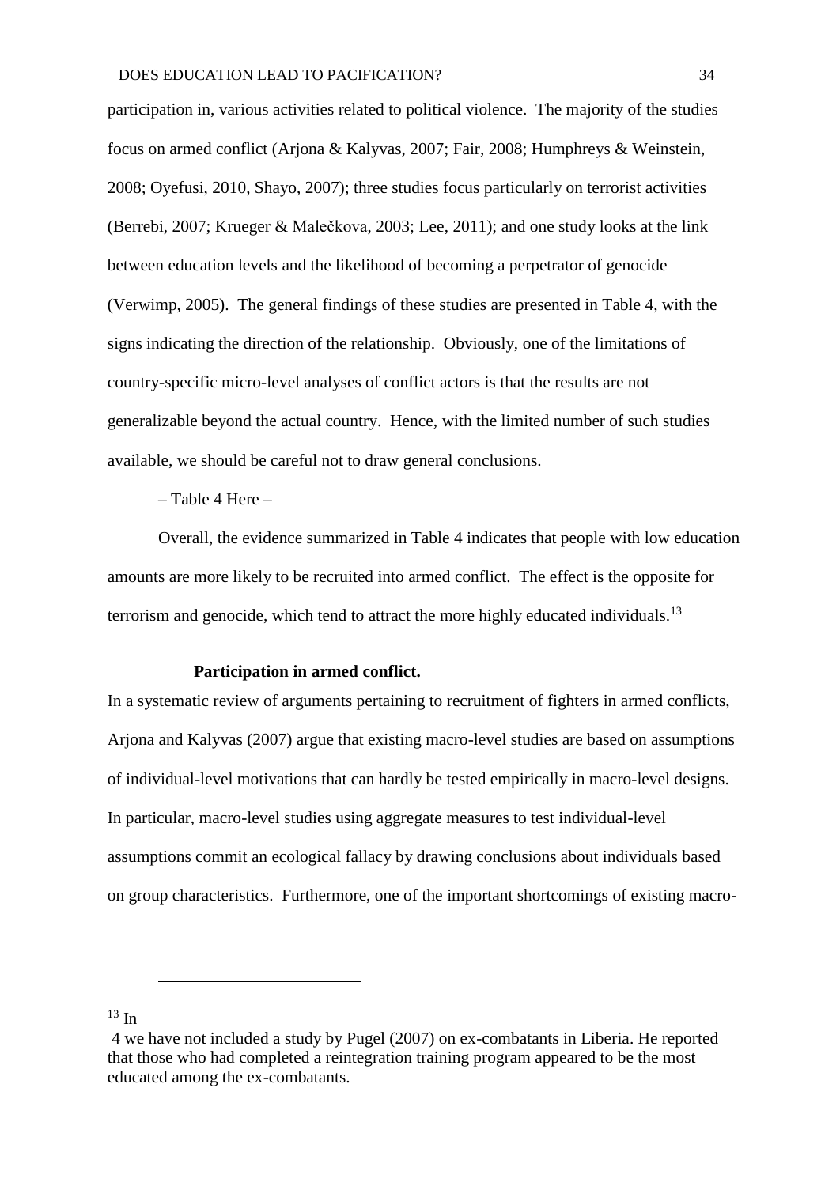participation in, various activities related to political violence. The majority of the studies focus on armed conflict (Arjona & Kalyvas, 2007; Fair, 2008; Humphreys & Weinstein, 2008; Oyefusi, 2010, Shayo, 2007); three studies focus particularly on terrorist activities (Berrebi, 2007; Krueger & Malečkova, 2003; Lee, 2011); and one study looks at the link between education levels and the likelihood of becoming a perpetrator of genocide (Verwimp, 2005). The general findings of these studies are presented in Table 4, with the signs indicating the direction of the relationship. Obviously, one of the limitations of country-specific micro-level analyses of conflict actors is that the results are not generalizable beyond the actual country. Hence, with the limited number of such studies available, we should be careful not to draw general conclusions.

– Table 4 Here –

Overall, the evidence summarized in Table 4 indicates that people with low education amounts are more likely to be recruited into armed conflict. The effect is the opposite for terrorism and genocide, which tend to attract the more highly educated individuals.[13]

### Participation in armed conflict.

In a systematic review of arguments pertaining to recruitment of fighters in armed conflicts, Arjona and Kalyvas (2007) argue that existing macro-level studies are based on assumptions of individual-level motivations that can hardly be tested empirically in macro-level designs. In particular, macro-level studies using aggregate measures to test individual-level assumptions commit an ecological fallacy by drawing conclusions about individuals based on group characteristics. Furthermore, one of the important shortcomings of existing macro-

---

[13] In 4 we have not included a study by Pugel (2007) on ex-combatants in Liberia. He reported that those who had completed a reintegration training program appeared to be the most educated among the ex-combatants.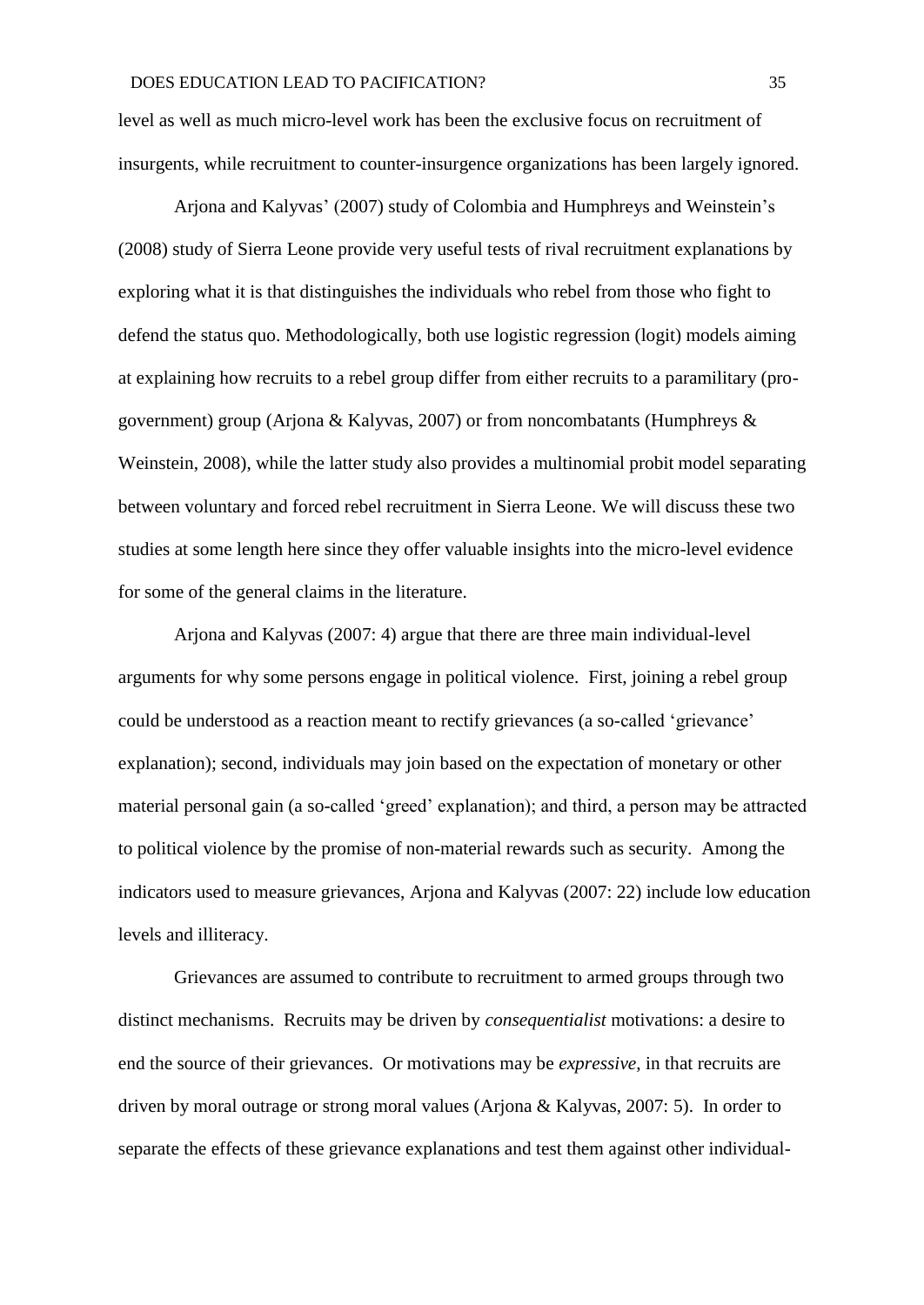level as well as much micro-level work has been the exclusive focus on recruitment of insurgents, while recruitment to counter-insurgence organizations has been largely ignored.

Arjona and Kalyvas' (2007) study of Colombia and Humphreys and Weinstein's (2008) study of Sierra Leone provide very useful tests of rival recruitment explanations by exploring what it is that distinguishes the individuals who rebel from those who fight to defend the status quo. Methodologically, both use logistic regression (logit) models aiming at explaining how recruits to a rebel group differ from either recruits to a paramilitary (pro-government) group (Arjona & Kalyvas, 2007) or from noncombatants (Humphreys & Weinstein, 2008), while the latter study also provides a multinomial probit model separating between voluntary and forced rebel recruitment in Sierra Leone. We will discuss these two studies at some length here since they offer valuable insights into the micro-level evidence for some of the general claims in the literature.

Arjona and Kalyvas (2007: 4) argue that there are three main individual-level arguments for why some persons engage in political violence. First, joining a rebel group could be understood as a reaction meant to rectify grievances (a so-called 'grievance' explanation); second, individuals may join based on the expectation of monetary or other material personal gain (a so-called 'greed' explanation); and third, a person may be attracted to political violence by the promise of non-material rewards such as security. Among the indicators used to measure grievances, Arjona and Kalyvas (2007: 22) include low education levels and illiteracy.

Grievances are assumed to contribute to recruitment to armed groups through two distinct mechanisms. Recruits may be driven by *consequentialist* motivations: a desire to end the source of their grievances. Or motivations may be *expressive*, in that recruits are driven by moral outrage or strong moral values (Arjona & Kalyvas, 2007: 5). In order to separate the effects of these grievance explanations and test them against other individual-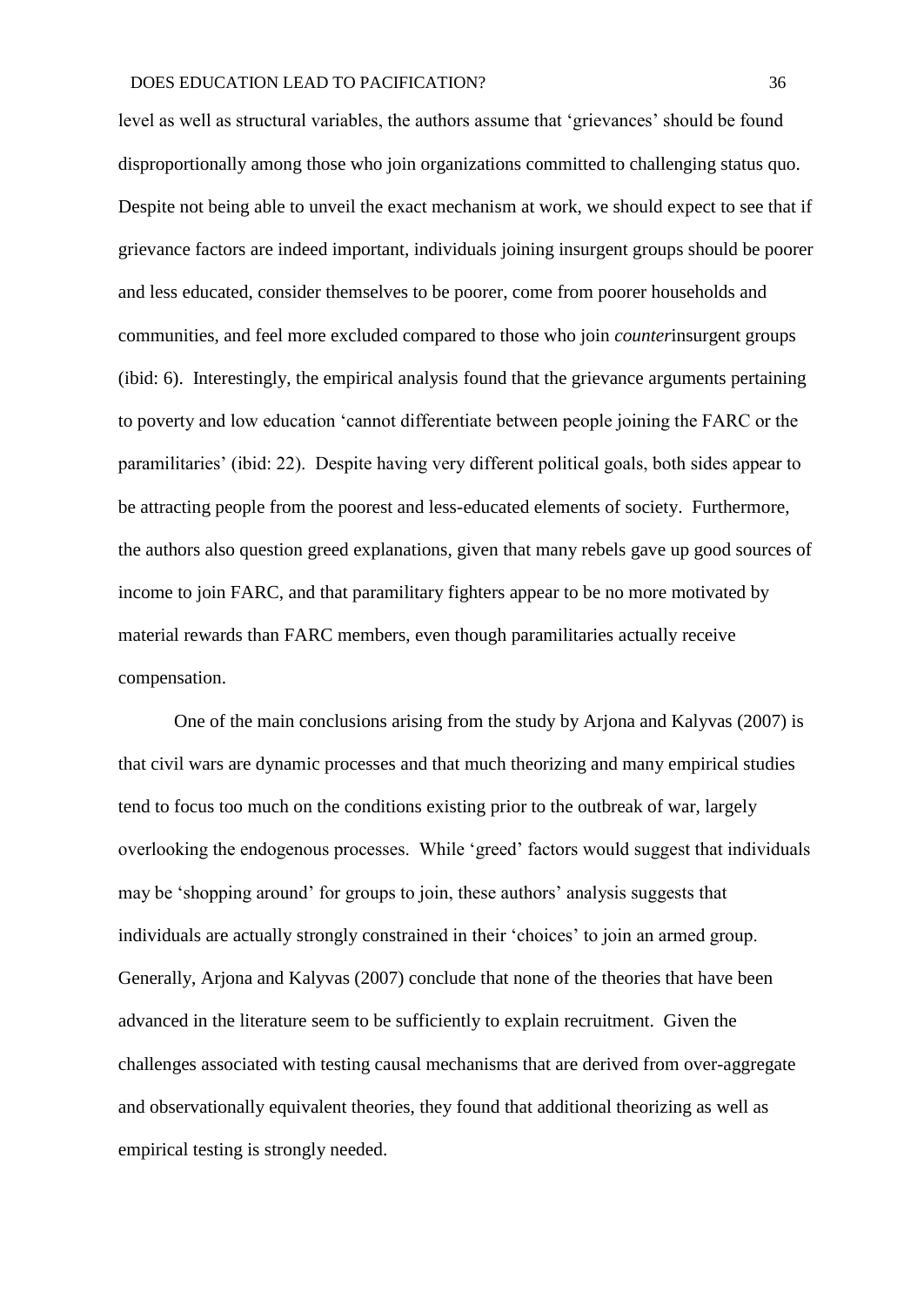level as well as structural variables, the authors assume that 'grievances' should be found disproportionally among those who join organizations committed to challenging status quo. Despite not being able to unveil the exact mechanism at work, we should expect to see that if grievance factors are indeed important, individuals joining insurgent groups should be poorer and less educated, consider themselves to be poorer, come from poorer households and communities, and feel more excluded compared to those who join *counter*insurgent groups (ibid: 6). Interestingly, the empirical analysis found that the grievance arguments pertaining to poverty and low education 'cannot differentiate between people joining the FARC or the paramilitaries' (ibid: 22). Despite having very different political goals, both sides appear to be attracting people from the poorest and less-educated elements of society. Furthermore, the authors also question greed explanations, given that many rebels gave up good sources of income to join FARC, and that paramilitary fighters appear to be no more motivated by material rewards than FARC members, even though paramilitaries actually receive compensation.

One of the main conclusions arising from the study by Arjona and Kalyvas (2007) is that civil wars are dynamic processes and that much theorizing and many empirical studies tend to focus too much on the conditions existing prior to the outbreak of war, largely overlooking the endogenous processes. While 'greed' factors would suggest that individuals may be 'shopping around' for groups to join, these authors' analysis suggests that individuals are actually strongly constrained in their 'choices' to join an armed group. Generally, Arjona and Kalyvas (2007) conclude that none of the theories that have been advanced in the literature seem to be sufficiently to explain recruitment. Given the challenges associated with testing causal mechanisms that are derived from over-aggregate and observationally equivalent theories, they found that additional theorizing as well as empirical testing is strongly needed.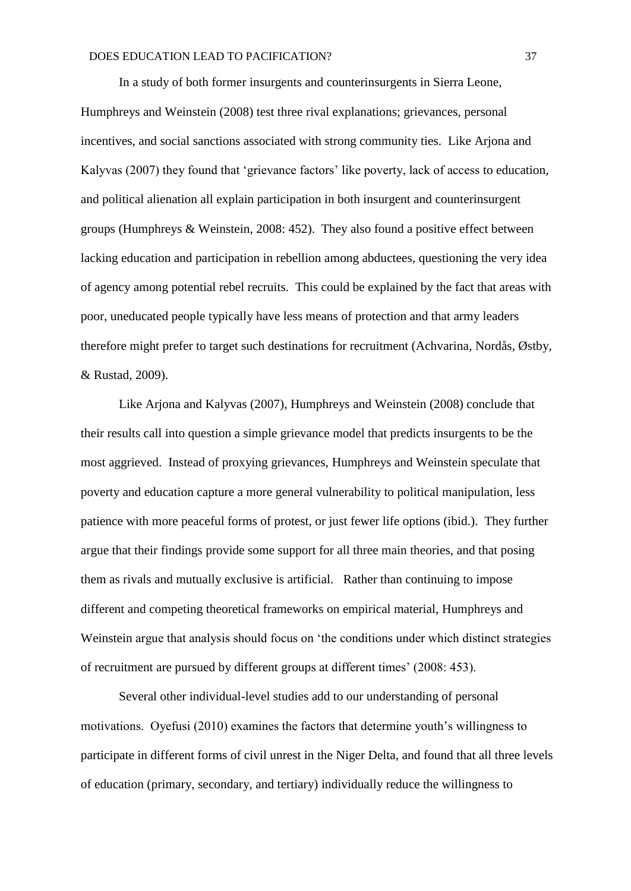In a study of both former insurgents and counterinsurgents in Sierra Leone, Humphreys and Weinstein (2008) test three rival explanations; grievances, personal incentives, and social sanctions associated with strong community ties. Like Arjona and Kalyvas (2007) they found that 'grievance factors' like poverty, lack of access to education, and political alienation all explain participation in both insurgent and counterinsurgent groups (Humphreys & Weinstein, 2008: 452). They also found a positive effect between lacking education and participation in rebellion among abductees, questioning the very idea of agency among potential rebel recruits. This could be explained by the fact that areas with poor, uneducated people typically have less means of protection and that army leaders therefore might prefer to target such destinations for recruitment (Achvarina, Nordås, Østby, & Rustad, 2009).

Like Arjona and Kalyvas (2007), Humphreys and Weinstein (2008) conclude that their results call into question a simple grievance model that predicts insurgents to be the most aggrieved. Instead of proxying grievances, Humphreys and Weinstein speculate that poverty and education capture a more general vulnerability to political manipulation, less patience with more peaceful forms of protest, or just fewer life options (ibid.). They further argue that their findings provide some support for all three main theories, and that posing them as rivals and mutually exclusive is artificial. Rather than continuing to impose different and competing theoretical frameworks on empirical material, Humphreys and Weinstein argue that analysis should focus on 'the conditions under which distinct strategies of recruitment are pursued by different groups at different times' (2008: 453).

Several other individual-level studies add to our understanding of personal motivations. Oyefusi (2010) examines the factors that determine youth's willingness to participate in different forms of civil unrest in the Niger Delta, and found that all three levels of education (primary, secondary, and tertiary) individually reduce the willingness to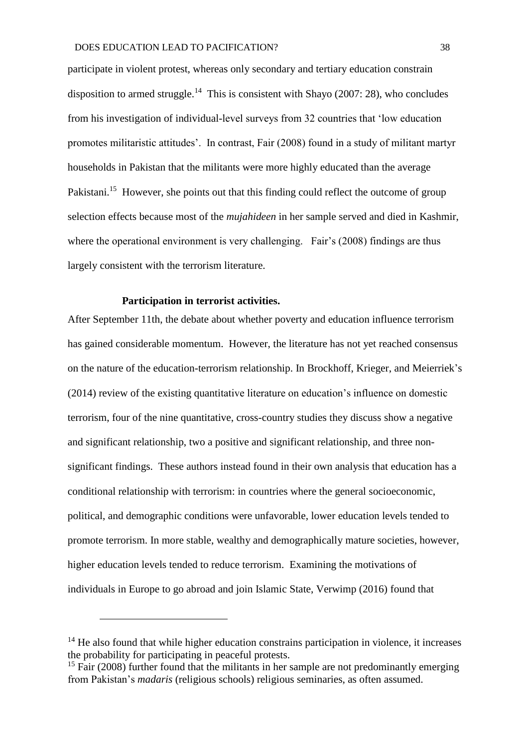participate in violent protest, whereas only secondary and tertiary education constrain disposition to armed struggle.[14] This is consistent with Shayo (2007: 28), who concludes from his investigation of individual-level surveys from 32 countries that 'low education promotes militaristic attitudes'. In contrast, Fair (2008) found in a study of militant martyr households in Pakistan that the militants were more highly educated than the average Pakistani.[15] However, she points out that this finding could reflect the outcome of group selection effects because most of the *mujahideen* in her sample served and died in Kashmir, where the operational environment is very challenging. Fair's (2008) findings are thus largely consistent with the terrorism literature.

**Participation in terrorist activities.**

After September 11th, the debate about whether poverty and education influence terrorism has gained considerable momentum. However, the literature has not yet reached consensus on the nature of the education-terrorism relationship. In Brockhoff, Krieger, and Meierriek's (2014) review of the existing quantitative literature on education's influence on domestic terrorism, four of the nine quantitative, cross-country studies they discuss show a negative and significant relationship, two a positive and significant relationship, and three non-significant findings. These authors instead found in their own analysis that education has a conditional relationship with terrorism: in countries where the general socioeconomic, political, and demographic conditions were unfavorable, lower education levels tended to promote terrorism. In more stable, wealthy and demographically mature societies, however, higher education levels tended to reduce terrorism. Examining the motivations of individuals in Europe to go abroad and join Islamic State, Verwimp (2016) found that

---

[14] He also found that while higher education constrains participation in violence, it increases the probability for participating in peaceful protests.

[15] Fair (2008) further found that the militants in her sample are not predominantly emerging from Pakistan's *madaris* (religious schools) religious seminaries, as often assumed.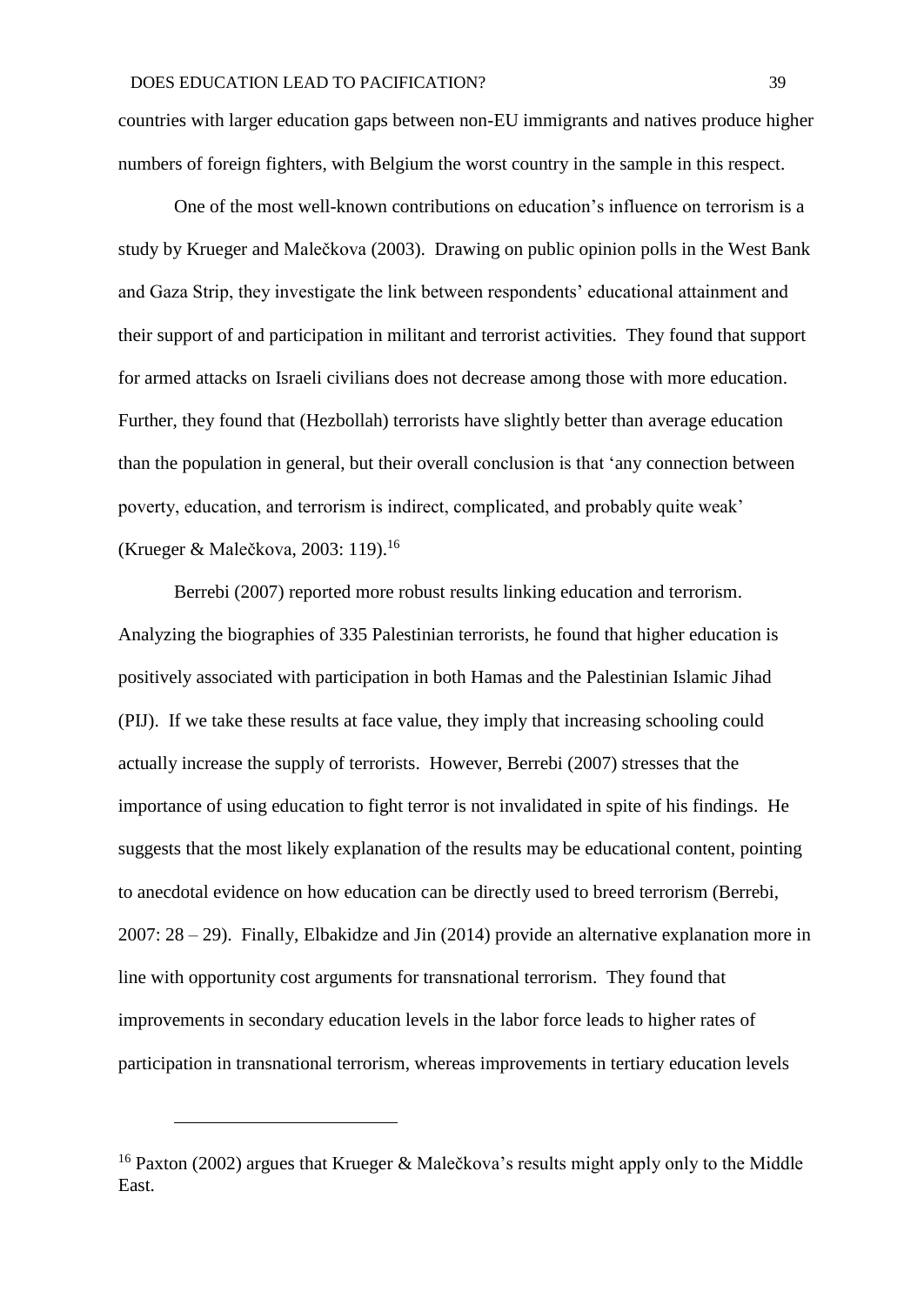countries with larger education gaps between non-EU immigrants and natives produce higher numbers of foreign fighters, with Belgium the worst country in the sample in this respect.

One of the most well-known contributions on education's influence on terrorism is a study by Krueger and Malečkova (2003). Drawing on public opinion polls in the West Bank and Gaza Strip, they investigate the link between respondents' educational attainment and their support of and participation in militant and terrorist activities. They found that support for armed attacks on Israeli civilians does not decrease among those with more education. Further, they found that (Hezbollah) terrorists have slightly better than average education than the population in general, but their overall conclusion is that 'any connection between poverty, education, and terrorism is indirect, complicated, and probably quite weak' (Krueger & Malečkova, 2003: 119).[16]

Berrebi (2007) reported more robust results linking education and terrorism. Analyzing the biographies of 335 Palestinian terrorists, he found that higher education is positively associated with participation in both Hamas and the Palestinian Islamic Jihad (PIJ). If we take these results at face value, they imply that increasing schooling could actually increase the supply of terrorists. However, Berrebi (2007) stresses that the importance of using education to fight terror is not invalidated in spite of his findings. He suggests that the most likely explanation of the results may be educational content, pointing to anecdotal evidence on how education can be directly used to breed terrorism (Berrebi, 2007: 28 – 29). Finally, Elbakidze and Jin (2014) provide an alternative explanation more in line with opportunity cost arguments for transnational terrorism. They found that improvements in secondary education levels in the labor force leads to higher rates of participation in transnational terrorism, whereas improvements in tertiary education levels

---

[16] Paxton (2002) argues that Krueger & Malečkova's results might apply only to the Middle East.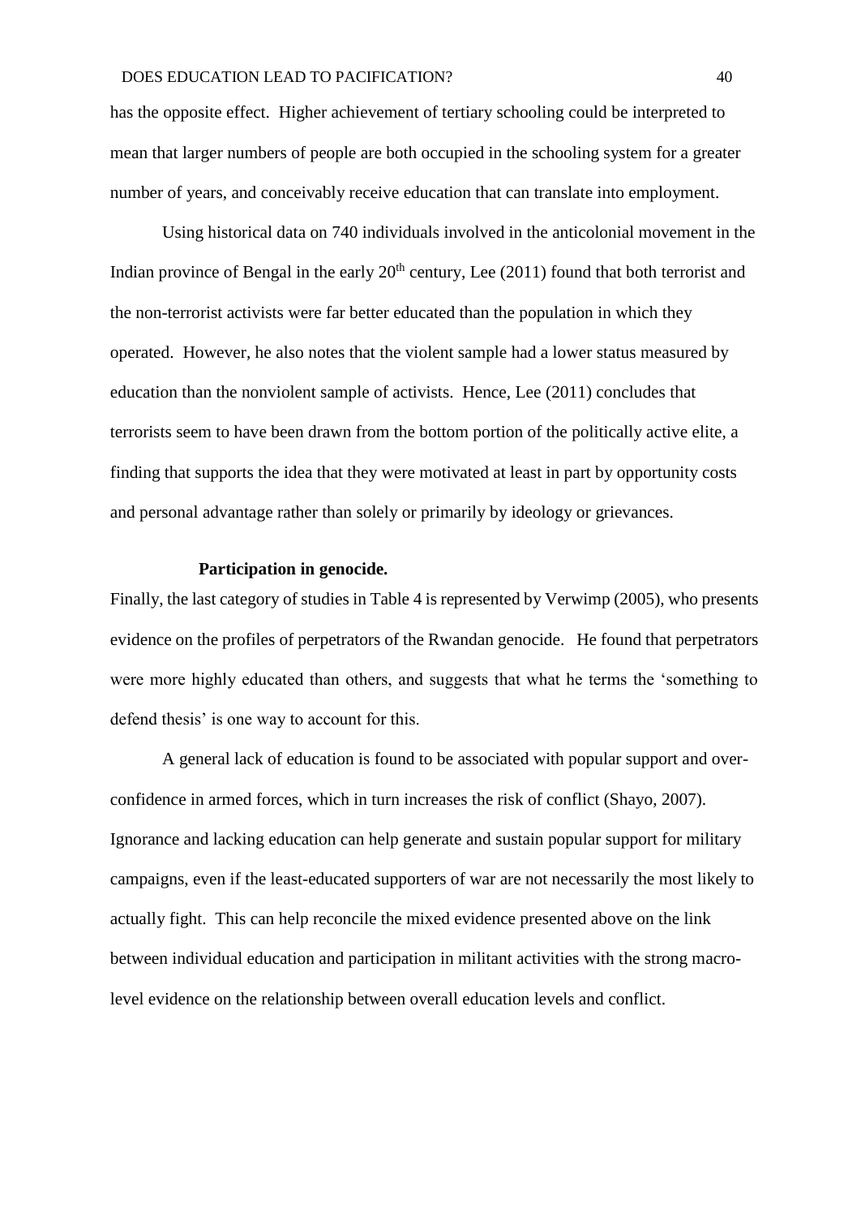has the opposite effect. Higher achievement of tertiary schooling could be interpreted to mean that larger numbers of people are both occupied in the schooling system for a greater number of years, and conceivably receive education that can translate into employment.

Using historical data on 740 individuals involved in the anticolonial movement in the Indian province of Bengal in the early 20th century, Lee (2011) found that both terrorist and the non-terrorist activists were far better educated than the population in which they operated. However, he also notes that the violent sample had a lower status measured by education than the nonviolent sample of activists. Hence, Lee (2011) concludes that terrorists seem to have been drawn from the bottom portion of the politically active elite, a finding that supports the idea that they were motivated at least in part by opportunity costs and personal advantage rather than solely or primarily by ideology or grievances.

**Participation in genocide.**

Finally, the last category of studies in Table 4 is represented by Verwimp (2005), who presents evidence on the profiles of perpetrators of the Rwandan genocide. He found that perpetrators were more highly educated than others, and suggests that what he terms the 'something to defend thesis' is one way to account for this.

A general lack of education is found to be associated with popular support and over-confidence in armed forces, which in turn increases the risk of conflict (Shayo, 2007). Ignorance and lacking education can help generate and sustain popular support for military campaigns, even if the least-educated supporters of war are not necessarily the most likely to actually fight. This can help reconcile the mixed evidence presented above on the link between individual education and participation in militant activities with the strong macro-level evidence on the relationship between overall education levels and conflict.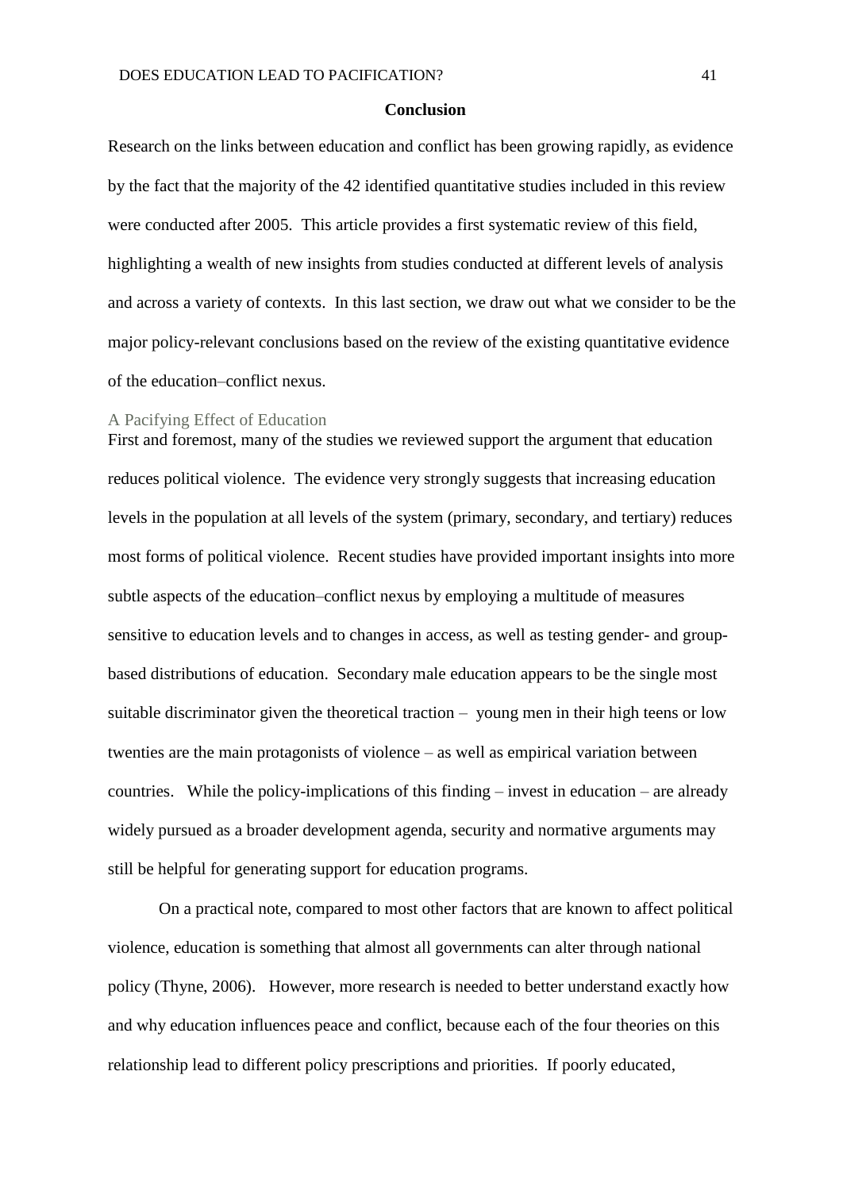## Conclusion

Research on the links between education and conflict has been growing rapidly, as evidence by the fact that the majority of the 42 identified quantitative studies included in this review were conducted after 2005. This article provides a first systematic review of this field, highlighting a wealth of new insights from studies conducted at different levels of analysis and across a variety of contexts. In this last section, we draw out what we consider to be the major policy-relevant conclusions based on the review of the existing quantitative evidence of the education–conflict nexus.

### A Pacifying Effect of Education

First and foremost, many of the studies we reviewed support the argument that education reduces political violence. The evidence very strongly suggests that increasing education levels in the population at all levels of the system (primary, secondary, and tertiary) reduces most forms of political violence. Recent studies have provided important insights into more subtle aspects of the education–conflict nexus by employing a multitude of measures sensitive to education levels and to changes in access, as well as testing gender- and group-based distributions of education. Secondary male education appears to be the single most suitable discriminator given the theoretical traction – young men in their high teens or low twenties are the main protagonists of violence – as well as empirical variation between countries. While the policy-implications of this finding – invest in education – are already widely pursued as a broader development agenda, security and normative arguments may still be helpful for generating support for education programs.

On a practical note, compared to most other factors that are known to affect political violence, education is something that almost all governments can alter through national policy (Thyne, 2006). However, more research is needed to better understand exactly how and why education influences peace and conflict, because each of the four theories on this relationship lead to different policy prescriptions and priorities. If poorly educated,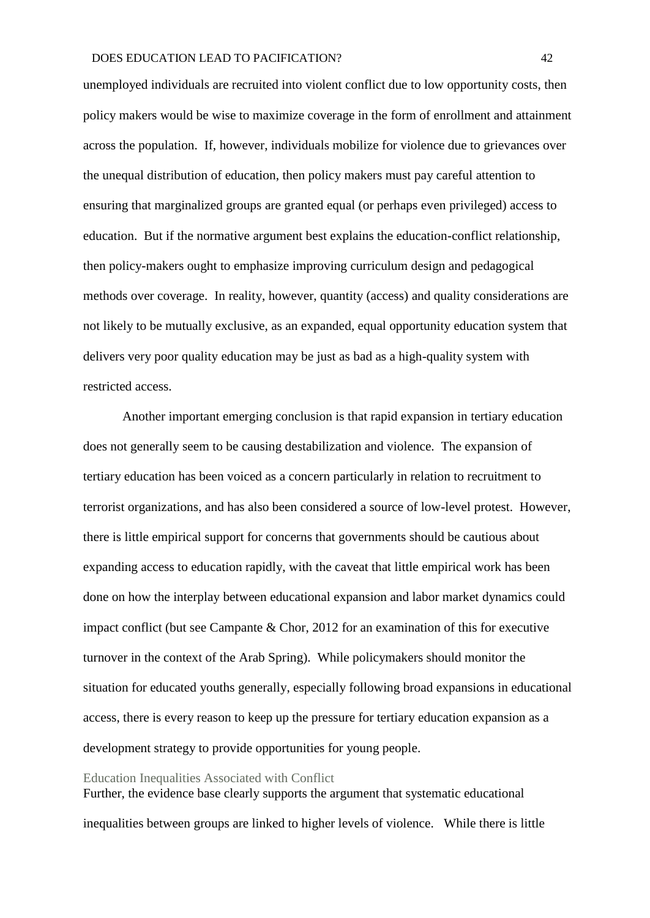unemployed individuals are recruited into violent conflict due to low opportunity costs, then policy makers would be wise to maximize coverage in the form of enrollment and attainment across the population. If, however, individuals mobilize for violence due to grievances over the unequal distribution of education, then policy makers must pay careful attention to ensuring that marginalized groups are granted equal (or perhaps even privileged) access to education. But if the normative argument best explains the education-conflict relationship, then policy-makers ought to emphasize improving curriculum design and pedagogical methods over coverage. In reality, however, quantity (access) and quality considerations are not likely to be mutually exclusive, as an expanded, equal opportunity education system that delivers very poor quality education may be just as bad as a high-quality system with restricted access.

Another important emerging conclusion is that rapid expansion in tertiary education does not generally seem to be causing destabilization and violence. The expansion of tertiary education has been voiced as a concern particularly in relation to recruitment to terrorist organizations, and has also been considered a source of low-level protest. However, there is little empirical support for concerns that governments should be cautious about expanding access to education rapidly, with the caveat that little empirical work has been done on how the interplay between educational expansion and labor market dynamics could impact conflict (but see Campante & Chor, 2012 for an examination of this for executive turnover in the context of the Arab Spring). While policymakers should monitor the situation for educated youths generally, especially following broad expansions in educational access, there is every reason to keep up the pressure for tertiary education expansion as a development strategy to provide opportunities for young people.

### Education Inequalities Associated with Conflict

Further, the evidence base clearly supports the argument that systematic educational inequalities between groups are linked to higher levels of violence. While there is little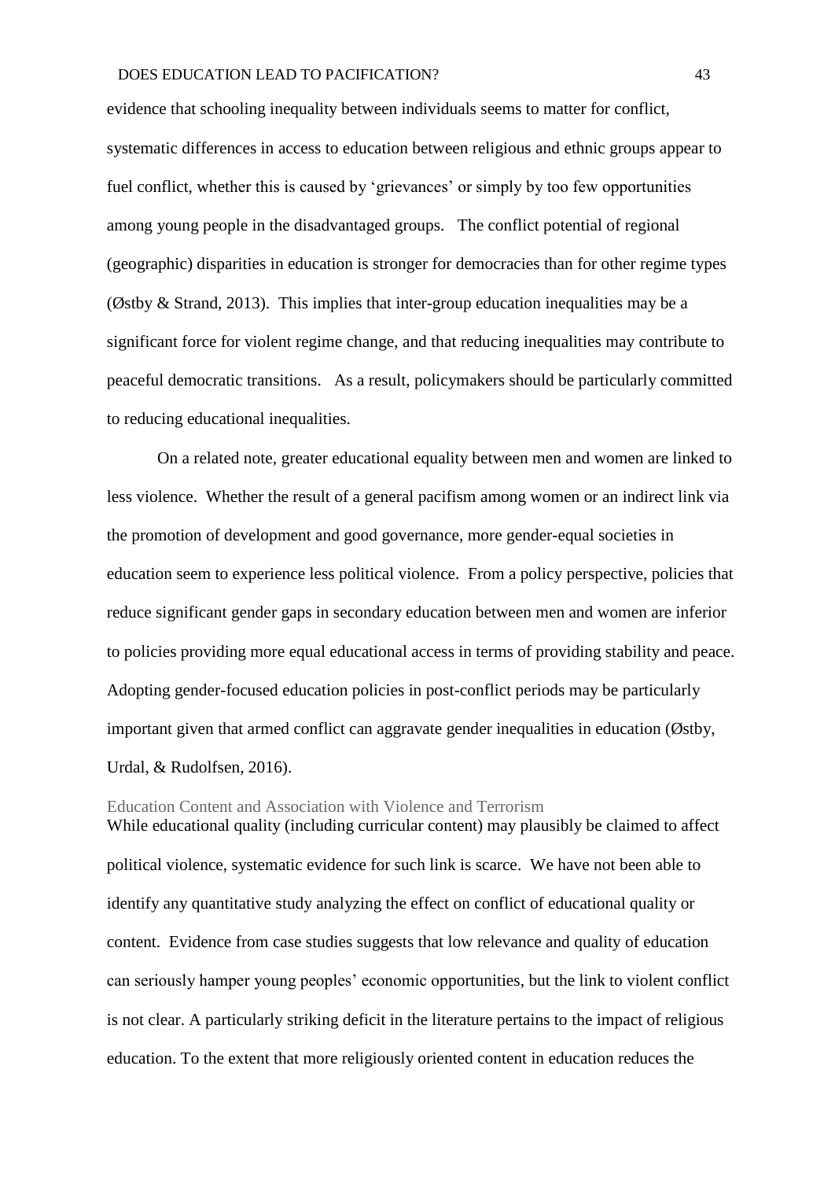evidence that schooling inequality between individuals seems to matter for conflict, systematic differences in access to education between religious and ethnic groups appear to fuel conflict, whether this is caused by 'grievances' or simply by too few opportunities among young people in the disadvantaged groups. The conflict potential of regional (geographic) disparities in education is stronger for democracies than for other regime types (Østby & Strand, 2013). This implies that inter-group education inequalities may be a significant force for violent regime change, and that reducing inequalities may contribute to peaceful democratic transitions. As a result, policymakers should be particularly committed to reducing educational inequalities.

On a related note, greater educational equality between men and women are linked to less violence. Whether the result of a general pacifism among women or an indirect link via the promotion of development and good governance, more gender-equal societies in education seem to experience less political violence. From a policy perspective, policies that reduce significant gender gaps in secondary education between men and women are inferior to policies providing more equal educational access in terms of providing stability and peace. Adopting gender-focused education policies in post-conflict periods may be particularly important given that armed conflict can aggravate gender inequalities in education (Østby, Urdal, & Rudolfsen, 2016).

## Education Content and Association with Violence and Terrorism

While educational quality (including curricular content) may plausibly be claimed to affect political violence, systematic evidence for such link is scarce. We have not been able to identify any quantitative study analyzing the effect on conflict of educational quality or content. Evidence from case studies suggests that low relevance and quality of education can seriously hamper young peoples' economic opportunities, but the link to violent conflict is not clear. A particularly striking deficit in the literature pertains to the impact of religious education. To the extent that more religiously oriented content in education reduces the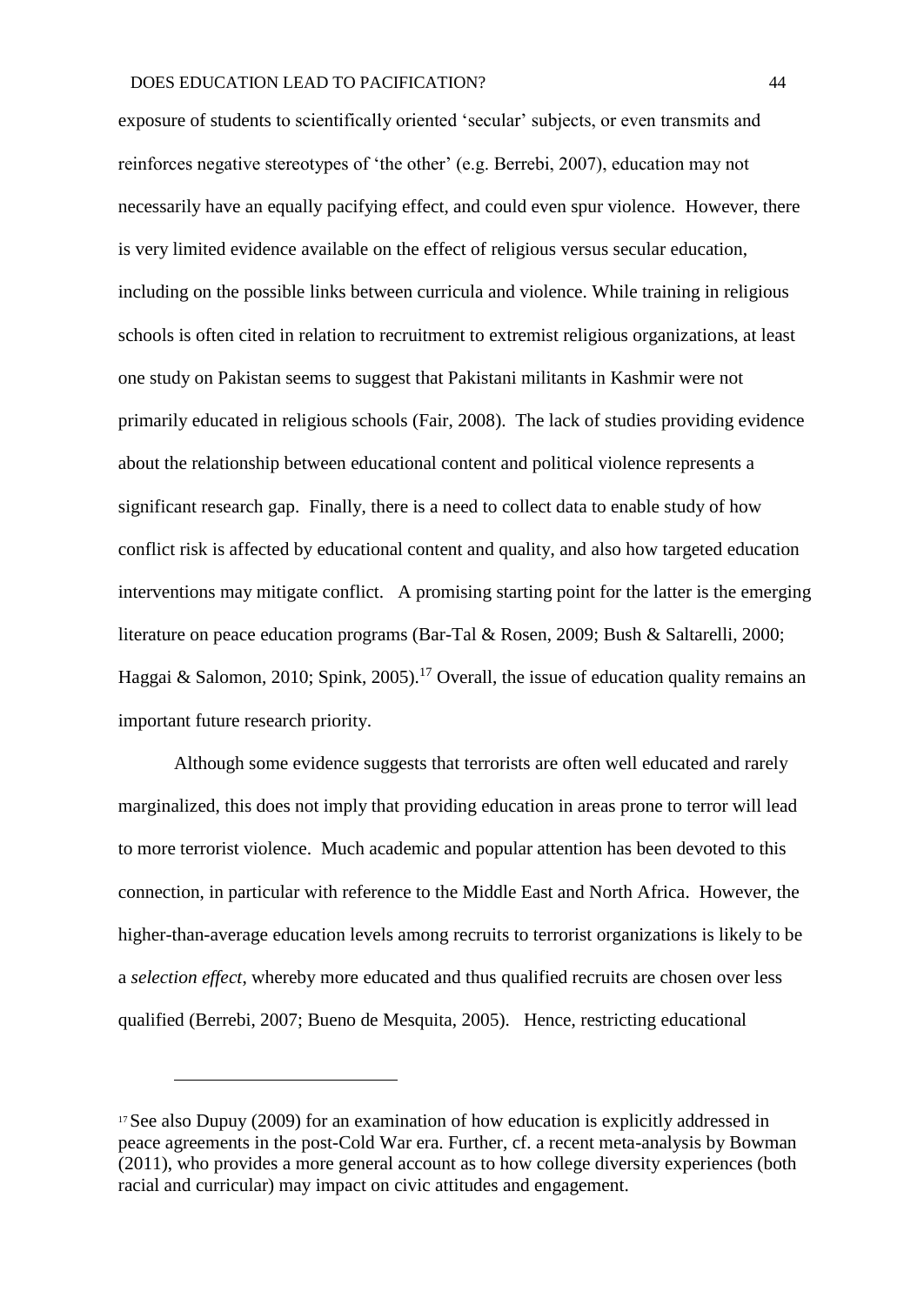exposure of students to scientifically oriented 'secular' subjects, or even transmits and reinforces negative stereotypes of 'the other' (e.g. Berrebi, 2007), education may not necessarily have an equally pacifying effect, and could even spur violence. However, there is very limited evidence available on the effect of religious versus secular education, including on the possible links between curricula and violence. While training in religious schools is often cited in relation to recruitment to extremist religious organizations, at least one study on Pakistan seems to suggest that Pakistani militants in Kashmir were not primarily educated in religious schools (Fair, 2008). The lack of studies providing evidence about the relationship between educational content and political violence represents a significant research gap. Finally, there is a need to collect data to enable study of how conflict risk is affected by educational content and quality, and also how targeted education interventions may mitigate conflict. A promising starting point for the latter is the emerging literature on peace education programs (Bar-Tal & Rosen, 2009; Bush & Saltarelli, 2000; Haggai & Salomon, 2010; Spink, 2005).[17] Overall, the issue of education quality remains an important future research priority.

Although some evidence suggests that terrorists are often well educated and rarely marginalized, this does not imply that providing education in areas prone to terror will lead to more terrorist violence. Much academic and popular attention has been devoted to this connection, in particular with reference to the Middle East and North Africa. However, the higher-than-average education levels among recruits to terrorist organizations is likely to be a *selection effect*, whereby more educated and thus qualified recruits are chosen over less qualified (Berrebi, 2007; Bueno de Mesquita, 2005). Hence, restricting educational

[17] See also Dupuy (2009) for an examination of how education is explicitly addressed in peace agreements in the post-Cold War era. Further, cf. a recent meta-analysis by Bowman (2011), who provides a more general account as to how college diversity experiences (both racial and curricular) may impact on civic attitudes and engagement.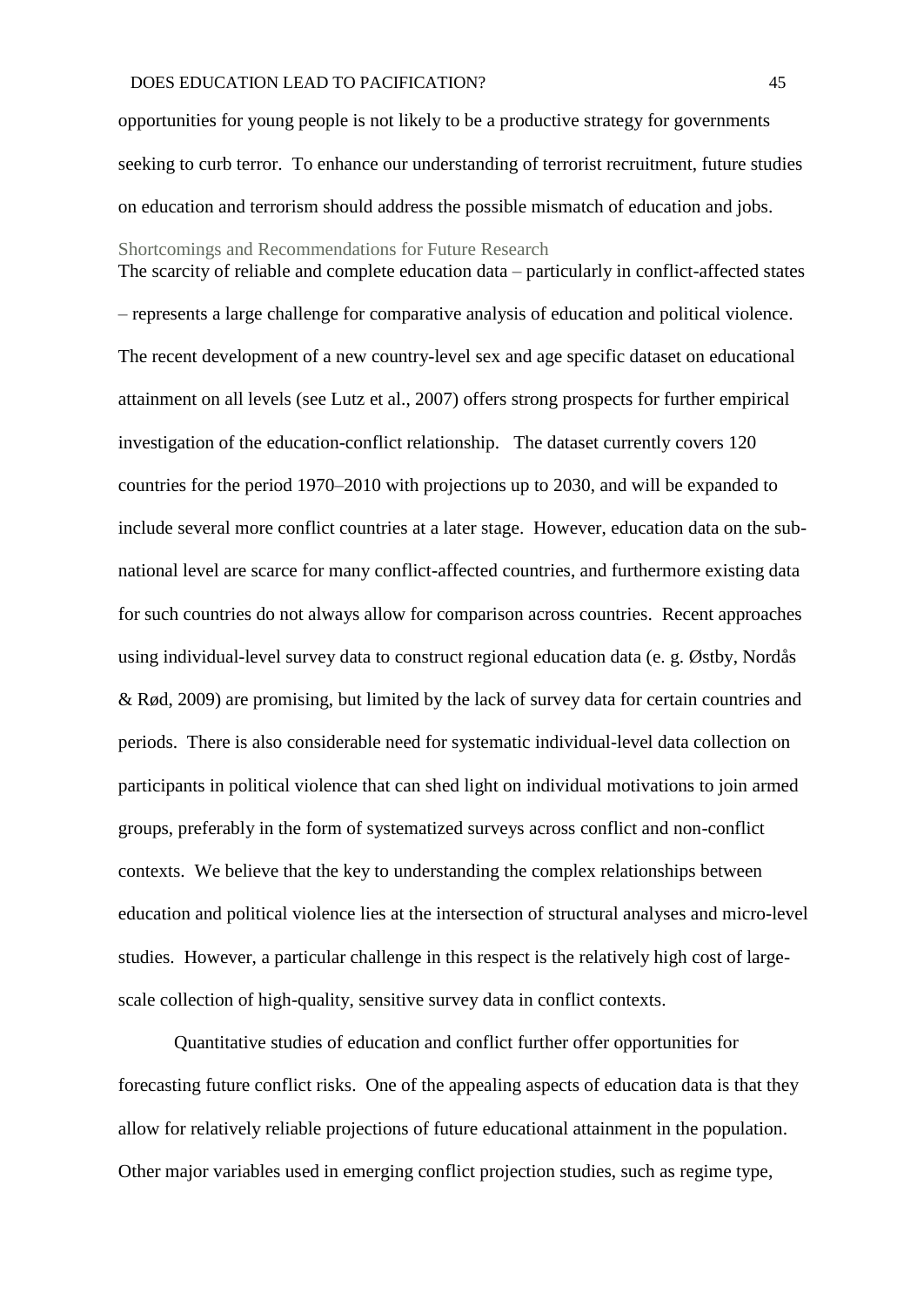opportunities for young people is not likely to be a productive strategy for governments seeking to curb terror. To enhance our understanding of terrorist recruitment, future studies on education and terrorism should address the possible mismatch of education and jobs.

## Shortcomings and Recommendations for Future Research

The scarcity of reliable and complete education data – particularly in conflict-affected states – represents a large challenge for comparative analysis of education and political violence. The recent development of a new country-level sex and age specific dataset on educational attainment on all levels (see Lutz et al., 2007) offers strong prospects for further empirical investigation of the education-conflict relationship. The dataset currently covers 120 countries for the period 1970–2010 with projections up to 2030, and will be expanded to include several more conflict countries at a later stage. However, education data on the sub-national level are scarce for many conflict-affected countries, and furthermore existing data for such countries do not always allow for comparison across countries. Recent approaches using individual-level survey data to construct regional education data (e. g. Østby, Nordås & Rød, 2009) are promising, but limited by the lack of survey data for certain countries and periods. There is also considerable need for systematic individual-level data collection on participants in political violence that can shed light on individual motivations to join armed groups, preferably in the form of systematized surveys across conflict and non-conflict contexts. We believe that the key to understanding the complex relationships between education and political violence lies at the intersection of structural analyses and micro-level studies. However, a particular challenge in this respect is the relatively high cost of large-scale collection of high-quality, sensitive survey data in conflict contexts.

Quantitative studies of education and conflict further offer opportunities for forecasting future conflict risks. One of the appealing aspects of education data is that they allow for relatively reliable projections of future educational attainment in the population. Other major variables used in emerging conflict projection studies, such as regime type,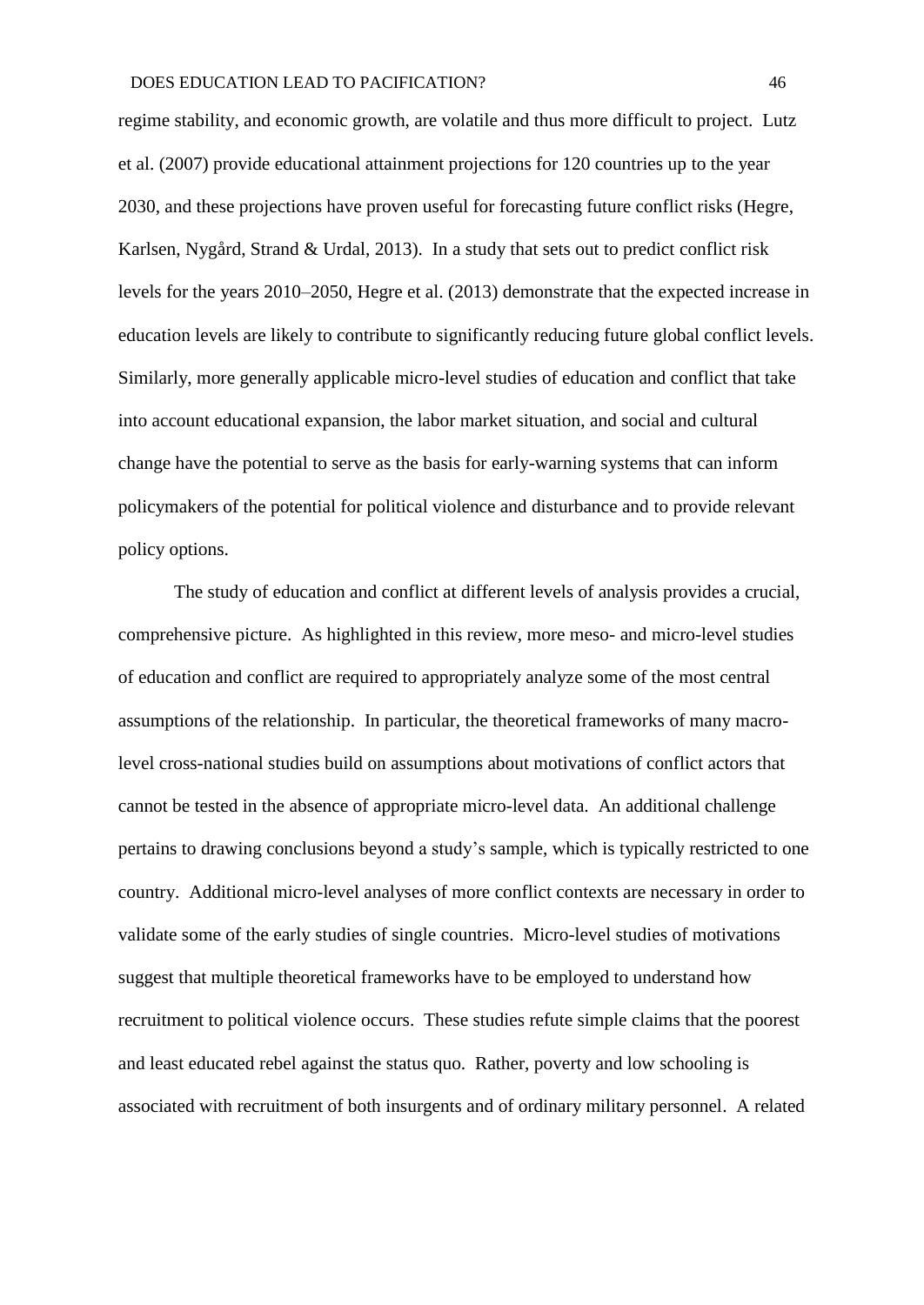regime stability, and economic growth, are volatile and thus more difficult to project. Lutz et al. (2007) provide educational attainment projections for 120 countries up to the year 2030, and these projections have proven useful for forecasting future conflict risks (Hegre, Karlsen, Nygård, Strand & Urdal, 2013). In a study that sets out to predict conflict risk levels for the years 2010–2050, Hegre et al. (2013) demonstrate that the expected increase in education levels are likely to contribute to significantly reducing future global conflict levels. Similarly, more generally applicable micro-level studies of education and conflict that take into account educational expansion, the labor market situation, and social and cultural change have the potential to serve as the basis for early-warning systems that can inform policymakers of the potential for political violence and disturbance and to provide relevant policy options.

The study of education and conflict at different levels of analysis provides a crucial, comprehensive picture. As highlighted in this review, more meso- and micro-level studies of education and conflict are required to appropriately analyze some of the most central assumptions of the relationship. In particular, the theoretical frameworks of many macro-level cross-national studies build on assumptions about motivations of conflict actors that cannot be tested in the absence of appropriate micro-level data. An additional challenge pertains to drawing conclusions beyond a study's sample, which is typically restricted to one country. Additional micro-level analyses of more conflict contexts are necessary in order to validate some of the early studies of single countries. Micro-level studies of motivations suggest that multiple theoretical frameworks have to be employed to understand how recruitment to political violence occurs. These studies refute simple claims that the poorest and least educated rebel against the status quo. Rather, poverty and low schooling is associated with recruitment of both insurgents and of ordinary military personnel. A related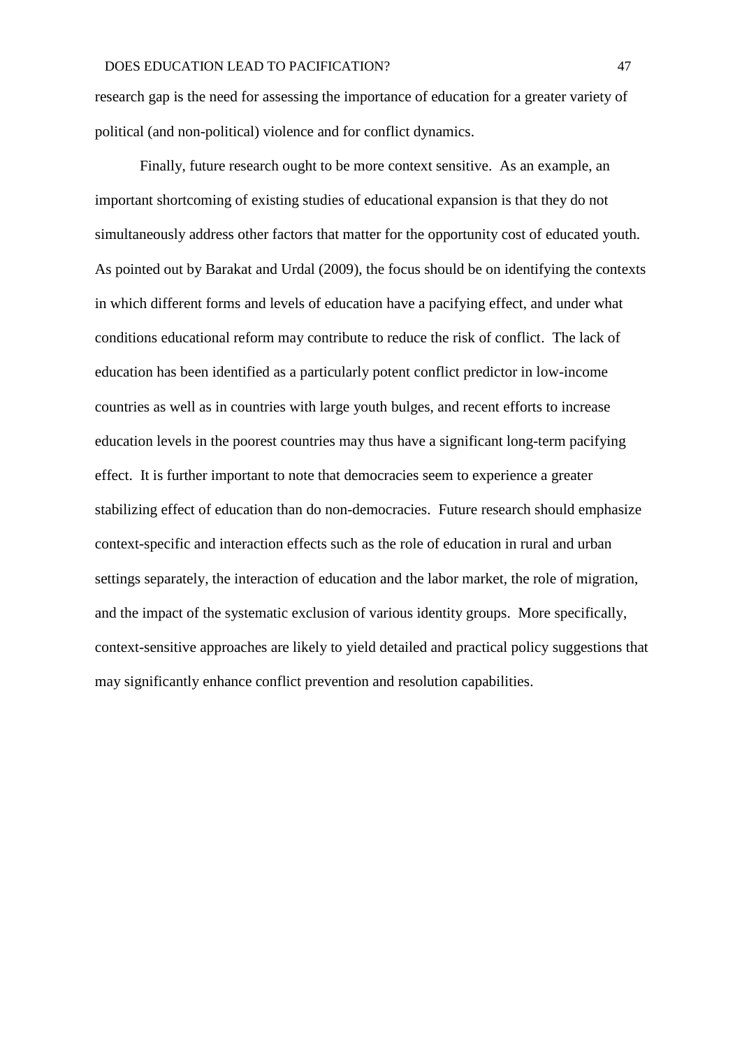research gap is the need for assessing the importance of education for a greater variety of political (and non-political) violence and for conflict dynamics.

Finally, future research ought to be more context sensitive. As an example, an important shortcoming of existing studies of educational expansion is that they do not simultaneously address other factors that matter for the opportunity cost of educated youth. As pointed out by Barakat and Urdal (2009), the focus should be on identifying the contexts in which different forms and levels of education have a pacifying effect, and under what conditions educational reform may contribute to reduce the risk of conflict. The lack of education has been identified as a particularly potent conflict predictor in low-income countries as well as in countries with large youth bulges, and recent efforts to increase education levels in the poorest countries may thus have a significant long-term pacifying effect. It is further important to note that democracies seem to experience a greater stabilizing effect of education than do non-democracies. Future research should emphasize context-specific and interaction effects such as the role of education in rural and urban settings separately, the interaction of education and the labor market, the role of migration, and the impact of the systematic exclusion of various identity groups. More specifically, context-sensitive approaches are likely to yield detailed and practical policy suggestions that may significantly enhance conflict prevention and resolution capabilities.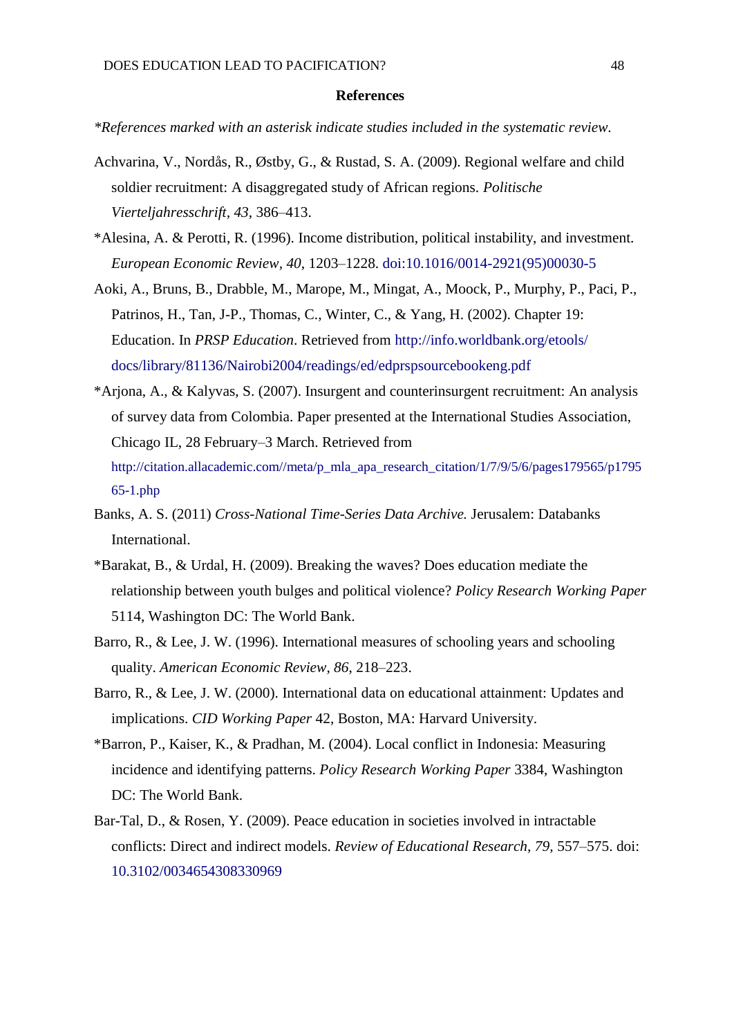## References

*\*References marked with an asterisk indicate studies included in the systematic review.*

Achvarina, V., Nordås, R., Østby, G., & Rustad, S. A. (2009). Regional welfare and child soldier recruitment: A disaggregated study of African regions. *Politische Vierteljahresschrift*, *43*, 386–413.

*Alesina, A. & Perotti, R. (1996). Income distribution, political instability, and investment. *European Economic Review*, *40*, 1203–1228. doi:10.1016/0014-2921(95)00030-5

Aoki, A., Bruns, B., Drabble, M., Marope, M., Mingat, A., Moock, P., Murphy, P., Paci, P., Patrinos, H., Tan, J-P., Thomas, C., Winter, C., & Yang, H. (2002). Chapter 19: Education. In *PRSP Education*. Retrieved from http://info.worldbank.org/etools/docs/library/81136/Nairobi2004/readings/ed/edprspsourcebookeng.pdf

*Arjona, A., & Kalyvas, S. (2007). Insurgent and counterinsurgent recruitment: An analysis of survey data from Colombia. Paper presented at the International Studies Association, Chicago IL, 28 February–3 March. Retrieved from http://citation.allacademic.com//meta/p_mla_apa_research_citation/1/7/9/5/6/pages179565/p179565-1.php

Banks, A. S. (2011) *Cross-National Time-Series Data Archive.* Jerusalem: Databanks International.

*Barakat, B., & Urdal, H. (2009). Breaking the waves? Does education mediate the relationship between youth bulges and political violence? *Policy Research Working Paper* 5114, Washington DC: The World Bank.

Barro, R., & Lee, J. W. (1996). International measures of schooling years and schooling quality. *American Economic Review*, *86*, 218–223.

Barro, R., & Lee, J. W. (2000). International data on educational attainment: Updates and implications. *CID Working Paper* 42, Boston, MA: Harvard University.

*Barron, P., Kaiser, K., & Pradhan, M. (2004). Local conflict in Indonesia: Measuring incidence and identifying patterns. *Policy Research Working Paper* 3384, Washington DC: The World Bank.

Bar-Tal, D., & Rosen, Y. (2009). Peace education in societies involved in intractable conflicts: Direct and indirect models. *Review of Educational Research*, *79*, 557–575. doi: 10.3102/0034654308330969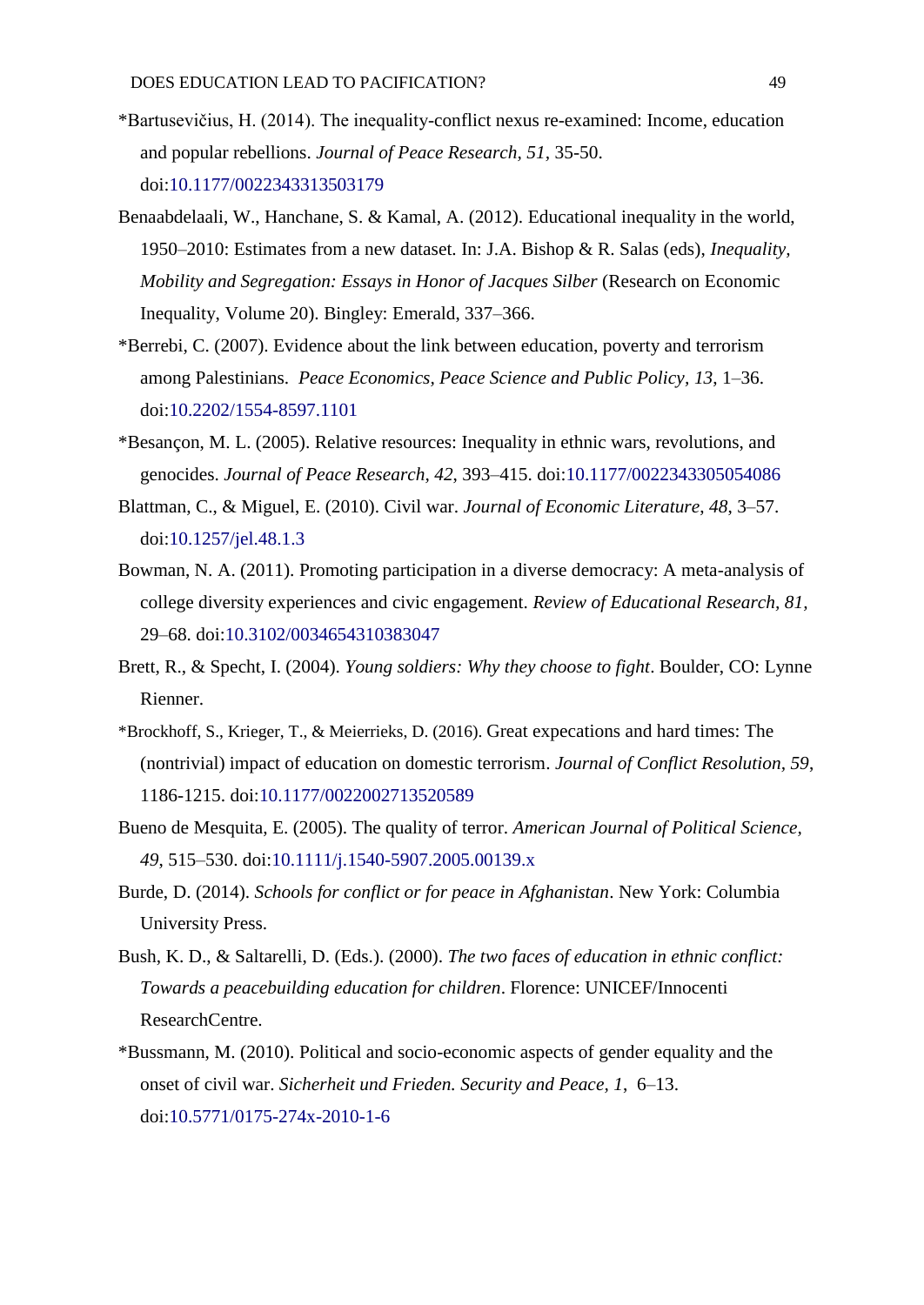*Bartusevičius, H. (2014). The inequality-conflict nexus re-examined: Income, education and popular rebellions. *Journal of Peace Research, 51*, 35-50. doi:10.1177/0022343313503179

Benaabdelaali, W., Hanchane, S. & Kamal, A. (2012). Educational inequality in the world, 1950–2010: Estimates from a new dataset. In: J.A. Bishop & R. Salas (eds), *Inequality, Mobility and Segregation: Essays in Honor of Jacques Silber* (Research on Economic Inequality, Volume 20). Bingley: Emerald, 337–366.

*Berrebi, C. (2007). Evidence about the link between education, poverty and terrorism among Palestinians. *Peace Economics, Peace Science and Public Policy*, *13*, 1–36. doi:10.2202/1554-8597.1101

*Besançon, M. L. (2005). Relative resources: Inequality in ethnic wars, revolutions, and genocides. *Journal of Peace Research*, *42*, 393–415. doi:10.1177/0022343305054086

Blattman, C., & Miguel, E. (2010). Civil war. *Journal of Economic Literature*, *48*, 3–57. doi:10.1257/jel.48.1.3

Bowman, N. A. (2011). Promoting participation in a diverse democracy: A meta-analysis of college diversity experiences and civic engagement. *Review of Educational Research*, *81*, 29–68. doi:10.3102/0034654310383047

Brett, R., & Specht, I. (2004). *Young soldiers: Why they choose to fight*. Boulder, CO: Lynne Rienner.

*Brockhoff, S., Krieger, T., & Meierrieks, D. (2016). Great expecations and hard times: The (nontrivial) impact of education on domestic terrorism. *Journal of Conflict Resolution*, *59*, 1186-1215. doi:10.1177/0022002713520589

Bueno de Mesquita, E. (2005). The quality of terror. *American Journal of Political Science*, *49*, 515–530. doi:10.1111/j.1540-5907.2005.00139.x

Burde, D. (2014). *Schools for conflict or for peace in Afghanistan*. New York: Columbia University Press.

Bush, K. D., & Saltarelli, D. (Eds.). (2000). *The two faces of education in ethnic conflict: Towards a peacebuilding education for children*. Florence: UNICEF/Innocenti ResearchCentre.

*Bussmann, M. (2010). Political and socio-economic aspects of gender equality and the onset of civil war. *Sicherheit und Frieden. Security and Peace*, *1*, 6–13. doi:10.5771/0175-274x-2010-1-6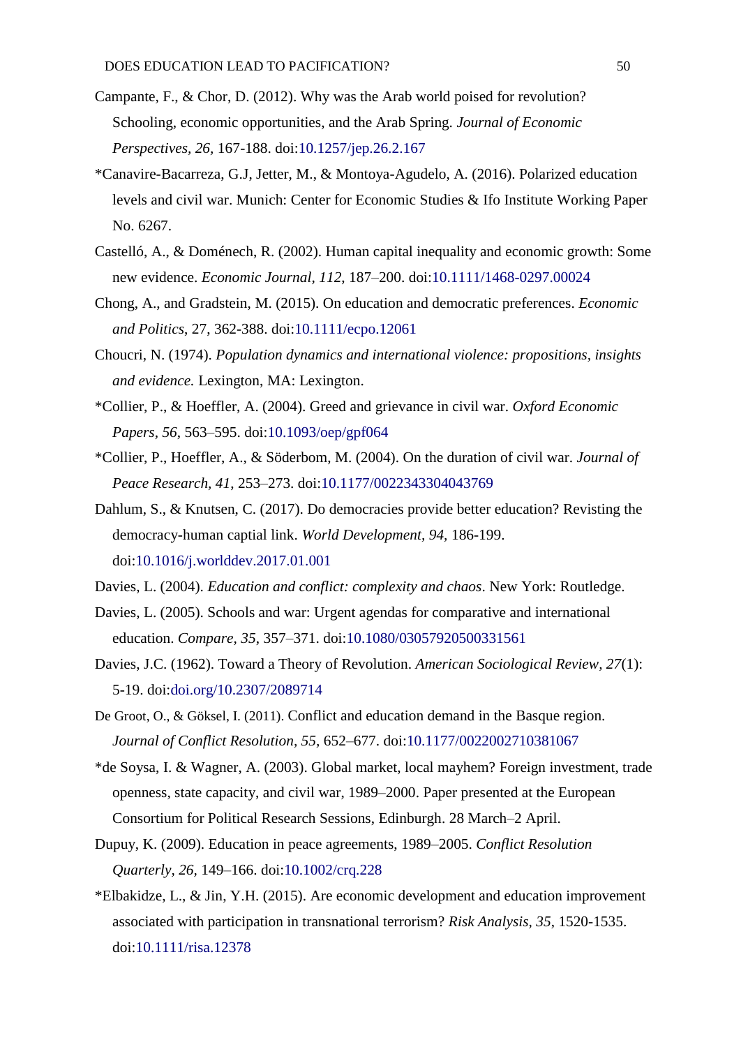Campante, F., & Chor, D. (2012). Why was the Arab world poised for revolution? Schooling, economic opportunities, and the Arab Spring. *Journal of Economic Perspectives, 26,* 167-188. doi:10.1257/jep.26.2.167

*Canavire-Bacarreza, G.J, Jetter, M., & Montoya-Agudelo, A. (2016). Polarized education levels and civil war. Munich: Center for Economic Studies & Ifo Institute Working Paper No. 6267.

Castelló, A., & Doménech, R. (2002). Human capital inequality and economic growth: Some new evidence. *Economic Journal, 112*, 187–200. doi:10.1111/1468-0297.00024

Chong, A., and Gradstein, M. (2015). On education and democratic preferences. *Economic and Politics*, 27, 362-388. doi:10.1111/ecpo.12061

Choucri, N. (1974). *Population dynamics and international violence: propositions, insights and evidence.* Lexington, MA: Lexington.

*Collier, P., & Hoeffler, A. (2004). Greed and grievance in civil war. *Oxford Economic Papers, 56*, 563–595. doi:10.1093/oep/gpf064

*Collier, P., Hoeffler, A., & Söderbom, M. (2004). On the duration of civil war. *Journal of Peace Research, 41*, 253–273. doi:10.1177/0022343304043769

Dahlum, S., & Knutsen, C. (2017). Do democracies provide better education? Revisting the democracy-human captial link. *World Development, 94,* 186-199. doi:10.1016/j.worlddev.2017.01.001

Davies, L. (2004). *Education and conflict: complexity and chaos*. New York: Routledge.

Davies, L. (2005). Schools and war: Urgent agendas for comparative and international education. *Compare, 35*, 357–371. doi:10.1080/03057920500331561

Davies, J.C. (1962). Toward a Theory of Revolution. *American Sociological Review, 27*(1): 5-19. doi:doi.org/10.2307/2089714

De Groot, O., & Göksel, I. (2011). Conflict and education demand in the Basque region. *Journal of Conflict Resolution, 55,* 652–677. doi:10.1177/0022002710381067

*de Soysa, I. & Wagner, A. (2003). Global market, local mayhem? Foreign investment, trade openness, state capacity, and civil war, 1989–2000. Paper presented at the European Consortium for Political Research Sessions, Edinburgh. 28 March–2 April.

Dupuy, K. (2009). Education in peace agreements, 1989–2005. *Conflict Resolution Quarterly, 26,* 149–166. doi:10.1002/crq.228

*Elbakidze, L., & Jin, Y.H. (2015). Are economic development and education improvement associated with participation in transnational terrorism? *Risk Analysis, 35,* 1520-1535. doi:10.1111/risa.12378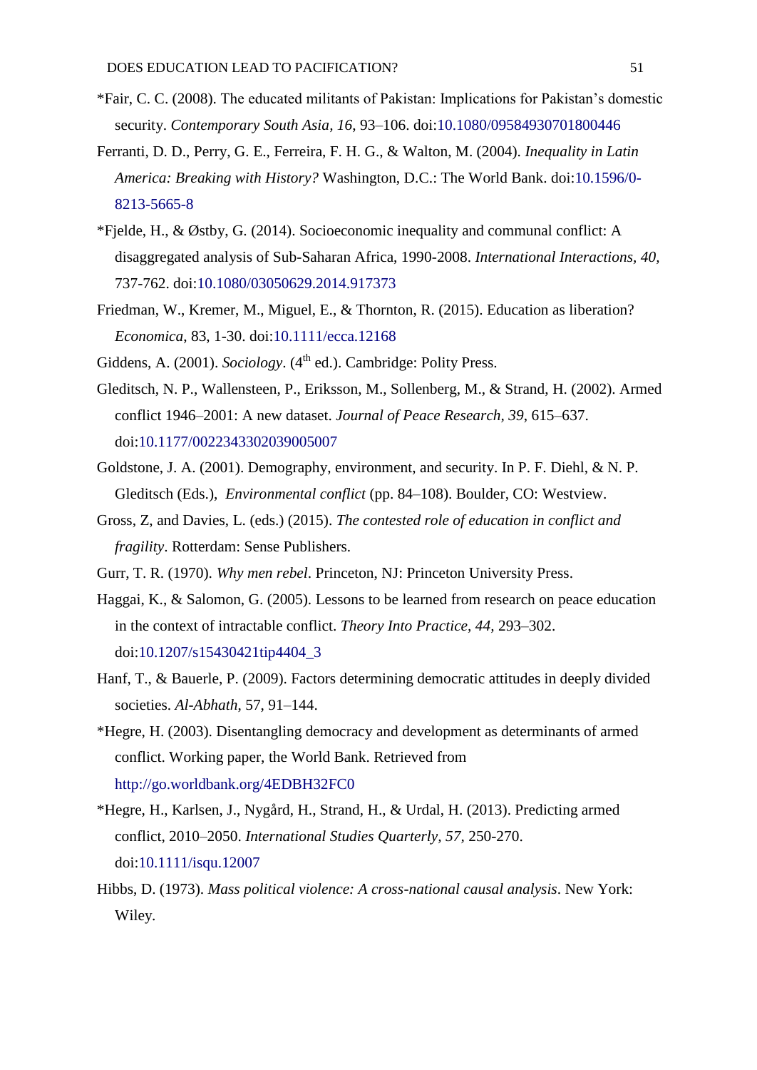*Fair, C. C. (2008). The educated militants of Pakistan: Implications for Pakistan's domestic security. *Contemporary South Asia, 16*, 93–106. doi:10.1080/09584930701800446

Ferranti, D. D., Perry, G. E., Ferreira, F. H. G., & Walton, M. (2004). *Inequality in Latin America: Breaking with History?* Washington, D.C.: The World Bank. doi:10.1596/0-8213-5665-8

*Fjelde, H., & Østby, G. (2014). Socioeconomic inequality and communal conflict: A disaggregated analysis of Sub-Saharan Africa, 1990-2008. *International Interactions, 40*, 737-762. doi:10.1080/03050629.2014.917373

Friedman, W., Kremer, M., Miguel, E., & Thornton, R. (2015). Education as liberation? *Economica*, 83, 1-30. doi:10.1111/ecca.12168

Giddens, A. (2001). *Sociology*. (4th ed.). Cambridge: Polity Press.

Gleditsch, N. P., Wallensteen, P., Eriksson, M., Sollenberg, M., & Strand, H. (2002). Armed conflict 1946–2001: A new dataset. *Journal of Peace Research, 39*, 615–637. doi:10.1177/0022343302039005007

Goldstone, J. A. (2001). Demography, environment, and security. In P. F. Diehl, & N. P. Gleditsch (Eds.), *Environmental conflict* (pp. 84–108). Boulder, CO: Westview.

Gross, Z, and Davies, L. (eds.) (2015). *The contested role of education in conflict and fragility*. Rotterdam: Sense Publishers.

Gurr, T. R. (1970). *Why men rebel*. Princeton, NJ: Princeton University Press.

Haggai, K., & Salomon, G. (2005). Lessons to be learned from research on peace education in the context of intractable conflict. *Theory Into Practice, 44*, 293–302. doi:10.1207/s15430421tip4404_3

Hanf, T., & Bauerle, P. (2009). Factors determining democratic attitudes in deeply divided societies. *Al-Abhath*, 57, 91–144.

*Hegre, H. (2003). Disentangling democracy and development as determinants of armed conflict. Working paper, the World Bank. Retrieved from http://go.worldbank.org/4EDBH32FC0

*Hegre, H., Karlsen, J., Nygård, H., Strand, H., & Urdal, H. (2013). Predicting armed conflict, 2010–2050. *International Studies Quarterly, 57*, 250-270. doi:10.1111/isqu.12007

Hibbs, D. (1973). *Mass political violence: A cross-national causal analysis*. New York: Wiley.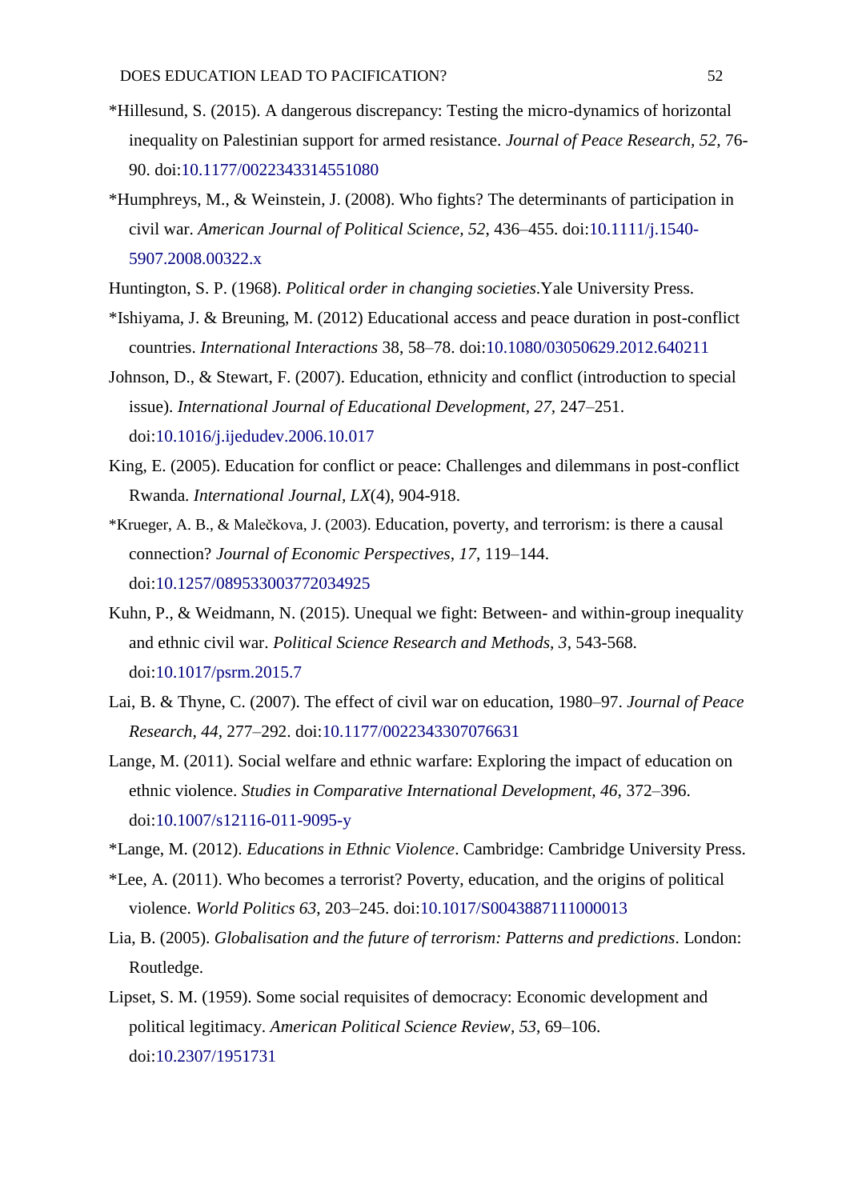*Hillesund, S. (2015). A dangerous discrepancy: Testing the micro-dynamics of horizontal inequality on Palestinian support for armed resistance. *Journal of Peace Research*, *52*, 76-90. doi:10.1177/0022343314551080

*Humphreys, M., & Weinstein, J. (2008). Who fights? The determinants of participation in civil war. *American Journal of Political Science*, *52*, 436–455. doi:10.1111/j.1540-5907.2008.00322.x

Huntington, S. P. (1968). *Political order in changing societies*.Yale University Press.

*Ishiyama, J. & Breuning, M. (2012) Educational access and peace duration in post-conflict countries. *International Interactions* 38, 58–78. doi:10.1080/03050629.2012.640211

Johnson, D., & Stewart, F. (2007). Education, ethnicity and conflict (introduction to special issue). *International Journal of Educational Development*, *27*, 247–251. doi:10.1016/j.ijedudev.2006.10.017

King, E. (2005). Education for conflict or peace: Challenges and dilemmans in post-conflict Rwanda. *International Journal*, *LX*(4), 904-918.

*Krueger, A. B., & Malečkova, J. (2003). Education, poverty, and terrorism: is there a causal connection? *Journal of Economic Perspectives*, *17*, 119–144. doi:10.1257/089533003772034925

Kuhn, P., & Weidmann, N. (2015). Unequal we fight: Between- and within-group inequality and ethnic civil war. *Political Science Research and Methods*, *3*, 543-568. doi:10.1017/psrm.2015.7

Lai, B. & Thyne, C. (2007). The effect of civil war on education, 1980–97. *Journal of Peace Research*, *44*, 277–292. doi:10.1177/0022343307076631

Lange, M. (2011). Social welfare and ethnic warfare: Exploring the impact of education on ethnic violence. *Studies in Comparative International Development*, *46*, 372–396. doi:10.1007/s12116-011-9095-y

*Lange, M. (2012). *Educations in Ethnic Violence*. Cambridge: Cambridge University Press.

*Lee, A. (2011). Who becomes a terrorist? Poverty, education, and the origins of political violence. *World Politics 63*, 203–245. doi:10.1017/S0043887111000013

Lia, B. (2005). *Globalisation and the future of terrorism: Patterns and predictions*. London: Routledge.

Lipset, S. M. (1959). Some social requisites of democracy: Economic development and political legitimacy. *American Political Science Review*, *53*, 69–106. doi:10.2307/1951731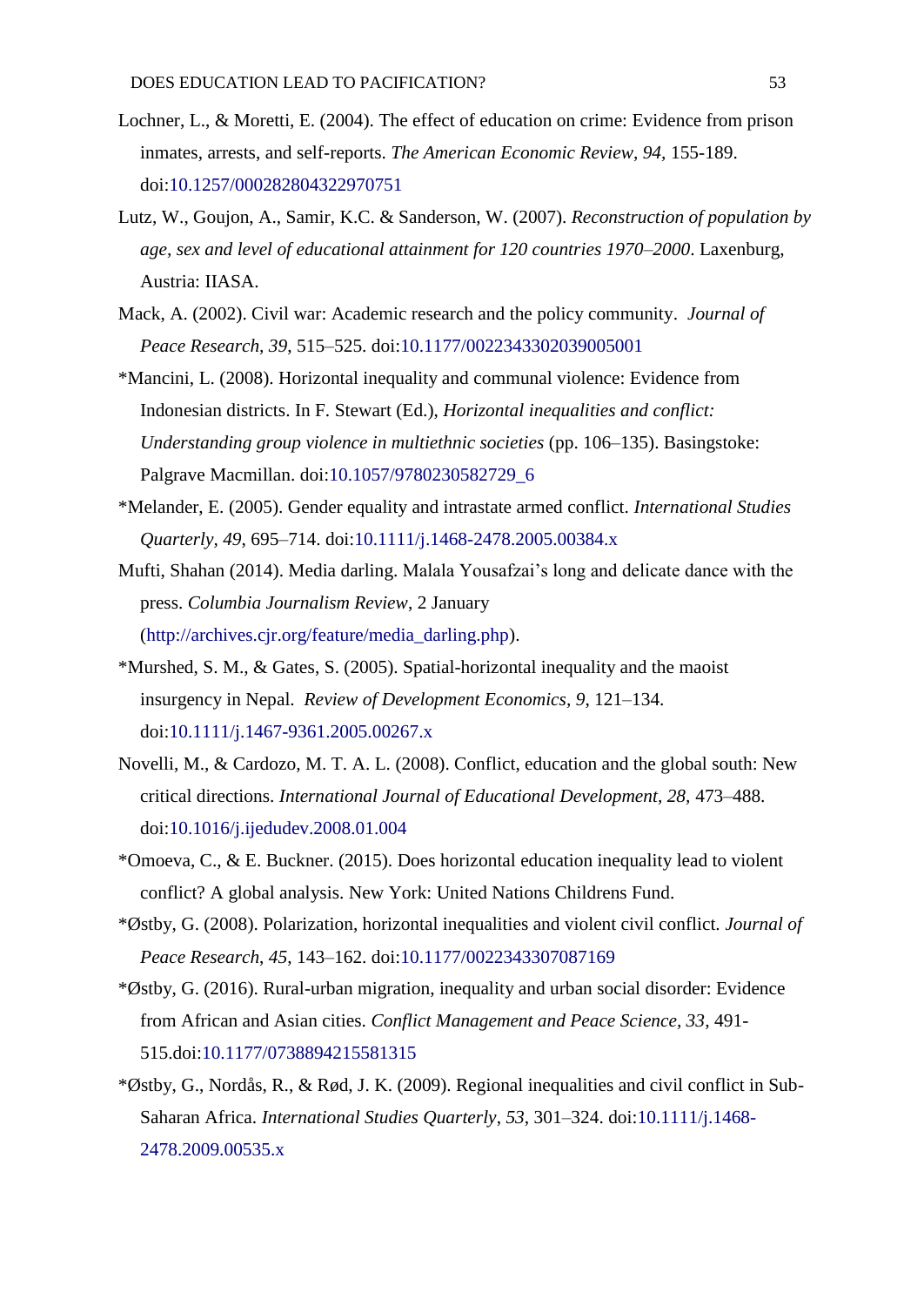Lochner, L., & Moretti, E. (2004). The effect of education on crime: Evidence from prison inmates, arrests, and self-reports. *The American Economic Review, 94,* 155-189. doi:10.1257/000282804322970751

Lutz, W., Goujon, A., Samir, K.C. & Sanderson, W. (2007). *Reconstruction of population by age, sex and level of educational attainment for 120 countries 1970–2000*. Laxenburg, Austria: IIASA.

Mack, A. (2002). Civil war: Academic research and the policy community. *Journal of Peace Research, 39*, 515–525. doi:10.1177/0022343302039005001

*Mancini, L. (2008). Horizontal inequality and communal violence: Evidence from Indonesian districts. In F. Stewart (Ed.), *Horizontal inequalities and conflict: Understanding group violence in multiethnic societies* (pp. 106–135). Basingstoke: Palgrave Macmillan. doi:10.1057/9780230582729_6

*Melander, E. (2005). Gender equality and intrastate armed conflict. *International Studies Quarterly*, *49*, 695–714. doi:10.1111/j.1468-2478.2005.00384.x

Mufti, Shahan (2014). Media darling. Malala Yousafzai's long and delicate dance with the press. *Columbia Journalism Review*, 2 January (http://archives.cjr.org/feature/media_darling.php).

*Murshed, S. M., & Gates, S. (2005). Spatial-horizontal inequality and the maoist insurgency in Nepal. *Review of Development Economics*, *9*, 121–134. doi:10.1111/j.1467-9361.2005.00267.x

Novelli, M., & Cardozo, M. T. A. L. (2008). Conflict, education and the global south: New critical directions. *International Journal of Educational Development*, *28,* 473–488. doi:10.1016/j.ijedudev.2008.01.004

*Omoeva, C., & E. Buckner. (2015). Does horizontal education inequality lead to violent conflict? A global analysis. New York: United Nations Childrens Fund.

*Østby, G. (2008). Polarization, horizontal inequalities and violent civil conflict. *Journal of Peace Research*, *45*, 143–162. doi:10.1177/0022343307087169

*Østby, G. (2016). Rural-urban migration, inequality and urban social disorder: Evidence from African and Asian cities. *Conflict Management and Peace Science*, *33,* 491-515.doi:10.1177/0738894215581315

*Østby, G., Nordås, R., & Rød, J. K. (2009). Regional inequalities and civil conflict in Sub-Saharan Africa. *International Studies Quarterly*, *53*, 301–324. doi:10.1111/j.1468-2478.2009.00535.x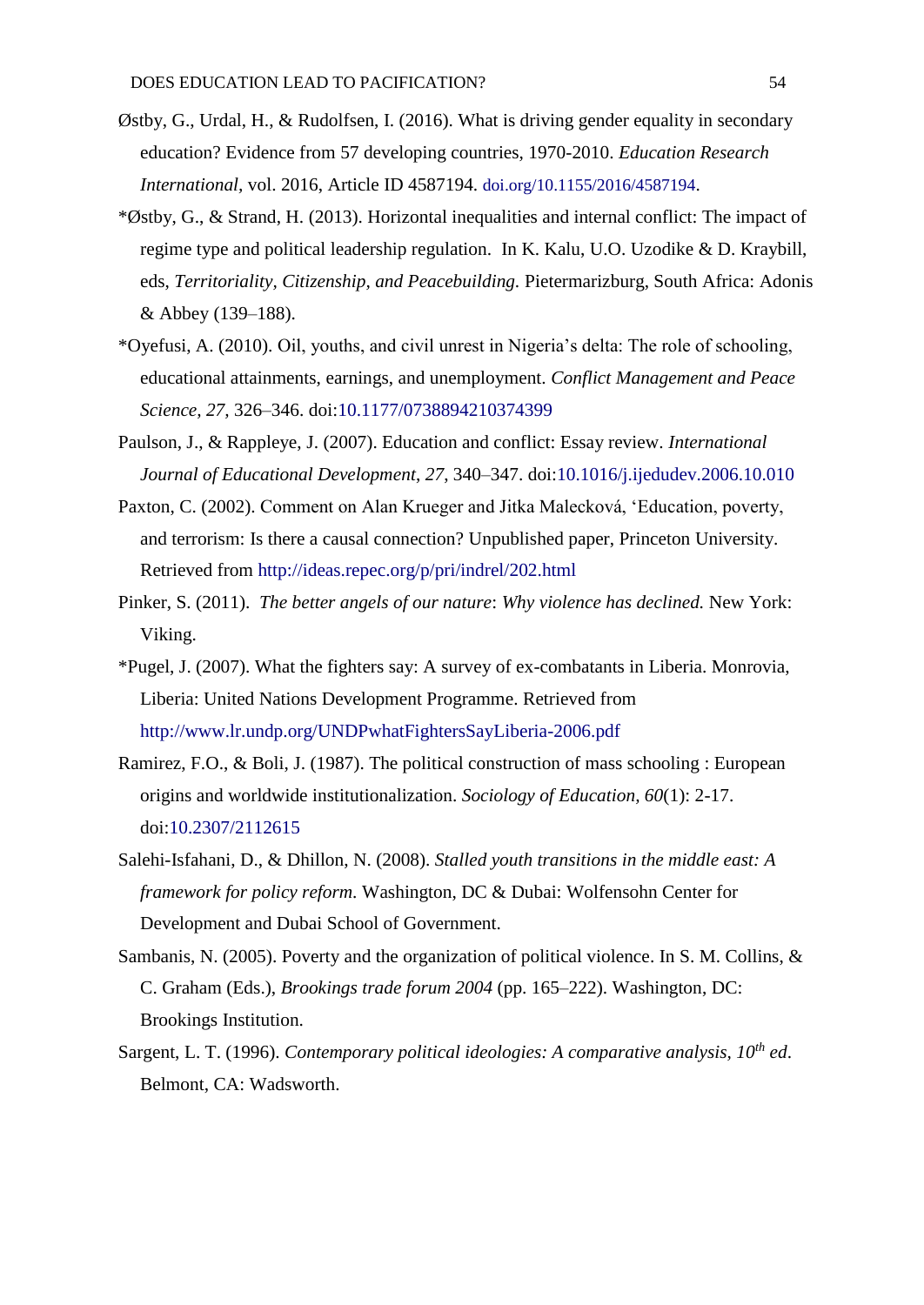Østby, G., Urdal, H., & Rudolfsen, I. (2016). What is driving gender equality in secondary education? Evidence from 57 developing countries, 1970-2010. *Education Research International*, vol. 2016, Article ID 4587194. doi.org/10.1155/2016/4587194.

*Østby, G., & Strand, H. (2013). Horizontal inequalities and internal conflict: The impact of regime type and political leadership regulation. In K. Kalu, U.O. Uzodike & D. Kraybill, eds, *Territoriality, Citizenship, and Peacebuilding.* Pietermaritzburg, South Africa: Adonis & Abbey (139–188).

*Oyefusi, A. (2010). Oil, youths, and civil unrest in Nigeria's delta: The role of schooling, educational attainments, earnings, and unemployment. *Conflict Management and Peace Science, 27,* 326–346. doi:10.1177/0738894210374399

Paulson, J., & Rappleye, J. (2007). Education and conflict: Essay review. *International Journal of Educational Development, 27,* 340–347. doi:10.1016/j.ijedudev.2006.10.010

Paxton, C. (2002). Comment on Alan Krueger and Jitka Malecková, 'Education, poverty, and terrorism: Is there a causal connection? Unpublished paper, Princeton University. Retrieved from http://ideas.repec.org/p/pri/indrel/202.html

Pinker, S. (2011). *The better angels of our nature*: *Why violence has declined.* New York: Viking.

*Pugel, J. (2007). What the fighters say: A survey of ex-combatants in Liberia. Monrovia, Liberia: United Nations Development Programme. Retrieved from http://www.lr.undp.org/UNDPwhatFightersSayLiberia-2006.pdf

Ramirez, F.O., & Boli, J. (1987). The political construction of mass schooling : European origins and worldwide institutionalization. *Sociology of Education, 60*(1): 2-17. doi:10.2307/2112615

Salehi-Isfahani, D., & Dhillon, N. (2008). *Stalled youth transitions in the middle east: A framework for policy reform.* Washington, DC & Dubai: Wolfensohn Center for Development and Dubai School of Government.

Sambanis, N. (2005). Poverty and the organization of political violence. In S. M. Collins, & C. Graham (Eds.), *Brookings trade forum 2004* (pp. 165–222). Washington, DC: Brookings Institution.

Sargent, L. T. (1996). *Contemporary political ideologies: A comparative analysis, 10th ed*. Belmont, CA: Wadsworth.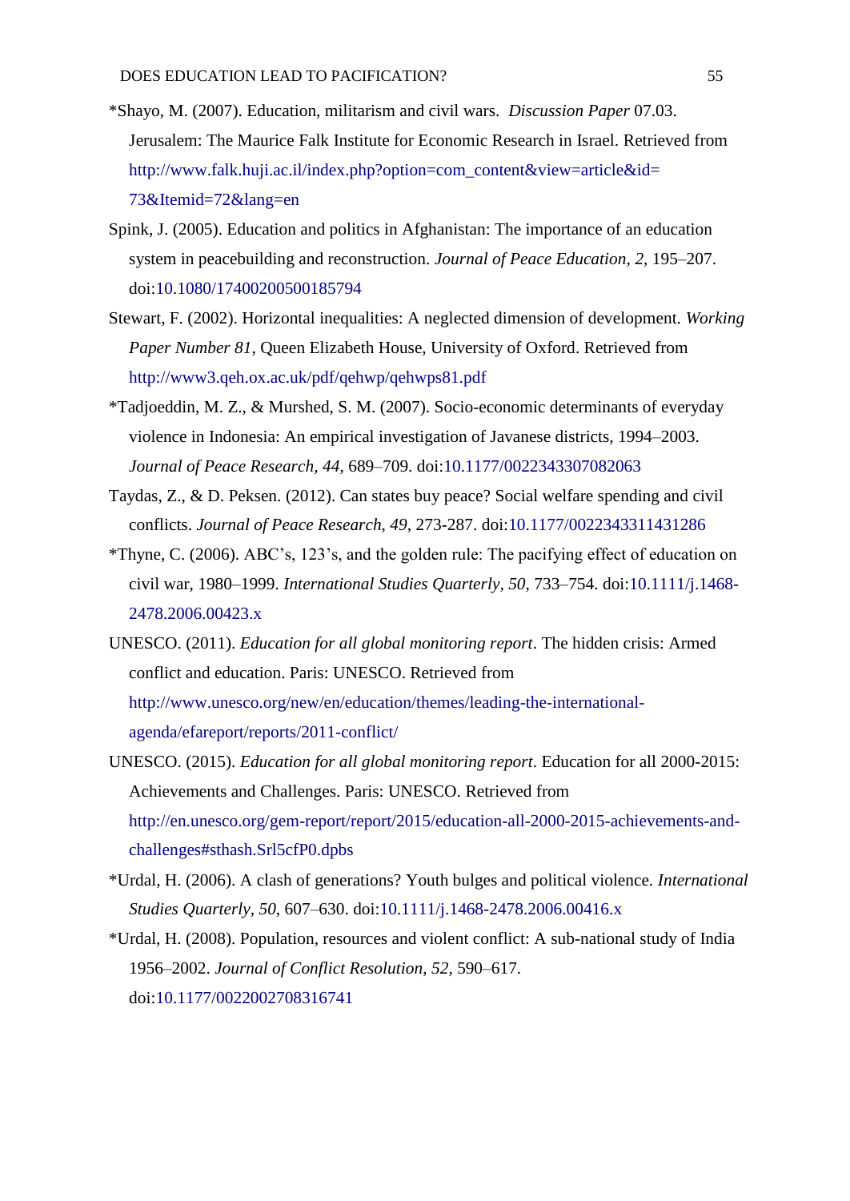*Shayo, M. (2007). Education, militarism and civil wars. *Discussion Paper* 07.03. Jerusalem: The Maurice Falk Institute for Economic Research in Israel. Retrieved from http://www.falk.huji.ac.il/index.php?option=com_content&view=article&id=73&Itemid=72&lang=en

Spink, J. (2005). Education and politics in Afghanistan: The importance of an education system in peacebuilding and reconstruction. *Journal of Peace Education, 2*, 195–207. doi:10.1080/17400200500185794

Stewart, F. (2002). Horizontal inequalities: A neglected dimension of development. *Working Paper Number 81*, Queen Elizabeth House, University of Oxford. Retrieved from http://www3.qeh.ox.ac.uk/pdf/qehwp/qehwps81.pdf

*Tadjoeddin, M. Z., & Murshed, S. M. (2007). Socio-economic determinants of everyday violence in Indonesia: An empirical investigation of Javanese districts, 1994–2003. *Journal of Peace Research, 44*, 689–709. doi:10.1177/0022343307082063

Taydas, Z., & D. Peksen. (2012). Can states buy peace? Social welfare spending and civil conflicts. *Journal of Peace Research, 49*, 273-287. doi:10.1177/0022343311431286

*Thyne, C. (2006). ABC's, 123's, and the golden rule: The pacifying effect of education on civil war, 1980–1999. *International Studies Quarterly, 50*, 733–754. doi:10.1111/j.1468-2478.2006.00423.x

UNESCO. (2011). *Education for all global monitoring report*. The hidden crisis: Armed conflict and education. Paris: UNESCO. Retrieved from http://www.unesco.org/new/en/education/themes/leading-the-international-agenda/efareport/reports/2011-conflict/

UNESCO. (2015). *Education for all global monitoring report*. Education for all 2000-2015: Achievements and Challenges. Paris: UNESCO. Retrieved from http://en.unesco.org/gem-report/report/2015/education-all-2000-2015-achievements-and-challenges#sthash.Srl5cfP0.dpbs

*Urdal, H. (2006). A clash of generations? Youth bulges and political violence. *International Studies Quarterly*, *50*, 607–630. doi:10.1111/j.1468-2478.2006.00416.x

*Urdal, H. (2008). Population, resources and violent conflict: A sub-national study of India 1956–2002. *Journal of Conflict Resolution*, *52*, 590–617. doi:10.1177/0022002708316741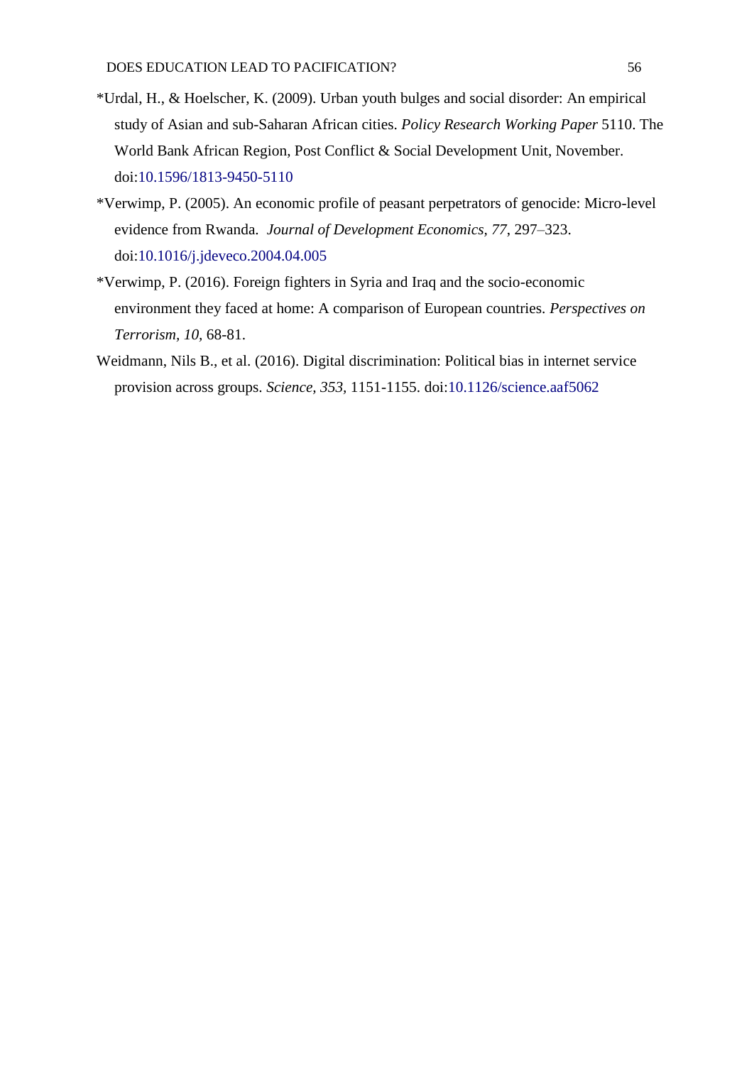*Urdal, H., & Hoelscher, K. (2009). Urban youth bulges and social disorder: An empirical study of Asian and sub-Saharan African cities. *Policy Research Working Paper* 5110. The World Bank African Region, Post Conflict & Social Development Unit, November. doi:10.1596/1813-9450-5110

*Verwimp, P. (2005). An economic profile of peasant perpetrators of genocide: Micro-level evidence from Rwanda. *Journal of Development Economics*, *77*, 297–323. doi:10.1016/j.jdeveco.2004.04.005

*Verwimp, P. (2016). Foreign fighters in Syria and Iraq and the socio-economic environment they faced at home: A comparison of European countries. *Perspectives on Terrorism*, *10*, 68-81.

Weidmann, Nils B., et al. (2016). Digital discrimination: Political bias in internet service provision across groups. *Science, 353,* 1151-1155. doi:10.1126/science.aaf5062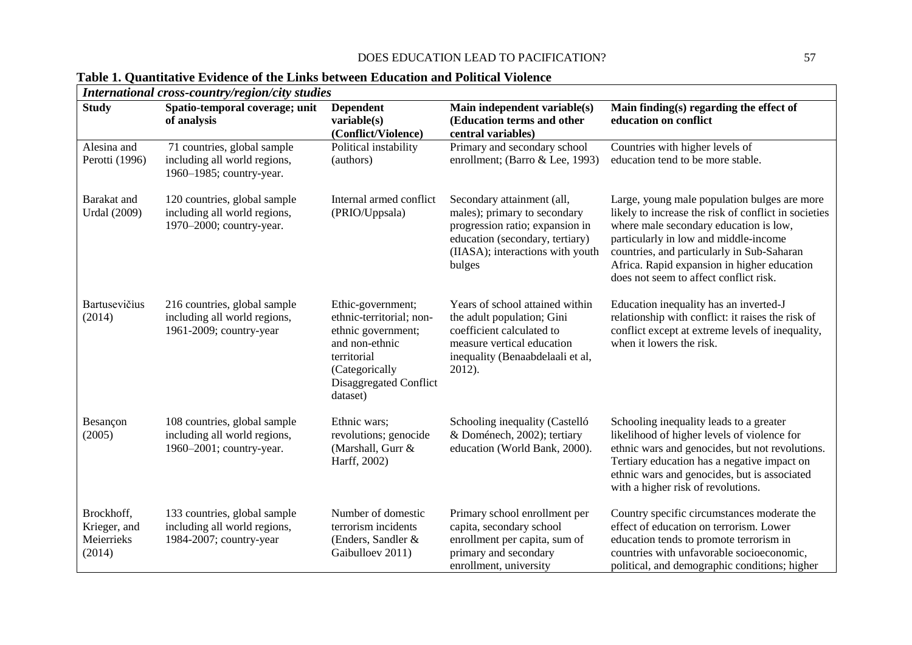**Table 1. Quantitative Evidence of the Links between Education and Political Violence**

| *International cross-country/region/city studies* | | | | |
|---|---|---|---|---|
| **Study** | **Spatio-temporal coverage; unit of analysis** | **Dependent variable(s) (Conflict/Violence)** | **Main independent variable(s) (Education terms and other central variables)** | **Main finding(s) regarding the effect of education on conflict** |
| Alesina and Perotti (1996) | 71 countries, global sample including all world regions, 1960–1985; country-year. | Political instability (authors) | Primary and secondary school enrollment; (Barro & Lee, 1993) | Countries with higher levels of education tend to be more stable. |
| Barakat and Urdal (2009) | 120 countries, global sample including all world regions, 1970–2000; country-year. | Internal armed conflict (PRIO/Uppsala) | Secondary attainment (all, males); primary to secondary progression ratio; expansion in education (secondary, tertiary) (IIASA); interactions with youth bulges | Large, young male population bulges are more likely to increase the risk of conflict in societies where male secondary education is low, particularly in low and middle-income countries, and particularly in Sub-Saharan Africa. Rapid expansion in higher education does not seem to affect conflict risk. |
| Bartusevičius (2014) | 216 countries, global sample including all world regions, 1961-2009; country-year | Ethic-government; ethnic-territorial; non-ethnic government; and non-ethnic territorial (Categorically Disaggregated Conflict dataset) | Years of school attained within the adult population; Gini coefficient calculated to measure vertical education inequality (Benaabdelaali et al, 2012). | Education inequality has an inverted-J relationship with conflict: it raises the risk of conflict except at extreme levels of inequality, when it lowers the risk. |
| Besançon (2005) | 108 countries, global sample including all world regions, 1960–2001; country-year. | Ethnic wars; revolutions; genocide (Marshall, Gurr & Harff, 2002) | Schooling inequality (Castelló & Doménech, 2002); tertiary education (World Bank, 2000). | Schooling inequality leads to a greater likelihood of higher levels of violence for ethnic wars and genocides, but not revolutions. Tertiary education has a negative impact on ethnic wars and genocides, but is associated with a higher risk of revolutions. |
| Brockhoff, Krieger, and Meierrieks (2014) | 133 countries, global sample including all world regions, 1984-2007; country-year | Number of domestic terrorism incidents (Enders, Sandler & Gaibulloev 2011) | Primary school enrollment per capita, secondary school enrollment per capita, sum of primary and secondary enrollment, university | Country specific circumstances moderate the effect of education on terrorism. Lower education tends to promote terrorism in countries with unfavorable socioeconomic, political, and demographic conditions; higher |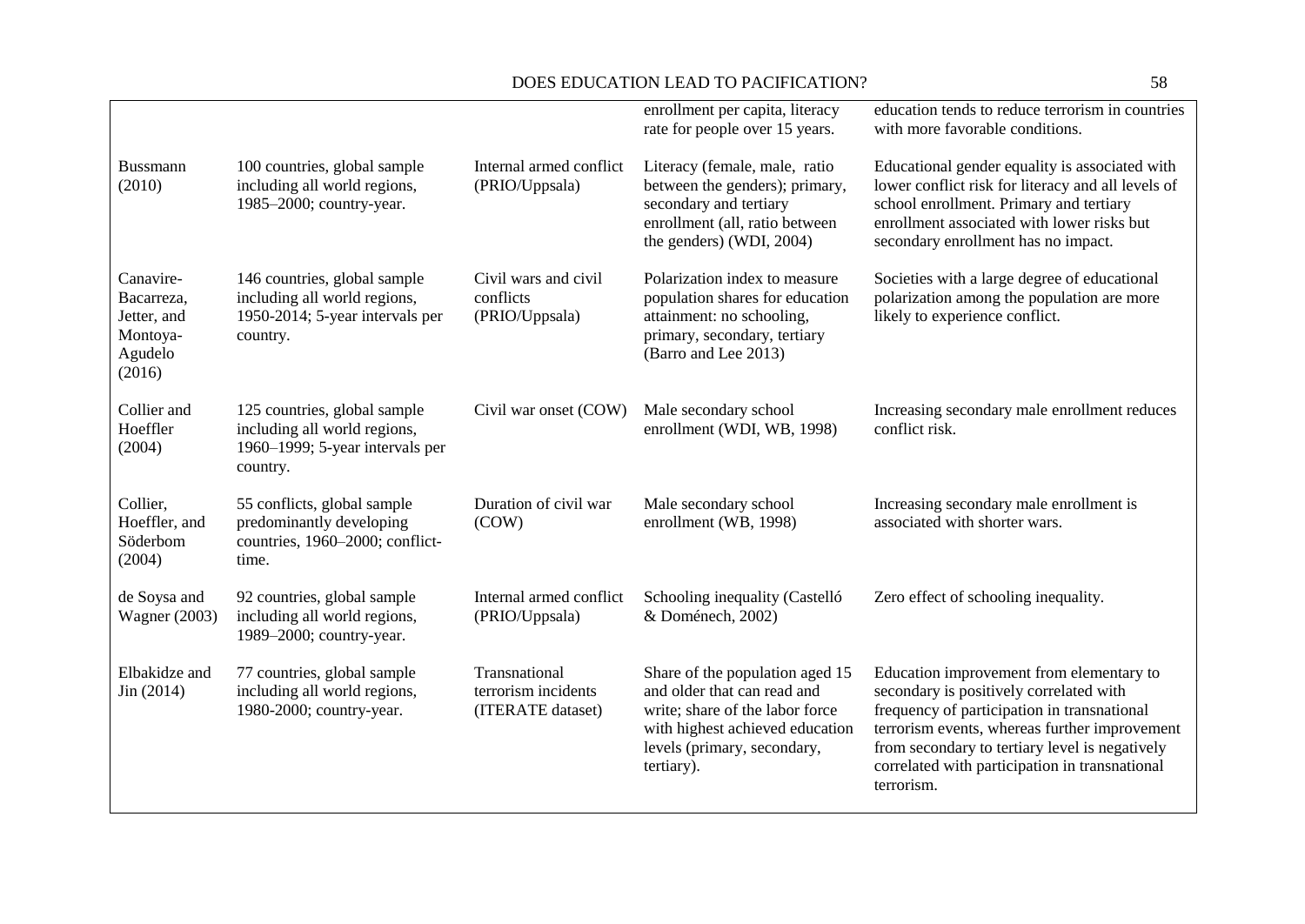| | | | | |
|---|---|---|---|---|
| | | | enrollment per capita, literacy rate for people over 15 years. | education tends to reduce terrorism in countries with more favorable conditions. |
| Bussmann (2010) | 100 countries, global sample including all world regions, 1985–2000; country-year. | Internal armed conflict (PRIO/Uppsala) | Literacy (female, male, ratio between the genders); primary, secondary and tertiary enrollment (all, ratio between the genders) (WDI, 2004) | Educational gender equality is associated with lower conflict risk for literacy and all levels of school enrollment. Primary and tertiary enrollment associated with lower risks but secondary enrollment has no impact. |
| Canavire-Bacarreza, Jetter, and Montoya-Agudelo (2016) | 146 countries, global sample including all world regions, 1950-2014; 5-year intervals per country. | Civil wars and civil conflicts (PRIO/Uppsala) | Polarization index to measure population shares for education attainment: no schooling, primary, secondary, tertiary (Barro and Lee 2013) | Societies with a large degree of educational polarization among the population are more likely to experience conflict. |
| Collier and Hoeffler (2004) | 125 countries, global sample including all world regions, 1960–1999; 5-year intervals per country. | Civil war onset (COW) | Male secondary school enrollment (WDI, WB, 1998) | Increasing secondary male enrollment reduces conflict risk. |
| Collier, Hoeffler, and Söderbom (2004) | 55 conflicts, global sample predominantly developing countries, 1960–2000; conflict-time. | Duration of civil war (COW) | Male secondary school enrollment (WB, 1998) | Increasing secondary male enrollment is associated with shorter wars. |
| de Soysa and Wagner (2003) | 92 countries, global sample including all world regions, 1989–2000; country-year. | Internal armed conflict (PRIO/Uppsala) | Schooling inequality (Castelló & Doménech, 2002) | Zero effect of schooling inequality. |
| Elbakidze and Jin (2014) | 77 countries, global sample including all world regions, 1980-2000; country-year. | Transnational terrorism incidents (ITERATE dataset) | Share of the population aged 15 and older that can read and write; share of the labor force with highest achieved education levels (primary, secondary, tertiary). | Education improvement from elementary to secondary is positively correlated with frequency of participation in transnational terrorism events, whereas further improvement from secondary to tertiary level is negatively correlated with participation in transnational terrorism. |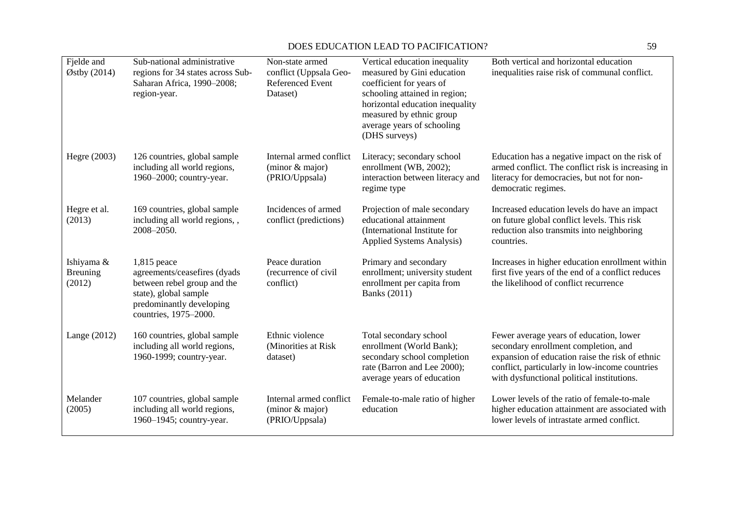| | | | | |
|---|---|---|---|---|
| Fjelde and Østby (2014) | Sub-national administrative regions for 34 states across Sub-Saharan Africa, 1990–2008; region-year. | Non-state armed conflict (Uppsala Geo-Referenced Event Dataset) | Vertical education inequality measured by Gini education coefficient for years of schooling attained in region; horizontal education inequality measured by ethnic group average years of schooling (DHS surveys) | Both vertical and horizontal education inequalities raise risk of communal conflict. |
| Hegre (2003) | 126 countries, global sample including all world regions, 1960–2000; country-year. | Internal armed conflict (minor & major) (PRIO/Uppsala) | Literacy; secondary school enrollment (WB, 2002); interaction between literacy and regime type | Education has a negative impact on the risk of armed conflict. The conflict risk is increasing in literacy for democracies, but not for non-democratic regimes. |
| Hegre et al. (2013) | 169 countries, global sample including all world regions, , 2008–2050. | Incidences of armed conflict (predictions) | Projection of male secondary educational attainment (International Institute for Applied Systems Analysis) | Increased education levels do have an impact on future global conflict levels. This risk reduction also transmits into neighboring countries. |
| Ishiyama & Breuning (2012) | 1,815 peace agreements/ceasefires (dyads between rebel group and the state), global sample predominantly developing countries, 1975–2000. | Peace duration (recurrence of civil conflict) | Primary and secondary enrollment; university student enrollment per capita from Banks (2011) | Increases in higher education enrollment within first five years of the end of a conflict reduces the likelihood of conflict recurrence |
| Lange (2012) | 160 countries, global sample including all world regions, 1960-1999; country-year. | Ethnic violence (Minorities at Risk dataset) | Total secondary school enrollment (World Bank); secondary school completion rate (Barron and Lee 2000); average years of education | Fewer average years of education, lower secondary enrollment completion, and expansion of education raise the risk of ethnic conflict, particularly in low-income countries with dysfunctional political institutions. |
| Melander (2005) | 107 countries, global sample including all world regions, 1960–1945; country-year. | Internal armed conflict (minor & major) (PRIO/Uppsala) | Female-to-male ratio of higher education | Lower levels of the ratio of female-to-male higher education attainment are associated with lower levels of intrastate armed conflict. |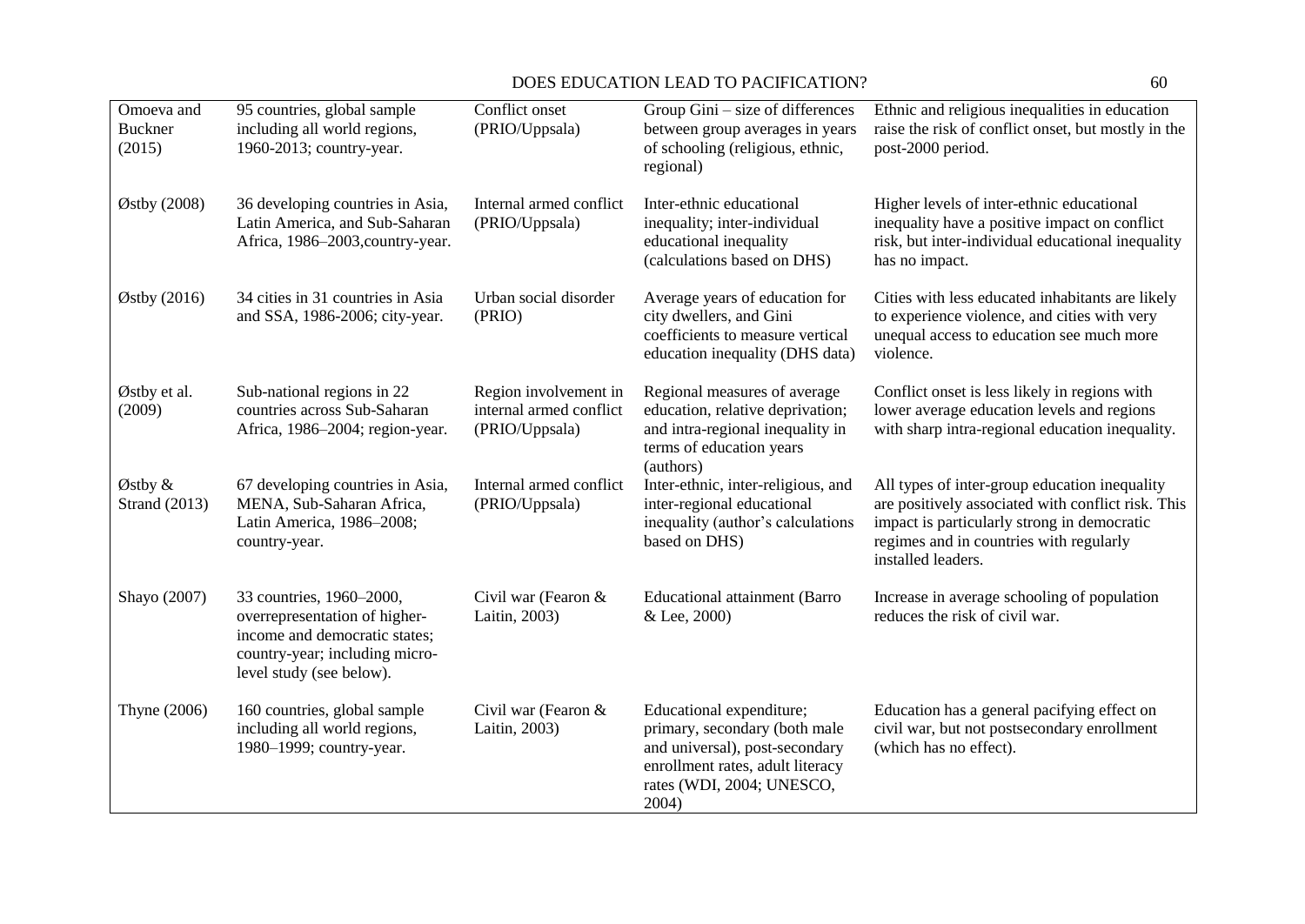| | | | | |
|---|---|---|---|---|
| Omoeva and Buckner (2015) | 95 countries, global sample including all world regions, 1960-2013; country-year. | Conflict onset (PRIO/Uppsala) | Group Gini – size of differences between group averages in years of schooling (religious, ethnic, regional) | Ethnic and religious inequalities in education raise the risk of conflict onset, but mostly in the post-2000 period. |
| Østby (2008) | 36 developing countries in Asia, Latin America, and Sub-Saharan Africa, 1986–2003,country-year. | Internal armed conflict (PRIO/Uppsala) | Inter-ethnic educational inequality; inter-individual educational inequality (calculations based on DHS) | Higher levels of inter-ethnic educational inequality have a positive impact on conflict risk, but inter-individual educational inequality has no impact. |
| Østby (2016) | 34 cities in 31 countries in Asia and SSA, 1986-2006; city-year. | Urban social disorder (PRIO) | Average years of education for city dwellers, and Gini coefficients to measure vertical education inequality (DHS data) | Cities with less educated inhabitants are likely to experience violence, and cities with very unequal access to education see much more violence. |
| Østby et al. (2009) | Sub-national regions in 22 countries across Sub-Saharan Africa, 1986–2004; region-year. | Region involvement in internal armed conflict (PRIO/Uppsala) | Regional measures of average education, relative deprivation; and intra-regional inequality in terms of education years (authors) | Conflict onset is less likely in regions with lower average education levels and regions with sharp intra-regional education inequality. |
| Østby & Strand (2013) | 67 developing countries in Asia, MENA, Sub-Saharan Africa, Latin America, 1986–2008; country-year. | Internal armed conflict (PRIO/Uppsala) | Inter-ethnic, inter-religious, and inter-regional educational inequality (author's calculations based on DHS) | All types of inter-group education inequality are positively associated with conflict risk. This impact is particularly strong in democratic regimes and in countries with regularly installed leaders. |
| Shayo (2007) | 33 countries, 1960–2000, overrepresentation of higher-income and democratic states; country-year; including micro-level study (see below). | Civil war (Fearon & Laitin, 2003) | Educational attainment (Barro & Lee, 2000) | Increase in average schooling of population reduces the risk of civil war. |
| Thyne (2006) | 160 countries, global sample including all world regions, 1980–1999; country-year. | Civil war (Fearon & Laitin, 2003) | Educational expenditure; primary, secondary (both male and universal), post-secondary enrollment rates, adult literacy rates (WDI, 2004; UNESCO, 2004) | Education has a general pacifying effect on civil war, but not postsecondary enrollment (which has no effect). |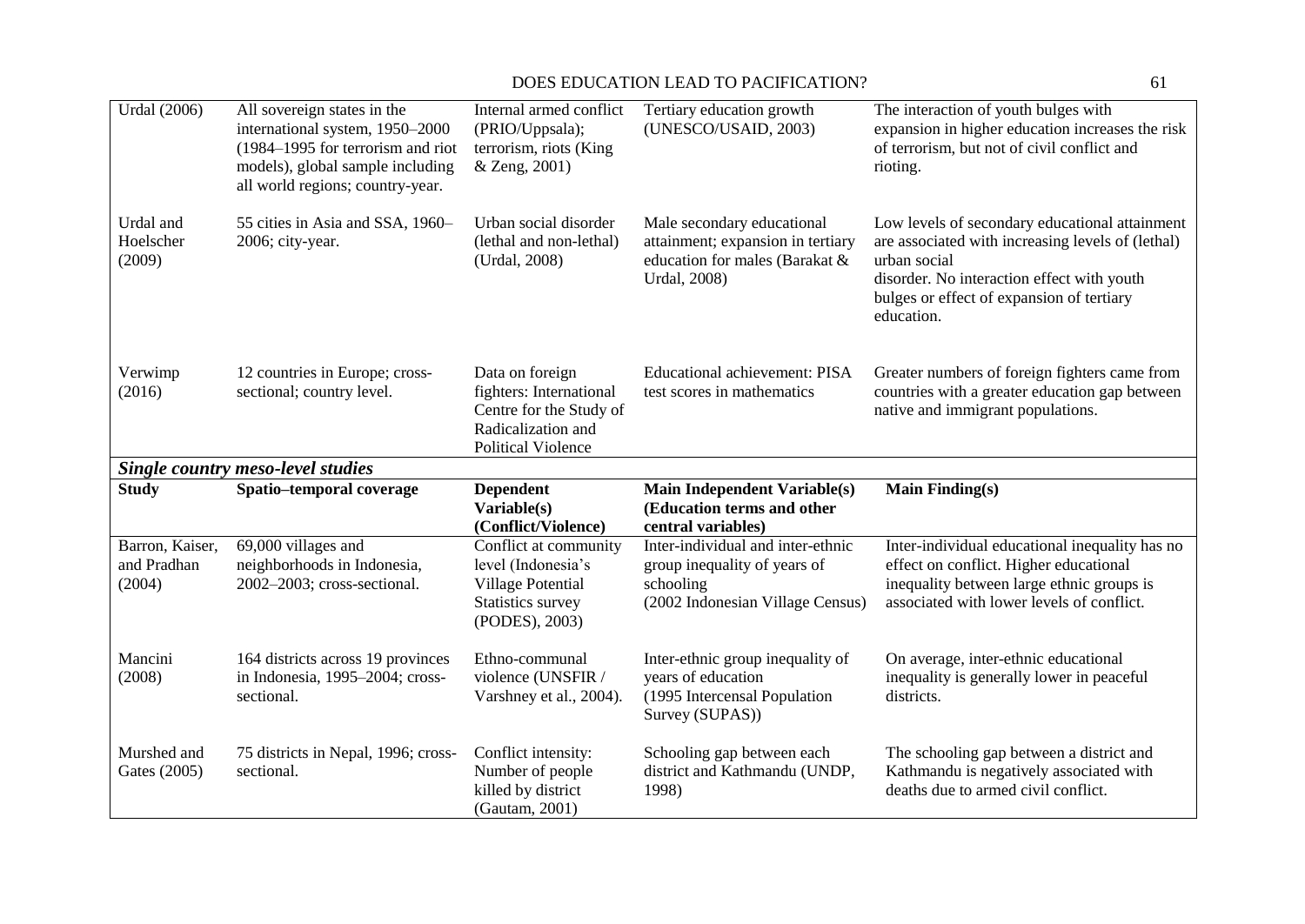| | | | | |
|---|---|---|---|---|
| Urdal (2006) | All sovereign states in the international system, 1950–2000 (1984–1995 for terrorism and riot models), global sample including all world regions; country-year. | Internal armed conflict (PRIO/Uppsala); terrorism, riots (King & Zeng, 2001) | Tertiary education growth (UNESCO/USAID, 2003) | The interaction of youth bulges with expansion in higher education increases the risk of terrorism, but not of civil conflict and rioting. |
| Urdal and Hoelscher (2009) | 55 cities in Asia and SSA, 1960–2006; city-year. | Urban social disorder (lethal and non-lethal) (Urdal, 2008) | Male secondary educational attainment; expansion in tertiary education for males (Barakat & Urdal, 2008) | Low levels of secondary educational attainment are associated with increasing levels of (lethal) urban social disorder. No interaction effect with youth bulges or effect of expansion of tertiary education. |
| Verwimp (2016) | 12 countries in Europe; cross-sectional; country level. | Data on foreign fighters: International Centre for the Study of Radicalization and Political Violence | Educational achievement: PISA test scores in mathematics | Greater numbers of foreign fighters came from countries with a greater education gap between native and immigrant populations. |
| ***Single country meso-level studies*** | | | | |
| **Study** | **Spatio–temporal coverage** | **Dependent Variable(s) (Conflict/Violence)** | **Main Independent Variable(s) (Education terms and other central variables)** | **Main Finding(s)** |
| Barron, Kaiser, and Pradhan (2004) | 69,000 villages and neighborhoods in Indonesia, 2002–2003; cross-sectional. | Conflict at community level (Indonesia's Village Potential Statistics survey (PODES), 2003) | Inter-individual and inter-ethnic group inequality of years of schooling (2002 Indonesian Village Census) | Inter-individual educational inequality has no effect on conflict. Higher educational inequality between large ethnic groups is associated with lower levels of conflict. |
| Mancini (2008) | 164 districts across 19 provinces in Indonesia, 1995–2004; cross-sectional. | Ethno-communal violence (UNSFIR / Varshney et al., 2004). | Inter-ethnic group inequality of years of education (1995 Intercensal Population Survey (SUPAS)) | On average, inter-ethnic educational inequality is generally lower in peaceful districts. |
| Murshed and Gates (2005) | 75 districts in Nepal, 1996; cross-sectional. | Conflict intensity: Number of people killed by district (Gautam, 2001) | Schooling gap between each district and Kathmandu (UNDP, 1998) | The schooling gap between a district and Kathmandu is negatively associated with deaths due to armed civil conflict. |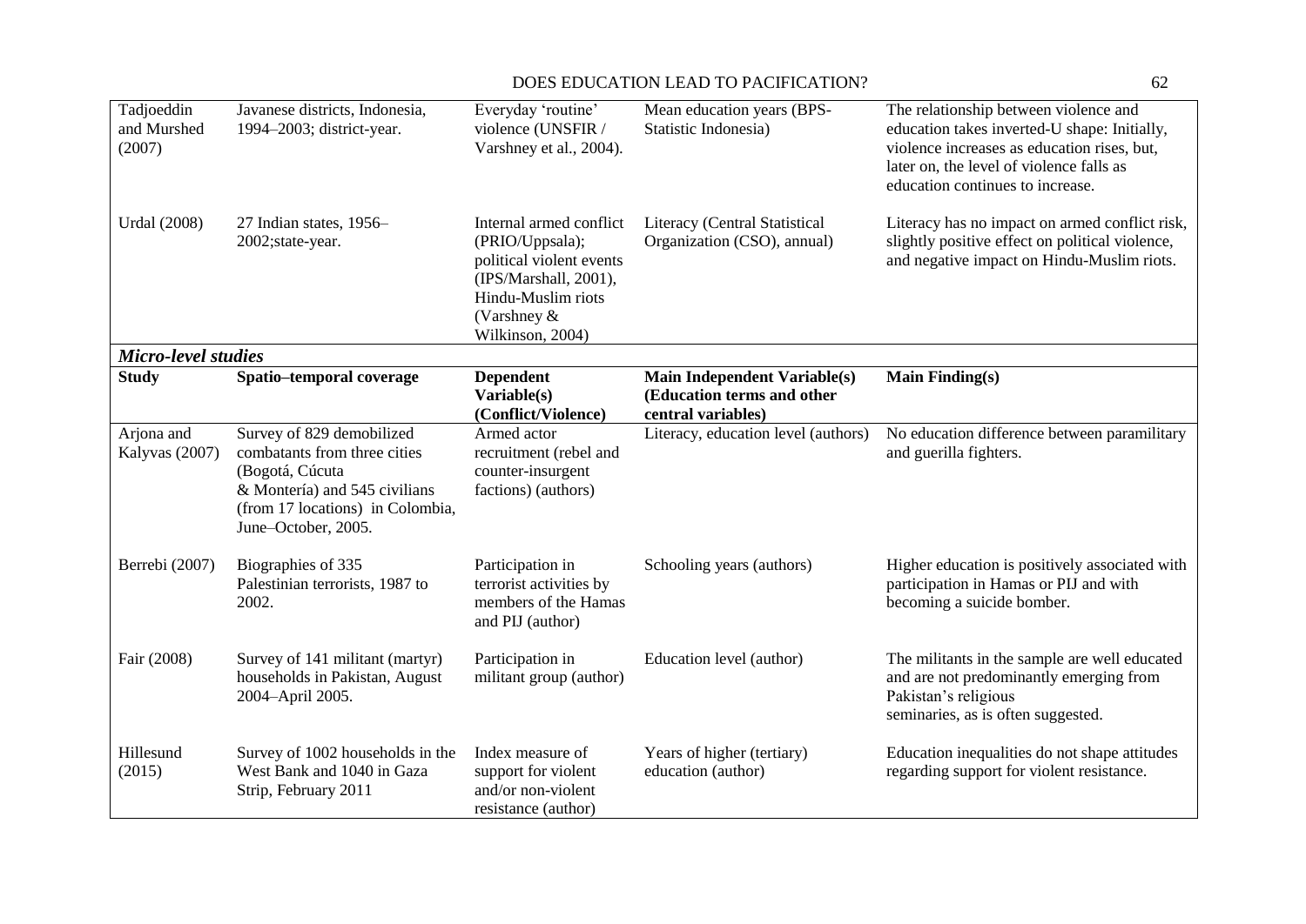| | | | | |
|---|---|---|---|---|
| Tadjoeddin and Murshed (2007) | Javanese districts, Indonesia, 1994–2003; district-year. | Everyday 'routine' violence (UNSFIR / Varshney et al., 2004). | Mean education years (BPS-Statistic Indonesia) | The relationship between violence and education takes inverted-U shape: Initially, violence increases as education rises, but, later on, the level of violence falls as education continues to increase. |
| Urdal (2008) | 27 Indian states, 1956–2002;state-year. | Internal armed conflict (PRIO/Uppsala); political violent events (IPS/Marshall, 2001), Hindu-Muslim riots (Varshney & Wilkinson, 2004) | Literacy (Central Statistical Organization (CSO), annual) | Literacy has no impact on armed conflict risk, slightly positive effect on political violence, and negative impact on Hindu-Muslim riots. |
| ***Micro-level studies*** | | | | |
| **Study** | **Spatio–temporal coverage** | **Dependent Variable(s) (Conflict/Violence)** | **Main Independent Variable(s) (Education terms and other central variables)** | **Main Finding(s)** |
| Arjona and Kalyvas (2007) | Survey of 829 demobilized combatants from three cities (Bogotá, Cúcuta & Montería) and 545 civilians (from 17 locations) in Colombia, June–October, 2005. | Armed actor recruitment (rebel and counter-insurgent factions) (authors) | Literacy, education level (authors) | No education difference between paramilitary and guerilla fighters. |
| Berrebi (2007) | Biographies of 335 Palestinian terrorists, 1987 to 2002. | Participation in terrorist activities by members of the Hamas and PIJ (author) | Schooling years (authors) | Higher education is positively associated with participation in Hamas or PIJ and with becoming a suicide bomber. |
| Fair (2008) | Survey of 141 militant (martyr) households in Pakistan, August 2004–April 2005. | Participation in militant group (author) | Education level (author) | The militants in the sample are well educated and are not predominantly emerging from Pakistan's religious seminaries, as is often suggested. |
| Hillesund (2015) | Survey of 1002 households in the West Bank and 1040 in Gaza Strip, February 2011 | Index measure of support for violent and/or non-violent resistance (author) | Years of higher (tertiary) education (author) | Education inequalities do not shape attitudes regarding support for violent resistance. |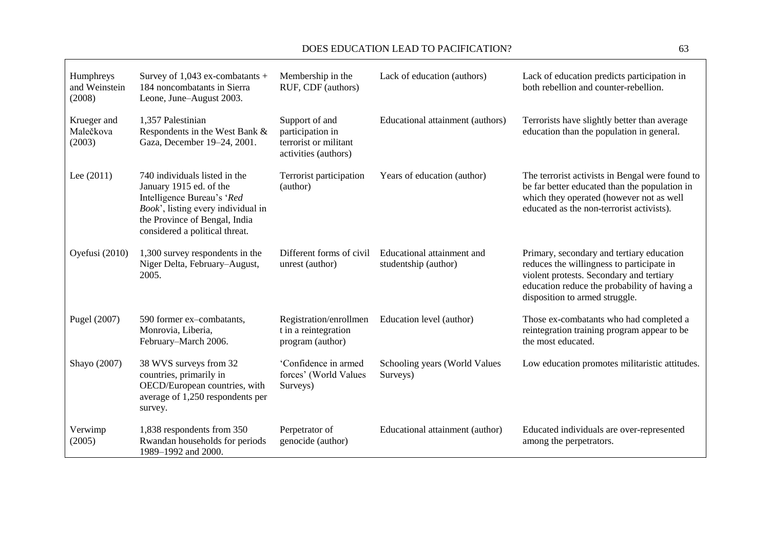| Humphreys and Weinstein (2008) | Survey of 1,043 ex-combatants + 184 noncombatants in Sierra Leone, June–August 2003. | Membership in the RUF, CDF (authors) | Lack of education (authors) | Lack of education predicts participation in both rebellion and counter-rebellion. |
|---|---|---|---|---|
| Krueger and Malečkova (2003) | 1,357 Palestinian Respondents in the West Bank & Gaza, December 19–24, 2001. | Support of and participation in terrorist or militant activities (authors) | Educational attainment (authors) | Terrorists have slightly better than average education than the population in general. |
| Lee (2011) | 740 individuals listed in the January 1915 ed. of the Intelligence Bureau's '*Red Book*', listing every individual in the Province of Bengal, India considered a political threat. | Terrorist participation (author) | Years of education (author) | The terrorist activists in Bengal were found to be far better educated than the population in which they operated (however not as well educated as the non-terrorist activists). |
| Oyefusi (2010) | 1,300 survey respondents in the Niger Delta, February–August, 2005. | Different forms of civil unrest (author) | Educational attainment and studentship (author) | Primary, secondary and tertiary education reduces the willingness to participate in violent protests. Secondary and tertiary education reduce the probability of having a disposition to armed struggle. |
| Pugel (2007) | 590 former ex–combatants, Monrovia, Liberia, February–March 2006. | Registration/enrollment in a reintegration program (author) | Education level (author) | Those ex-combatants who had completed a reintegration training program appear to be the most educated. |
| Shayo (2007) | 38 WVS surveys from 32 countries, primarily in OECD/European countries, with average of 1,250 respondents per survey. | 'Confidence in armed forces' (World Values Surveys) | Schooling years (World Values Surveys) | Low education promotes militaristic attitudes. |
| Verwimp (2005) | 1,838 respondents from 350 Rwandan households for periods 1989–1992 and 2000. | Perpetrator of genocide (author) | Educational attainment (author) | Educated individuals are over-represented among the perpetrators. |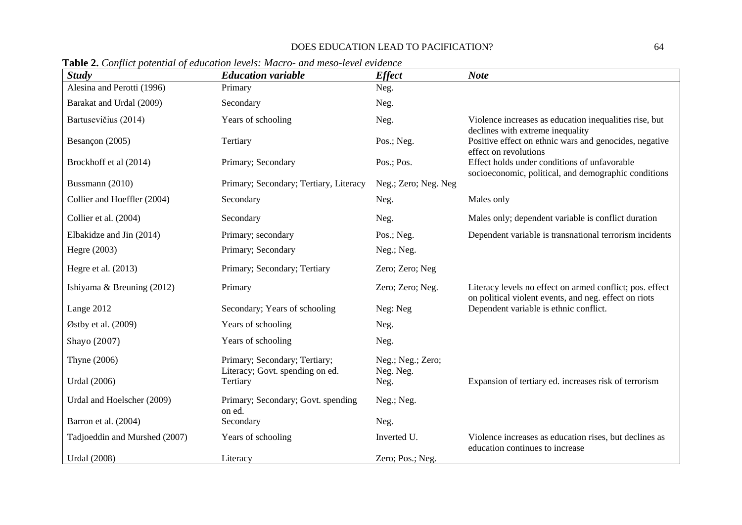**Table 2.** *Conflict potential of education levels: Macro- and meso-level evidence*

| *Study* | *Education variable* | *Effect* | *Note* |
|---|---|---|---|
| Alesina and Perotti (1996) | Primary | Neg. | |
| Barakat and Urdal (2009) | Secondary | Neg. | |
| Bartusevičius (2014) | Years of schooling | Neg. | Violence increases as education inequalities rise, but declines with extreme inequality |
| Besançon (2005) | Tertiary | Pos.; Neg. | Positive effect on ethnic wars and genocides, negative effect on revolutions |
| Brockhoff et al (2014) | Primary; Secondary | Pos.; Pos. | Effect holds under conditions of unfavorable socioeconomic, political, and demographic conditions |
| Bussmann (2010) | Primary; Secondary; Tertiary, Literacy | Neg.; Zero; Neg. Neg | |
| Collier and Hoeffler (2004) | Secondary | Neg. | Males only |
| Collier et al. (2004) | Secondary | Neg. | Males only; dependent variable is conflict duration |
| Elbakidze and Jin (2014) | Primary; secondary | Pos.; Neg. | Dependent variable is transnational terrorism incidents |
| Hegre (2003) | Primary; Secondary | Neg.; Neg. | |
| Hegre et al. (2013) | Primary; Secondary; Tertiary | Zero; Zero; Neg | |
| Ishiyama & Breuning (2012) | Primary | Zero; Zero; Neg. | Literacy levels no effect on armed conflict; pos. effect on political violent events, and neg. effect on riots |
| Lange 2012 | Secondary; Years of schooling | Neg: Neg | Dependent variable is ethnic conflict. |
| Østby et al. (2009) | Years of schooling | Neg. | |
| Shayo (2007) | Years of schooling | Neg. | |
| Thyne (2006) | Primary; Secondary; Tertiary; Literacy; Govt. spending on ed. | Neg.; Neg.; Zero; Neg. Neg. | |
| Urdal (2006) | Tertiary | Neg. | Expansion of tertiary ed. increases risk of terrorism |
| Urdal and Hoelscher (2009) | Primary; Secondary; Govt. spending on ed. | Neg.; Neg. | |
| Barron et al. (2004) | Secondary | Neg. | |
| Tadjoeddin and Murshed (2007) | Years of schooling | Inverted U. | Violence increases as education rises, but declines as education continues to increase |
| Urdal (2008) | Literacy | Zero; Pos.; Neg. | |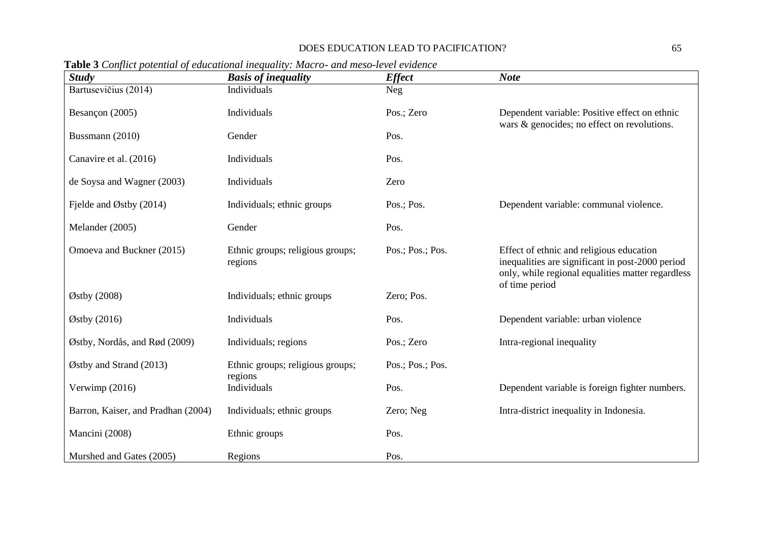**Table 3** *Conflict potential of educational inequality: Macro- and meso-level evidence*

| *Study* | *Basis of inequality* | *Effect* | *Note* |
|---|---|---|---|
| Bartusevičius (2014) | Individuals | Neg | |
| Besançon (2005) | Individuals | Pos.; Zero | Dependent variable: Positive effect on ethnic wars & genocides; no effect on revolutions. |
| Bussmann (2010) | Gender | Pos. | |
| Canavire et al. (2016) | Individuals | Pos. | |
| de Soysa and Wagner (2003) | Individuals | Zero | |
| Fjelde and Østby (2014) | Individuals; ethnic groups | Pos.; Pos. | Dependent variable: communal violence. |
| Melander (2005) | Gender | Pos. | |
| Omoeva and Buckner (2015) | Ethnic groups; religious groups; regions | Pos.; Pos.; Pos. | Effect of ethnic and religious education inequalities are significant in post-2000 period only, while regional equalities matter regardless of time period |
| Østby (2008) | Individuals; ethnic groups | Zero; Pos. | |
| Østby (2016) | Individuals | Pos. | Dependent variable: urban violence |
| Østby, Nordås, and Rød (2009) | Individuals; regions | Pos.; Zero | Intra-regional inequality |
| Østby and Strand (2013) | Ethnic groups; religious groups; regions | Pos.; Pos.; Pos. | |
| Verwimp (2016) | Individuals | Pos. | Dependent variable is foreign fighter numbers. |
| Barron, Kaiser, and Pradhan (2004) | Individuals; ethnic groups | Zero; Neg | Intra-district inequality in Indonesia. |
| Mancini (2008) | Ethnic groups | Pos. | |
| Murshed and Gates (2005) | Regions | Pos. | |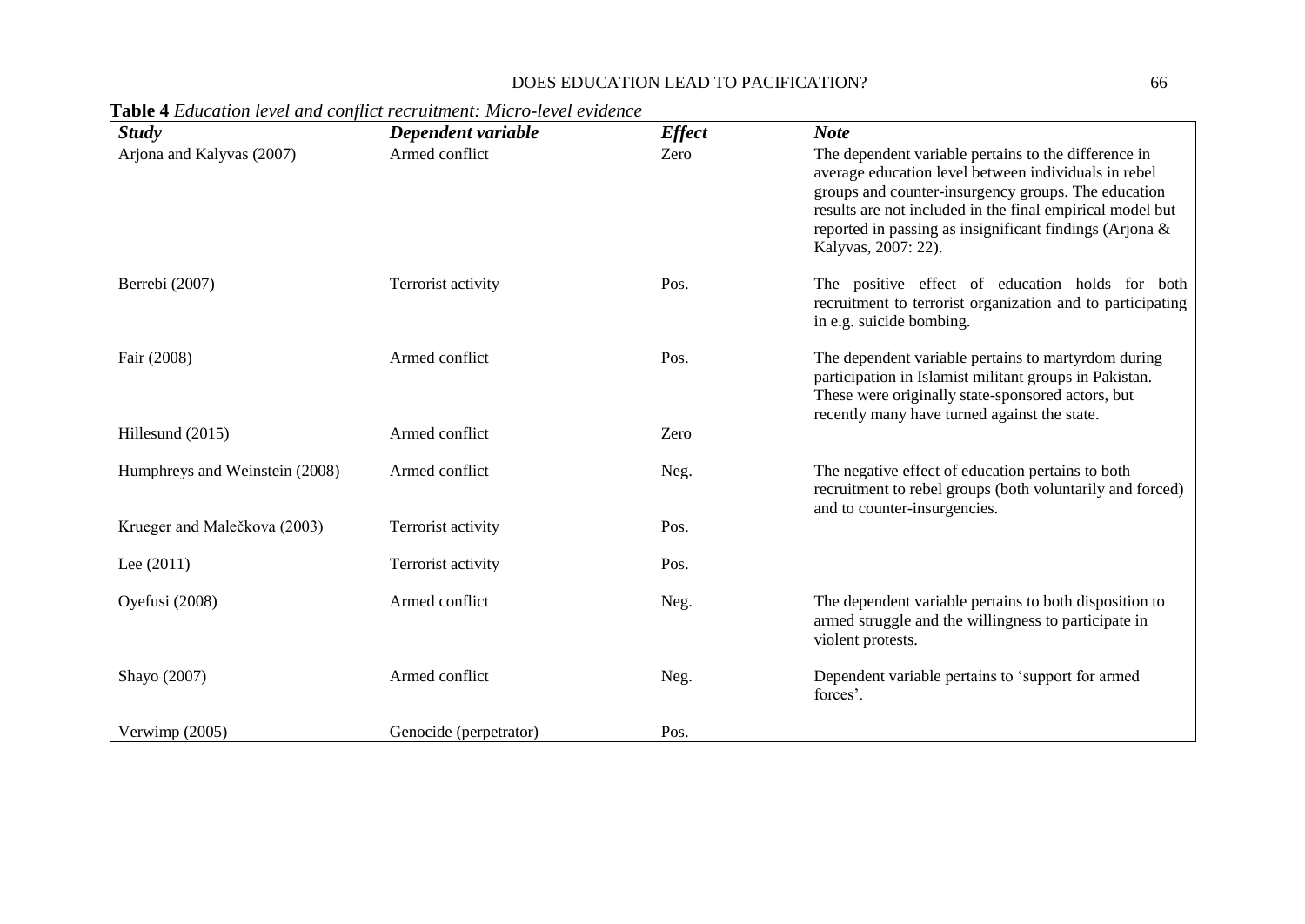**Table 4** *Education level and conflict recruitment: Micro-level evidence*

| ***Study*** | ***Dependent variable*** | ***Effect*** | ***Note*** |
|---|---|---|---|
| Arjona and Kalyvas (2007) | Armed conflict | Zero | The dependent variable pertains to the difference in average education level between individuals in rebel groups and counter-insurgency groups. The education results are not included in the final empirical model but reported in passing as insignificant findings (Arjona & Kalyvas, 2007: 22). |
| Berrebi (2007) | Terrorist activity | Pos. | The positive effect of education holds for both recruitment to terrorist organization and to participating in e.g. suicide bombing. |
| Fair (2008) | Armed conflict | Pos. | The dependent variable pertains to martyrdom during participation in Islamist militant groups in Pakistan. These were originally state-sponsored actors, but recently many have turned against the state. |
| Hillesund (2015) | Armed conflict | Zero | |
| Humphreys and Weinstein (2008) | Armed conflict | Neg. | The negative effect of education pertains to both recruitment to rebel groups (both voluntarily and forced) and to counter-insurgencies. |
| Krueger and Malečkova (2003) | Terrorist activity | Pos. | |
| Lee (2011) | Terrorist activity | Pos. | |
| Oyefusi (2008) | Armed conflict | Neg. | The dependent variable pertains to both disposition to armed struggle and the willingness to participate in violent protests. |
| Shayo (2007) | Armed conflict | Neg. | Dependent variable pertains to 'support for armed forces'. |
| Verwimp (2005) | Genocide (perpetrator) | Pos. | |